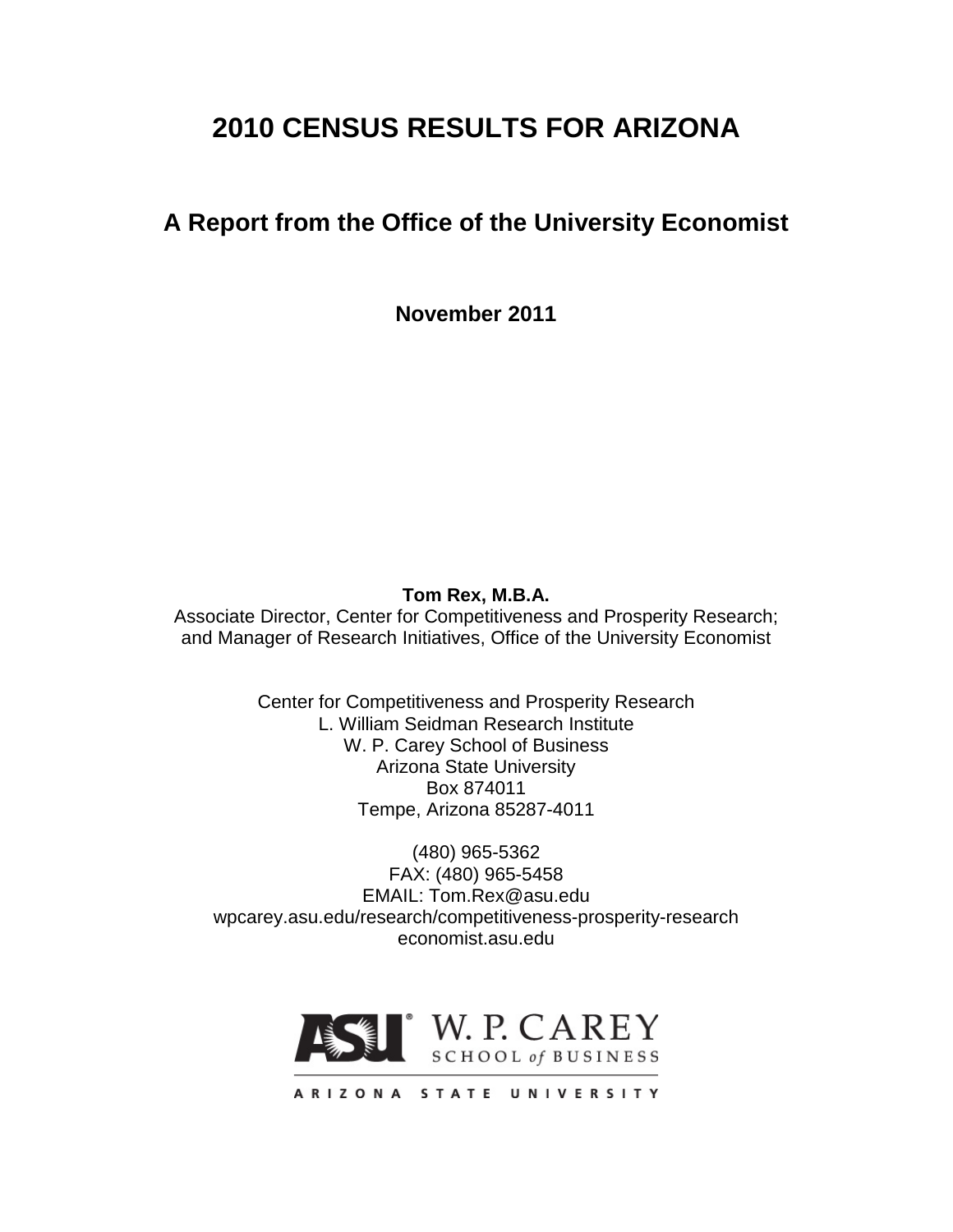# 2010 CENSUS RESULTS FOR ARIZONA

## A Report from the Office of the University Economist

**November 2011**

**Tom Rex, M.B.A.**
Associate Director, Center for Competitiveness and Prosperity Research;
and Manager of Research Initiatives, Office of the University Economist

Center for Competitiveness and Prosperity Research
L. William Seidman Research Institute
W. P. Carey School of Business
Arizona State University
Box 874011
Tempe, Arizona 85287-4011

(480) 965-5362
FAX: (480) 965-5458
EMAIL: Tom.Rex@asu.edu
wpcarey.asu.edu/research/competitiveness-prosperity-research
economist.asu.edu

ASU W. P. CAREY SCHOOL of BUSINESS
ARIZONA STATE UNIVERSITY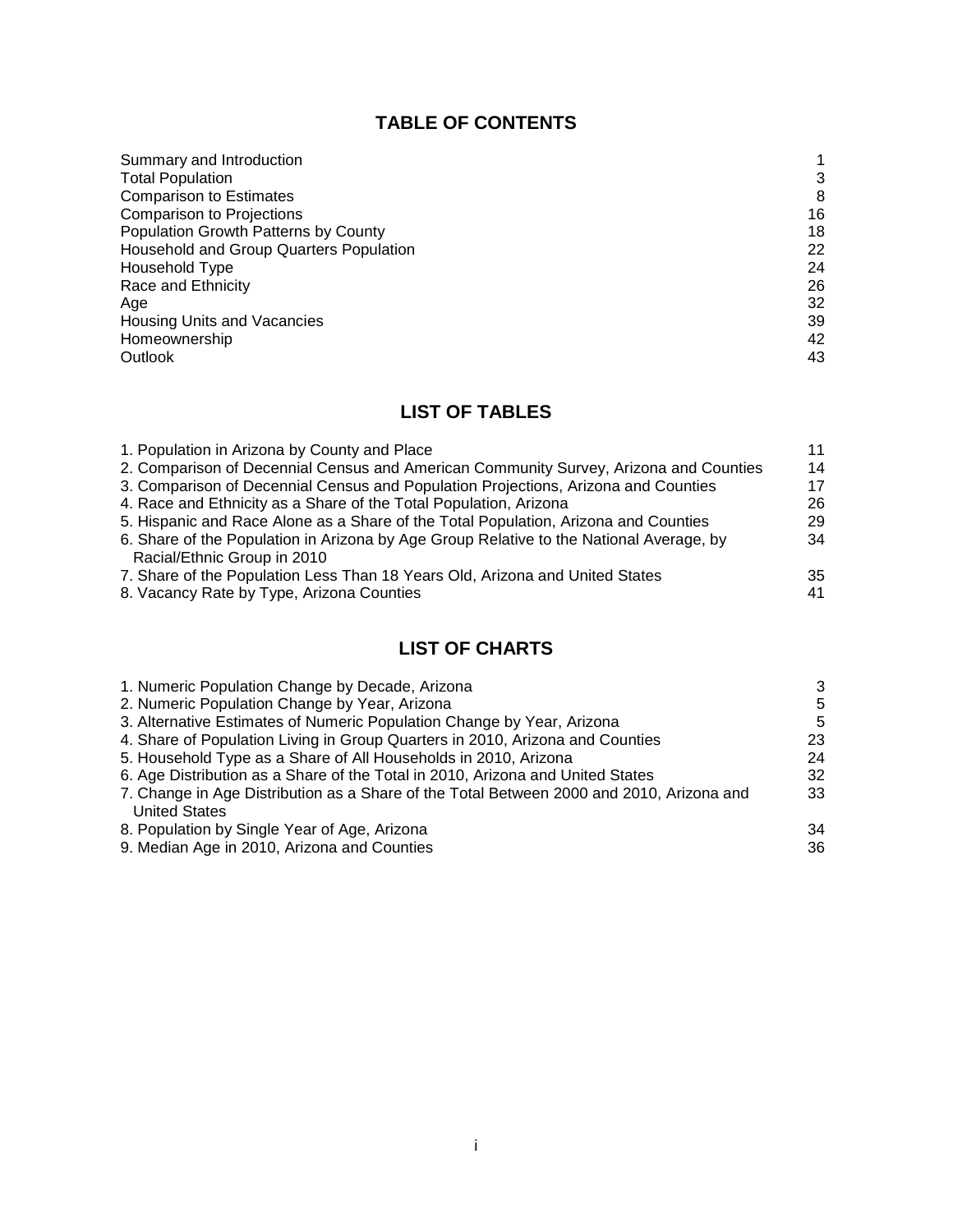## TABLE OF CONTENTS

| | |
|---|---|
| Summary and Introduction | 1 |
| Total Population | 3 |
| Comparison to Estimates | 8 |
| Comparison to Projections | 16 |
| Population Growth Patterns by County | 18 |
| Household and Group Quarters Population | 22 |
| Household Type | 24 |
| Race and Ethnicity | 26 |
| Age | 32 |
| Housing Units and Vacancies | 39 |
| Homeownership | 42 |
| Outlook | 43 |

## LIST OF TABLES

| | |
|---|---|
| 1. Population in Arizona by County and Place | 11 |
| 2. Comparison of Decennial Census and American Community Survey, Arizona and Counties | 14 |
| 3. Comparison of Decennial Census and Population Projections, Arizona and Counties | 17 |
| 4. Race and Ethnicity as a Share of the Total Population, Arizona | 26 |
| 5. Hispanic and Race Alone as a Share of the Total Population, Arizona and Counties | 29 |
| 6. Share of the Population in Arizona by Age Group Relative to the National Average, by Racial/Ethnic Group in 2010 | 34 |
| 7. Share of the Population Less Than 18 Years Old, Arizona and United States | 35 |
| 8. Vacancy Rate by Type, Arizona Counties | 41 |

## LIST OF CHARTS

| | |
|---|---|
| 1. Numeric Population Change by Decade, Arizona | 3 |
| 2. Numeric Population Change by Year, Arizona | 5 |
| 3. Alternative Estimates of Numeric Population Change by Year, Arizona | 5 |
| 4. Share of Population Living in Group Quarters in 2010, Arizona and Counties | 23 |
| 5. Household Type as a Share of All Households in 2010, Arizona | 24 |
| 6. Age Distribution as a Share of the Total in 2010, Arizona and United States | 32 |
| 7. Change in Age Distribution as a Share of the Total Between 2000 and 2010, Arizona and United States | 33 |
| 8. Population by Single Year of Age, Arizona | 34 |
| 9. Median Age in 2010, Arizona and Counties | 36 |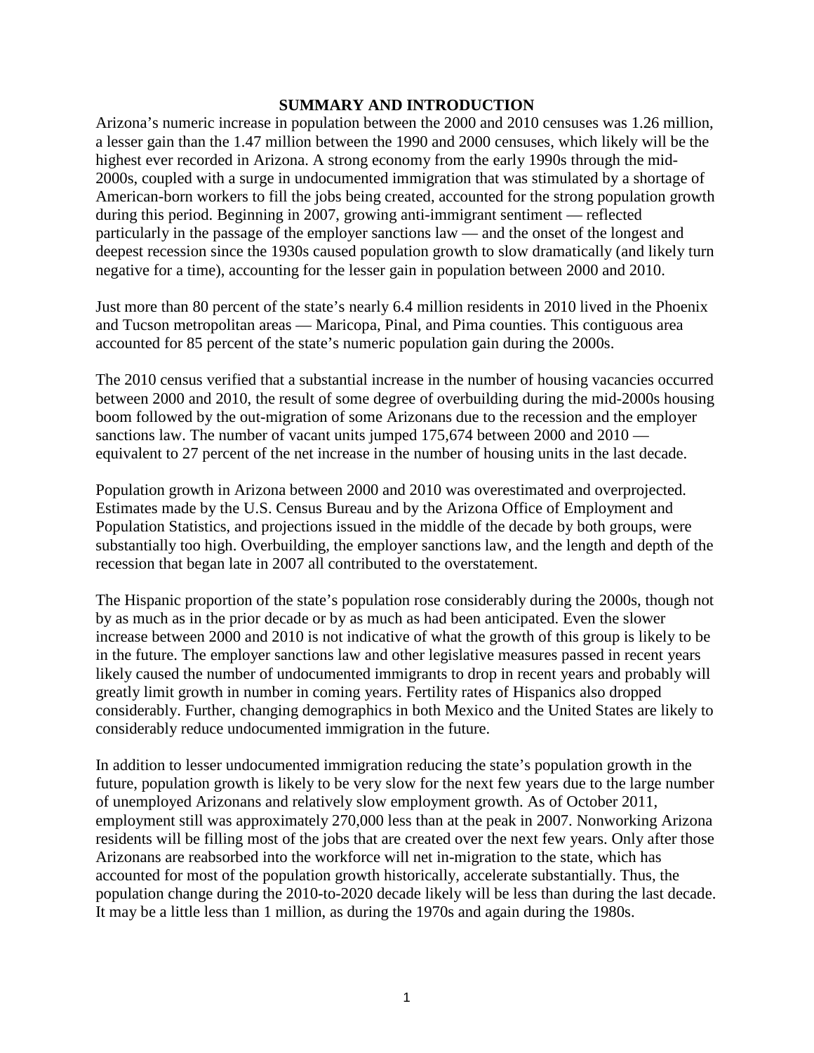## SUMMARY AND INTRODUCTION

Arizona's numeric increase in population between the 2000 and 2010 censuses was 1.26 million, a lesser gain than the 1.47 million between the 1990 and 2000 censuses, which likely will be the highest ever recorded in Arizona. A strong economy from the early 1990s through the mid-2000s, coupled with a surge in undocumented immigration that was stimulated by a shortage of American-born workers to fill the jobs being created, accounted for the strong population growth during this period. Beginning in 2007, growing anti-immigrant sentiment — reflected particularly in the passage of the employer sanctions law — and the onset of the longest and deepest recession since the 1930s caused population growth to slow dramatically (and likely turn negative for a time), accounting for the lesser gain in population between 2000 and 2010.

Just more than 80 percent of the state's nearly 6.4 million residents in 2010 lived in the Phoenix and Tucson metropolitan areas — Maricopa, Pinal, and Pima counties. This contiguous area accounted for 85 percent of the state's numeric population gain during the 2000s.

The 2010 census verified that a substantial increase in the number of housing vacancies occurred between 2000 and 2010, the result of some degree of overbuilding during the mid-2000s housing boom followed by the out-migration of some Arizonans due to the recession and the employer sanctions law. The number of vacant units jumped 175,674 between 2000 and 2010 — equivalent to 27 percent of the net increase in the number of housing units in the last decade.

Population growth in Arizona between 2000 and 2010 was overestimated and overprojected. Estimates made by the U.S. Census Bureau and by the Arizona Office of Employment and Population Statistics, and projections issued in the middle of the decade by both groups, were substantially too high. Overbuilding, the employer sanctions law, and the length and depth of the recession that began late in 2007 all contributed to the overstatement.

The Hispanic proportion of the state's population rose considerably during the 2000s, though not by as much as in the prior decade or by as much as had been anticipated. Even the slower increase between 2000 and 2010 is not indicative of what the growth of this group is likely to be in the future. The employer sanctions law and other legislative measures passed in recent years likely caused the number of undocumented immigrants to drop in recent years and probably will greatly limit growth in number in coming years. Fertility rates of Hispanics also dropped considerably. Further, changing demographics in both Mexico and the United States are likely to considerably reduce undocumented immigration in the future.

In addition to lesser undocumented immigration reducing the state's population growth in the future, population growth is likely to be very slow for the next few years due to the large number of unemployed Arizonans and relatively slow employment growth. As of October 2011, employment still was approximately 270,000 less than at the peak in 2007. Nonworking Arizona residents will be filling most of the jobs that are created over the next few years. Only after those Arizonans are reabsorbed into the workforce will net in-migration to the state, which has accounted for most of the population growth historically, accelerate substantially. Thus, the population change during the 2010-to-2020 decade likely will be less than during the last decade. It may be a little less than 1 million, as during the 1970s and again during the 1980s.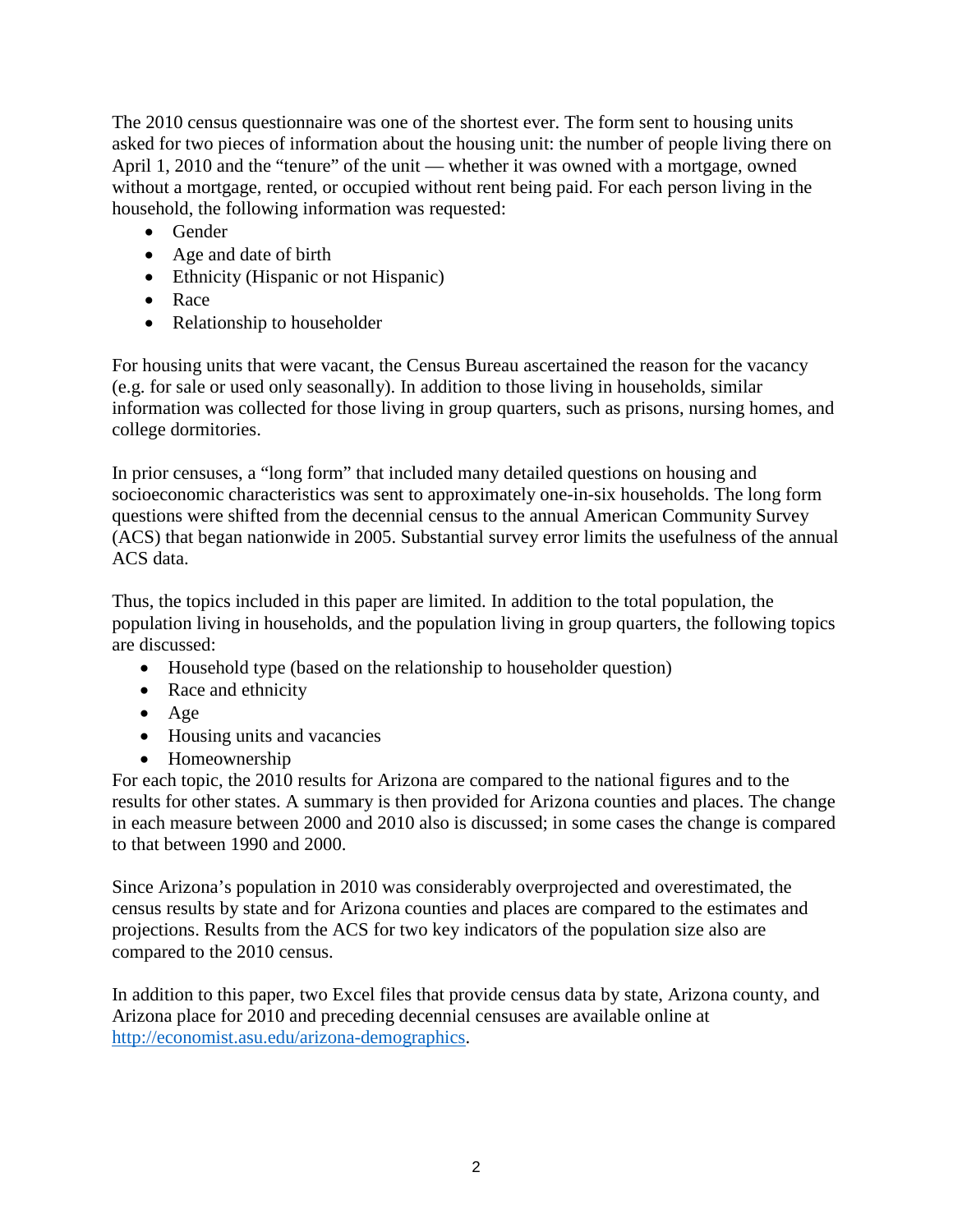The 2010 census questionnaire was one of the shortest ever. The form sent to housing units asked for two pieces of information about the housing unit: the number of people living there on April 1, 2010 and the "tenure" of the unit — whether it was owned with a mortgage, owned without a mortgage, rented, or occupied without rent being paid. For each person living in the household, the following information was requested:

- Gender
- Age and date of birth
- Ethnicity (Hispanic or not Hispanic)
- Race
- Relationship to householder

For housing units that were vacant, the Census Bureau ascertained the reason for the vacancy (e.g. for sale or used only seasonally). In addition to those living in households, similar information was collected for those living in group quarters, such as prisons, nursing homes, and college dormitories.

In prior censuses, a "long form" that included many detailed questions on housing and socioeconomic characteristics was sent to approximately one-in-six households. The long form questions were shifted from the decennial census to the annual American Community Survey (ACS) that began nationwide in 2005. Substantial survey error limits the usefulness of the annual ACS data.

Thus, the topics included in this paper are limited. In addition to the total population, the population living in households, and the population living in group quarters, the following topics are discussed:

- Household type (based on the relationship to householder question)
- Race and ethnicity
- Age
- Housing units and vacancies
- Homeownership

For each topic, the 2010 results for Arizona are compared to the national figures and to the results for other states. A summary is then provided for Arizona counties and places. The change in each measure between 2000 and 2010 also is discussed; in some cases the change is compared to that between 1990 and 2000.

Since Arizona's population in 2010 was considerably overprojected and overestimated, the census results by state and for Arizona counties and places are compared to the estimates and projections. Results from the ACS for two key indicators of the population size also are compared to the 2010 census.

In addition to this paper, two Excel files that provide census data by state, Arizona county, and Arizona place for 2010 and preceding decennial censuses are available online at [http://economist.asu.edu/arizona-demographics](http://economist.asu.edu/arizona-demographics).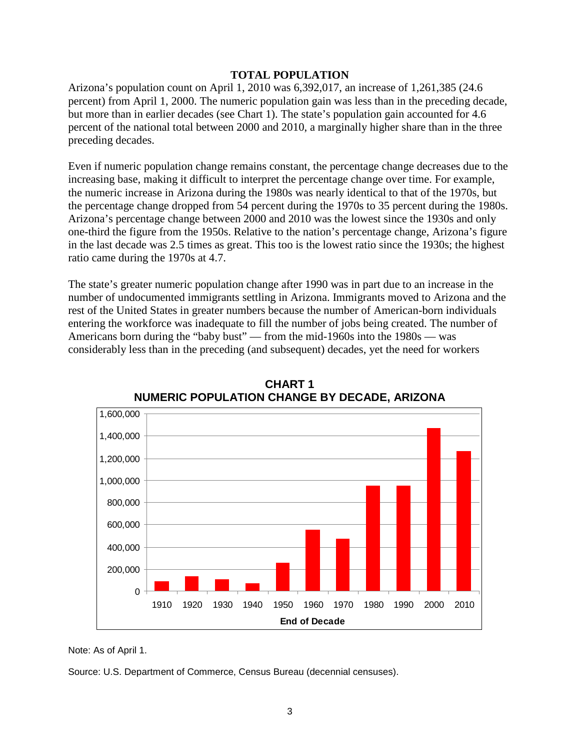## TOTAL POPULATION

Arizona's population count on April 1, 2010 was 6,392,017, an increase of 1,261,385 (24.6 percent) from April 1, 2000. The numeric population gain was less than in the preceding decade, but more than in earlier decades (see Chart 1). The state's population gain accounted for 4.6 percent of the national total between 2000 and 2010, a marginally higher share than in the three preceding decades.

Even if numeric population change remains constant, the percentage change decreases due to the increasing base, making it difficult to interpret the percentage change over time. For example, the numeric increase in Arizona during the 1980s was nearly identical to that of the 1970s, but the percentage change dropped from 54 percent during the 1970s to 35 percent during the 1980s. Arizona's percentage change between 2000 and 2010 was the lowest since the 1930s and only one-third the figure from the 1950s. Relative to the nation's percentage change, Arizona's figure in the last decade was 2.5 times as great. This too is the lowest ratio since the 1930s; the highest ratio came during the 1970s at 4.7.

The state's greater numeric population change after 1990 was in part due to an increase in the number of undocumented immigrants settling in Arizona. Immigrants moved to Arizona and the rest of the United States in greater numbers because the number of American-born individuals entering the workforce was inadequate to fill the number of jobs being created. The number of Americans born during the "baby bust" — from the mid-1960s into the 1980s — was considerably less than in the preceding (and subsequent) decades, yet the need for workers

**CHART 1**
**NUMERIC POPULATION CHANGE BY DECADE, ARIZONA**

Note: As of April 1.

Source: U.S. Department of Commerce, Census Bureau (decennial censuses).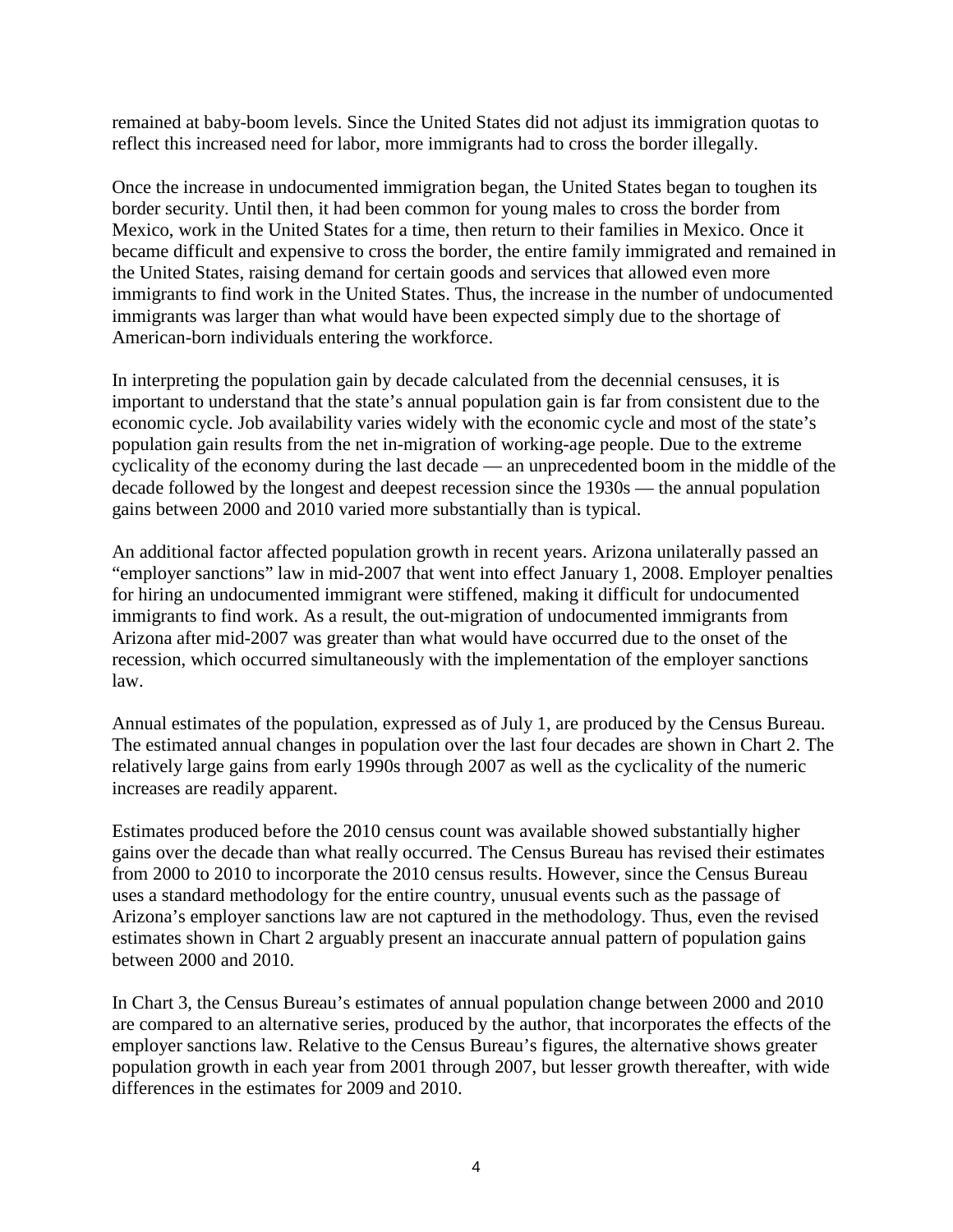remained at baby-boom levels. Since the United States did not adjust its immigration quotas to reflect this increased need for labor, more immigrants had to cross the border illegally.

Once the increase in undocumented immigration began, the United States began to toughen its border security. Until then, it had been common for young males to cross the border from Mexico, work in the United States for a time, then return to their families in Mexico. Once it became difficult and expensive to cross the border, the entire family immigrated and remained in the United States, raising demand for certain goods and services that allowed even more immigrants to find work in the United States. Thus, the increase in the number of undocumented immigrants was larger than what would have been expected simply due to the shortage of American-born individuals entering the workforce.

In interpreting the population gain by decade calculated from the decennial censuses, it is important to understand that the state's annual population gain is far from consistent due to the economic cycle. Job availability varies widely with the economic cycle and most of the state's population gain results from the net in-migration of working-age people. Due to the extreme cyclicality of the economy during the last decade — an unprecedented boom in the middle of the decade followed by the longest and deepest recession since the 1930s — the annual population gains between 2000 and 2010 varied more substantially than is typical.

An additional factor affected population growth in recent years. Arizona unilaterally passed an "employer sanctions" law in mid-2007 that went into effect January 1, 2008. Employer penalties for hiring an undocumented immigrant were stiffened, making it difficult for undocumented immigrants to find work. As a result, the out-migration of undocumented immigrants from Arizona after mid-2007 was greater than what would have occurred due to the onset of the recession, which occurred simultaneously with the implementation of the employer sanctions law.

Annual estimates of the population, expressed as of July 1, are produced by the Census Bureau. The estimated annual changes in population over the last four decades are shown in Chart 2. The relatively large gains from early 1990s through 2007 as well as the cyclicality of the numeric increases are readily apparent.

Estimates produced before the 2010 census count was available showed substantially higher gains over the decade than what really occurred. The Census Bureau has revised their estimates from 2000 to 2010 to incorporate the 2010 census results. However, since the Census Bureau uses a standard methodology for the entire country, unusual events such as the passage of Arizona's employer sanctions law are not captured in the methodology. Thus, even the revised estimates shown in Chart 2 arguably present an inaccurate annual pattern of population gains between 2000 and 2010.

In Chart 3, the Census Bureau's estimates of annual population change between 2000 and 2010 are compared to an alternative series, produced by the author, that incorporates the effects of the employer sanctions law. Relative to the Census Bureau's figures, the alternative shows greater population growth in each year from 2001 through 2007, but lesser growth thereafter, with wide differences in the estimates for 2009 and 2010.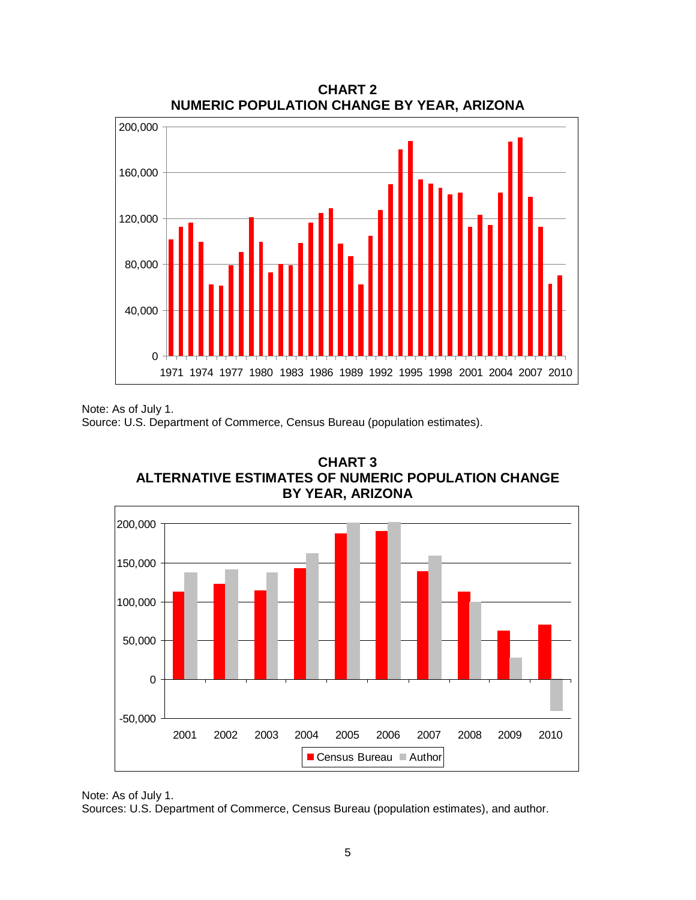**CHART 2**
**NUMERIC POPULATION CHANGE BY YEAR, ARIZONA**

Note: As of July 1.
Source: U.S. Department of Commerce, Census Bureau (population estimates).

**CHART 3**
**ALTERNATIVE ESTIMATES OF NUMERIC POPULATION CHANGE BY YEAR, ARIZONA**

Note: As of July 1.
Sources: U.S. Department of Commerce, Census Bureau (population estimates), and author.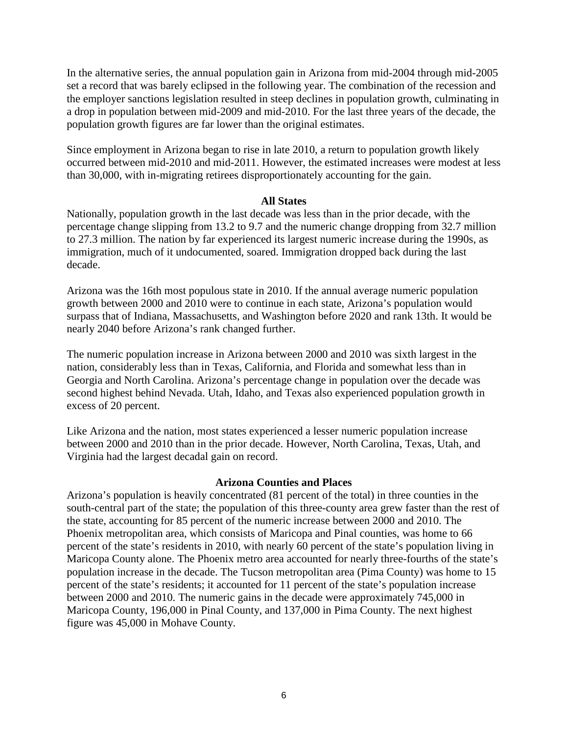In the alternative series, the annual population gain in Arizona from mid-2004 through mid-2005 set a record that was barely eclipsed in the following year. The combination of the recession and the employer sanctions legislation resulted in steep declines in population growth, culminating in a drop in population between mid-2009 and mid-2010. For the last three years of the decade, the population growth figures are far lower than the original estimates.

Since employment in Arizona began to rise in late 2010, a return to population growth likely occurred between mid-2010 and mid-2011. However, the estimated increases were modest at less than 30,000, with in-migrating retirees disproportionately accounting for the gain.

## All States

Nationally, population growth in the last decade was less than in the prior decade, with the percentage change slipping from 13.2 to 9.7 and the numeric change dropping from 32.7 million to 27.3 million. The nation by far experienced its largest numeric increase during the 1990s, as immigration, much of it undocumented, soared. Immigration dropped back during the last decade.

Arizona was the 16th most populous state in 2010. If the annual average numeric population growth between 2000 and 2010 were to continue in each state, Arizona's population would surpass that of Indiana, Massachusetts, and Washington before 2020 and rank 13th. It would be nearly 2040 before Arizona's rank changed further.

The numeric population increase in Arizona between 2000 and 2010 was sixth largest in the nation, considerably less than in Texas, California, and Florida and somewhat less than in Georgia and North Carolina. Arizona's percentage change in population over the decade was second highest behind Nevada. Utah, Idaho, and Texas also experienced population growth in excess of 20 percent.

Like Arizona and the nation, most states experienced a lesser numeric population increase between 2000 and 2010 than in the prior decade. However, North Carolina, Texas, Utah, and Virginia had the largest decadal gain on record.

## Arizona Counties and Places

Arizona's population is heavily concentrated (81 percent of the total) in three counties in the south-central part of the state; the population of this three-county area grew faster than the rest of the state, accounting for 85 percent of the numeric increase between 2000 and 2010. The Phoenix metropolitan area, which consists of Maricopa and Pinal counties, was home to 66 percent of the state's residents in 2010, with nearly 60 percent of the state's population living in Maricopa County alone. The Phoenix metro area accounted for nearly three-fourths of the state's population increase in the decade. The Tucson metropolitan area (Pima County) was home to 15 percent of the state's residents; it accounted for 11 percent of the state's population increase between 2000 and 2010. The numeric gains in the decade were approximately 745,000 in Maricopa County, 196,000 in Pinal County, and 137,000 in Pima County. The next highest figure was 45,000 in Mohave County.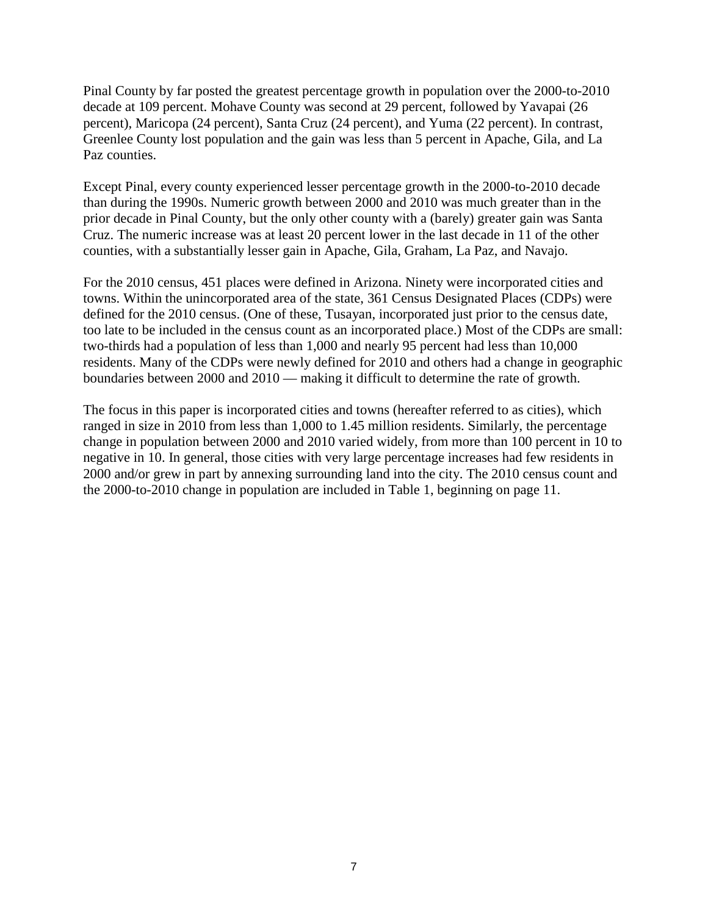Pinal County by far posted the greatest percentage growth in population over the 2000-to-2010 decade at 109 percent. Mohave County was second at 29 percent, followed by Yavapai (26 percent), Maricopa (24 percent), Santa Cruz (24 percent), and Yuma (22 percent). In contrast, Greenlee County lost population and the gain was less than 5 percent in Apache, Gila, and La Paz counties.

Except Pinal, every county experienced lesser percentage growth in the 2000-to-2010 decade than during the 1990s. Numeric growth between 2000 and 2010 was much greater than in the prior decade in Pinal County, but the only other county with a (barely) greater gain was Santa Cruz. The numeric increase was at least 20 percent lower in the last decade in 11 of the other counties, with a substantially lesser gain in Apache, Gila, Graham, La Paz, and Navajo.

For the 2010 census, 451 places were defined in Arizona. Ninety were incorporated cities and towns. Within the unincorporated area of the state, 361 Census Designated Places (CDPs) were defined for the 2010 census. (One of these, Tusayan, incorporated just prior to the census date, too late to be included in the census count as an incorporated place.) Most of the CDPs are small: two-thirds had a population of less than 1,000 and nearly 95 percent had less than 10,000 residents. Many of the CDPs were newly defined for 2010 and others had a change in geographic boundaries between 2000 and 2010 — making it difficult to determine the rate of growth.

The focus in this paper is incorporated cities and towns (hereafter referred to as cities), which ranged in size in 2010 from less than 1,000 to 1.45 million residents. Similarly, the percentage change in population between 2000 and 2010 varied widely, from more than 100 percent in 10 to negative in 10. In general, those cities with very large percentage increases had few residents in 2000 and/or grew in part by annexing surrounding land into the city. The 2010 census count and the 2000-to-2010 change in population are included in Table 1, beginning on page 11.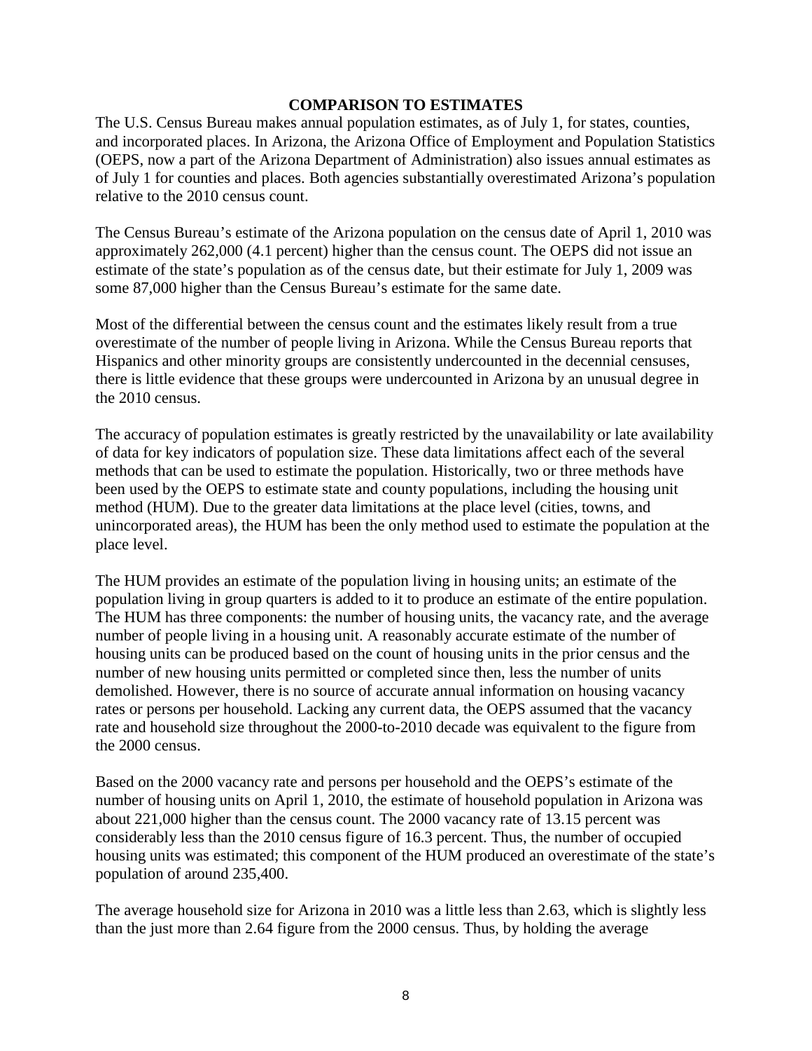## COMPARISON TO ESTIMATES

The U.S. Census Bureau makes annual population estimates, as of July 1, for states, counties, and incorporated places. In Arizona, the Arizona Office of Employment and Population Statistics (OEPS, now a part of the Arizona Department of Administration) also issues annual estimates as of July 1 for counties and places. Both agencies substantially overestimated Arizona's population relative to the 2010 census count.

The Census Bureau's estimate of the Arizona population on the census date of April 1, 2010 was approximately 262,000 (4.1 percent) higher than the census count. The OEPS did not issue an estimate of the state's population as of the census date, but their estimate for July 1, 2009 was some 87,000 higher than the Census Bureau's estimate for the same date.

Most of the differential between the census count and the estimates likely result from a true overestimate of the number of people living in Arizona. While the Census Bureau reports that Hispanics and other minority groups are consistently undercounted in the decennial censuses, there is little evidence that these groups were undercounted in Arizona by an unusual degree in the 2010 census.

The accuracy of population estimates is greatly restricted by the unavailability or late availability of data for key indicators of population size. These data limitations affect each of the several methods that can be used to estimate the population. Historically, two or three methods have been used by the OEPS to estimate state and county populations, including the housing unit method (HUM). Due to the greater data limitations at the place level (cities, towns, and unincorporated areas), the HUM has been the only method used to estimate the population at the place level.

The HUM provides an estimate of the population living in housing units; an estimate of the population living in group quarters is added to it to produce an estimate of the entire population. The HUM has three components: the number of housing units, the vacancy rate, and the average number of people living in a housing unit. A reasonably accurate estimate of the number of housing units can be produced based on the count of housing units in the prior census and the number of new housing units permitted or completed since then, less the number of units demolished. However, there is no source of accurate annual information on housing vacancy rates or persons per household. Lacking any current data, the OEPS assumed that the vacancy rate and household size throughout the 2000-to-2010 decade was equivalent to the figure from the 2000 census.

Based on the 2000 vacancy rate and persons per household and the OEPS's estimate of the number of housing units on April 1, 2010, the estimate of household population in Arizona was about 221,000 higher than the census count. The 2000 vacancy rate of 13.15 percent was considerably less than the 2010 census figure of 16.3 percent. Thus, the number of occupied housing units was estimated; this component of the HUM produced an overestimate of the state's population of around 235,400.

The average household size for Arizona in 2010 was a little less than 2.63, which is slightly less than the just more than 2.64 figure from the 2000 census. Thus, by holding the average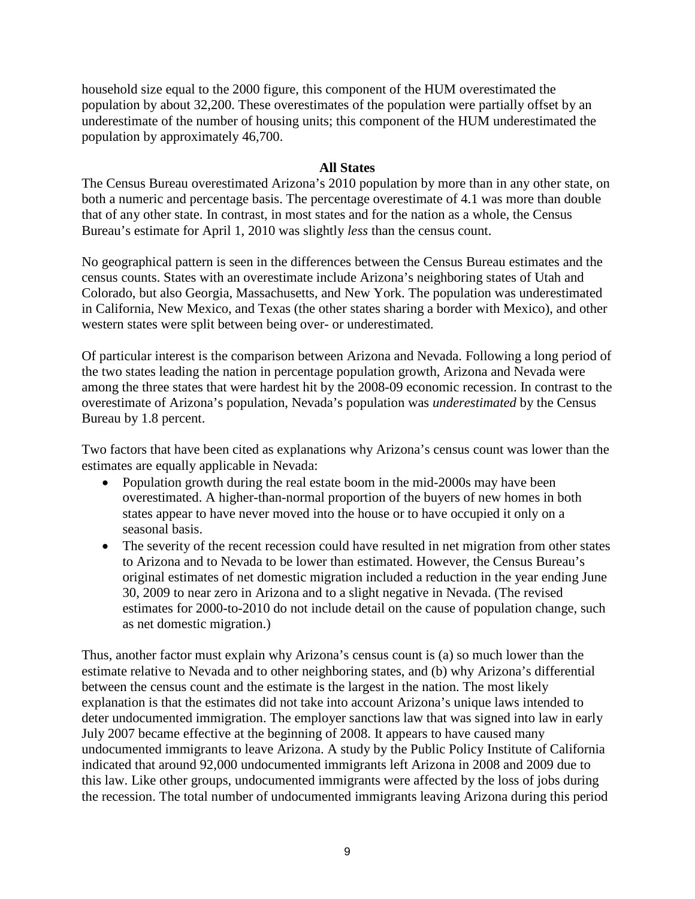household size equal to the 2000 figure, this component of the HUM overestimated the population by about 32,200. These overestimates of the population were partially offset by an underestimate of the number of housing units; this component of the HUM underestimated the population by approximately 46,700.

## All States

The Census Bureau overestimated Arizona's 2010 population by more than in any other state, on both a numeric and percentage basis. The percentage overestimate of 4.1 was more than double that of any other state. In contrast, in most states and for the nation as a whole, the Census Bureau's estimate for April 1, 2010 was slightly *less* than the census count.

No geographical pattern is seen in the differences between the Census Bureau estimates and the census counts. States with an overestimate include Arizona's neighboring states of Utah and Colorado, but also Georgia, Massachusetts, and New York. The population was underestimated in California, New Mexico, and Texas (the other states sharing a border with Mexico), and other western states were split between being over- or underestimated.

Of particular interest is the comparison between Arizona and Nevada. Following a long period of the two states leading the nation in percentage population growth, Arizona and Nevada were among the three states that were hardest hit by the 2008-09 economic recession. In contrast to the overestimate of Arizona's population, Nevada's population was *underestimated* by the Census Bureau by 1.8 percent.

Two factors that have been cited as explanations why Arizona's census count was lower than the estimates are equally applicable in Nevada:

- Population growth during the real estate boom in the mid-2000s may have been overestimated. A higher-than-normal proportion of the buyers of new homes in both states appear to have never moved into the house or to have occupied it only on a seasonal basis.
- The severity of the recent recession could have resulted in net migration from other states to Arizona and to Nevada to be lower than estimated. However, the Census Bureau's original estimates of net domestic migration included a reduction in the year ending June 30, 2009 to near zero in Arizona and to a slight negative in Nevada. (The revised estimates for 2000-to-2010 do not include detail on the cause of population change, such as net domestic migration.)

Thus, another factor must explain why Arizona's census count is (a) so much lower than the estimate relative to Nevada and to other neighboring states, and (b) why Arizona's differential between the census count and the estimate is the largest in the nation. The most likely explanation is that the estimates did not take into account Arizona's unique laws intended to deter undocumented immigration. The employer sanctions law that was signed into law in early July 2007 became effective at the beginning of 2008. It appears to have caused many undocumented immigrants to leave Arizona. A study by the Public Policy Institute of California indicated that around 92,000 undocumented immigrants left Arizona in 2008 and 2009 due to this law. Like other groups, undocumented immigrants were affected by the loss of jobs during the recession. The total number of undocumented immigrants leaving Arizona during this period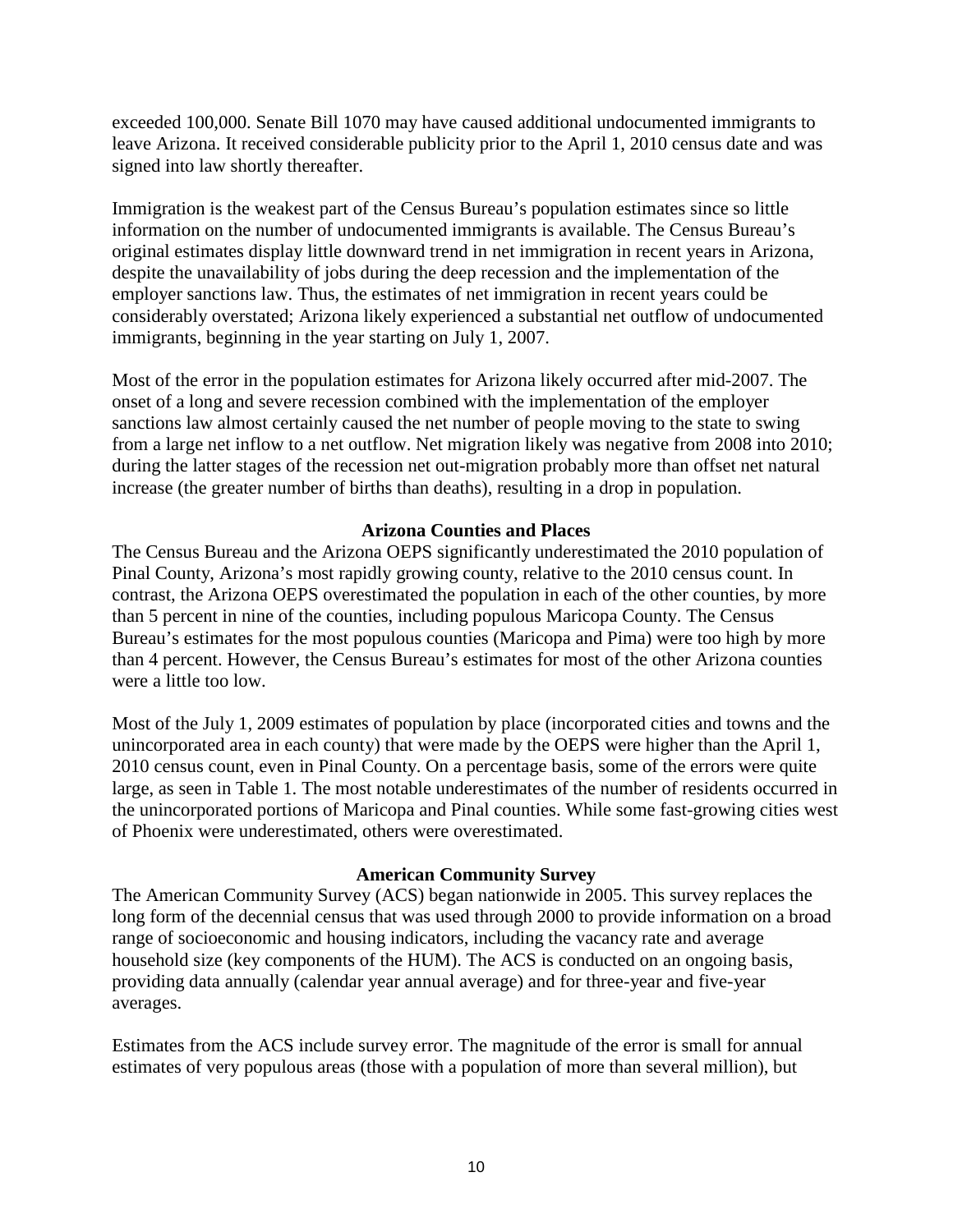exceeded 100,000. Senate Bill 1070 may have caused additional undocumented immigrants to leave Arizona. It received considerable publicity prior to the April 1, 2010 census date and was signed into law shortly thereafter.

Immigration is the weakest part of the Census Bureau's population estimates since so little information on the number of undocumented immigrants is available. The Census Bureau's original estimates display little downward trend in net immigration in recent years in Arizona, despite the unavailability of jobs during the deep recession and the implementation of the employer sanctions law. Thus, the estimates of net immigration in recent years could be considerably overstated; Arizona likely experienced a substantial net outflow of undocumented immigrants, beginning in the year starting on July 1, 2007.

Most of the error in the population estimates for Arizona likely occurred after mid-2007. The onset of a long and severe recession combined with the implementation of the employer sanctions law almost certainly caused the net number of people moving to the state to swing from a large net inflow to a net outflow. Net migration likely was negative from 2008 into 2010; during the latter stages of the recession net out-migration probably more than offset net natural increase (the greater number of births than deaths), resulting in a drop in population.

## Arizona Counties and Places

The Census Bureau and the Arizona OEPS significantly underestimated the 2010 population of Pinal County, Arizona's most rapidly growing county, relative to the 2010 census count. In contrast, the Arizona OEPS overestimated the population in each of the other counties, by more than 5 percent in nine of the counties, including populous Maricopa County. The Census Bureau's estimates for the most populous counties (Maricopa and Pima) were too high by more than 4 percent. However, the Census Bureau's estimates for most of the other Arizona counties were a little too low.

Most of the July 1, 2009 estimates of population by place (incorporated cities and towns and the unincorporated area in each county) that were made by the OEPS were higher than the April 1, 2010 census count, even in Pinal County. On a percentage basis, some of the errors were quite large, as seen in Table 1. The most notable underestimates of the number of residents occurred in the unincorporated portions of Maricopa and Pinal counties. While some fast-growing cities west of Phoenix were underestimated, others were overestimated.

## American Community Survey

The American Community Survey (ACS) began nationwide in 2005. This survey replaces the long form of the decennial census that was used through 2000 to provide information on a broad range of socioeconomic and housing indicators, including the vacancy rate and average household size (key components of the HUM). The ACS is conducted on an ongoing basis, providing data annually (calendar year annual average) and for three-year and five-year averages.

Estimates from the ACS include survey error. The magnitude of the error is small for annual estimates of very populous areas (those with a population of more than several million), but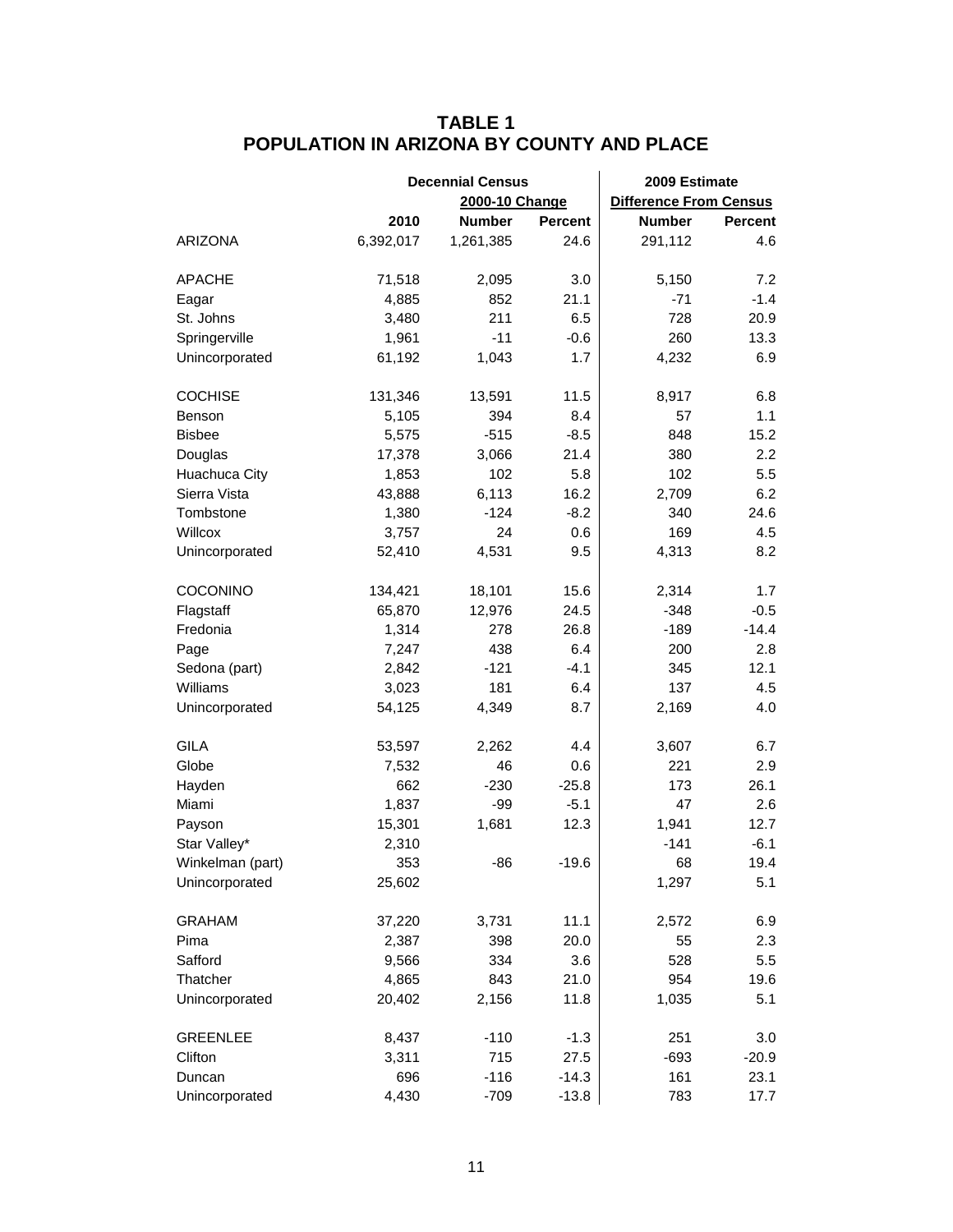# TABLE 1
# POPULATION IN ARIZONA BY COUNTY AND PLACE

| | Decennial Census | | | 2009 Estimate | |
|---|---|---|---|---|---|
| | | 2000-10 Change | | Difference From Census | |
| | 2010 | Number | Percent | Number | Percent |
| ARIZONA | 6,392,017 | 1,261,385 | 24.6 | 291,112 | 4.6 |
| | | | | | |
| APACHE | 71,518 | 2,095 | 3.0 | 5,150 | 7.2 |
| Eagar | 4,885 | 852 | 21.1 | -71 | -1.4 |
| St. Johns | 3,480 | 211 | 6.5 | 728 | 20.9 |
| Springerville | 1,961 | -11 | -0.6 | 260 | 13.3 |
| Unincorporated | 61,192 | 1,043 | 1.7 | 4,232 | 6.9 |
| | | | | | |
| COCHISE | 131,346 | 13,591 | 11.5 | 8,917 | 6.8 |
| Benson | 5,105 | 394 | 8.4 | 57 | 1.1 |
| Bisbee | 5,575 | -515 | -8.5 | 848 | 15.2 |
| Douglas | 17,378 | 3,066 | 21.4 | 380 | 2.2 |
| Huachuca City | 1,853 | 102 | 5.8 | 102 | 5.5 |
| Sierra Vista | 43,888 | 6,113 | 16.2 | 2,709 | 6.2 |
| Tombstone | 1,380 | -124 | -8.2 | 340 | 24.6 |
| Willcox | 3,757 | 24 | 0.6 | 169 | 4.5 |
| Unincorporated | 52,410 | 4,531 | 9.5 | 4,313 | 8.2 |
| | | | | | |
| COCONINO | 134,421 | 18,101 | 15.6 | 2,314 | 1.7 |
| Flagstaff | 65,870 | 12,976 | 24.5 | -348 | -0.5 |
| Fredonia | 1,314 | 278 | 26.8 | -189 | -14.4 |
| Page | 7,247 | 438 | 6.4 | 200 | 2.8 |
| Sedona (part) | 2,842 | -121 | -4.1 | 345 | 12.1 |
| Williams | 3,023 | 181 | 6.4 | 137 | 4.5 |
| Unincorporated | 54,125 | 4,349 | 8.7 | 2,169 | 4.0 |
| | | | | | |
| GILA | 53,597 | 2,262 | 4.4 | 3,607 | 6.7 |
| Globe | 7,532 | 46 | 0.6 | 221 | 2.9 |
| Hayden | 662 | -230 | -25.8 | 173 | 26.1 |
| Miami | 1,837 | -99 | -5.1 | 47 | 2.6 |
| Payson | 15,301 | 1,681 | 12.3 | 1,941 | 12.7 |
| Star Valley* | 2,310 | | | -141 | -6.1 |
| Winkelman (part) | 353 | -86 | -19.6 | 68 | 19.4 |
| Unincorporated | 25,602 | | | 1,297 | 5.1 |
| | | | | | |
| GRAHAM | 37,220 | 3,731 | 11.1 | 2,572 | 6.9 |
| Pima | 2,387 | 398 | 20.0 | 55 | 2.3 |
| Safford | 9,566 | 334 | 3.6 | 528 | 5.5 |
| Thatcher | 4,865 | 843 | 21.0 | 954 | 19.6 |
| Unincorporated | 20,402 | 2,156 | 11.8 | 1,035 | 5.1 |
| | | | | | |
| GREENLEE | 8,437 | -110 | -1.3 | 251 | 3.0 |
| Clifton | 3,311 | 715 | 27.5 | -693 | -20.9 |
| Duncan | 696 | -116 | -14.3 | 161 | 23.1 |
| Unincorporated | 4,430 | -709 | -13.8 | 783 | 17.7 |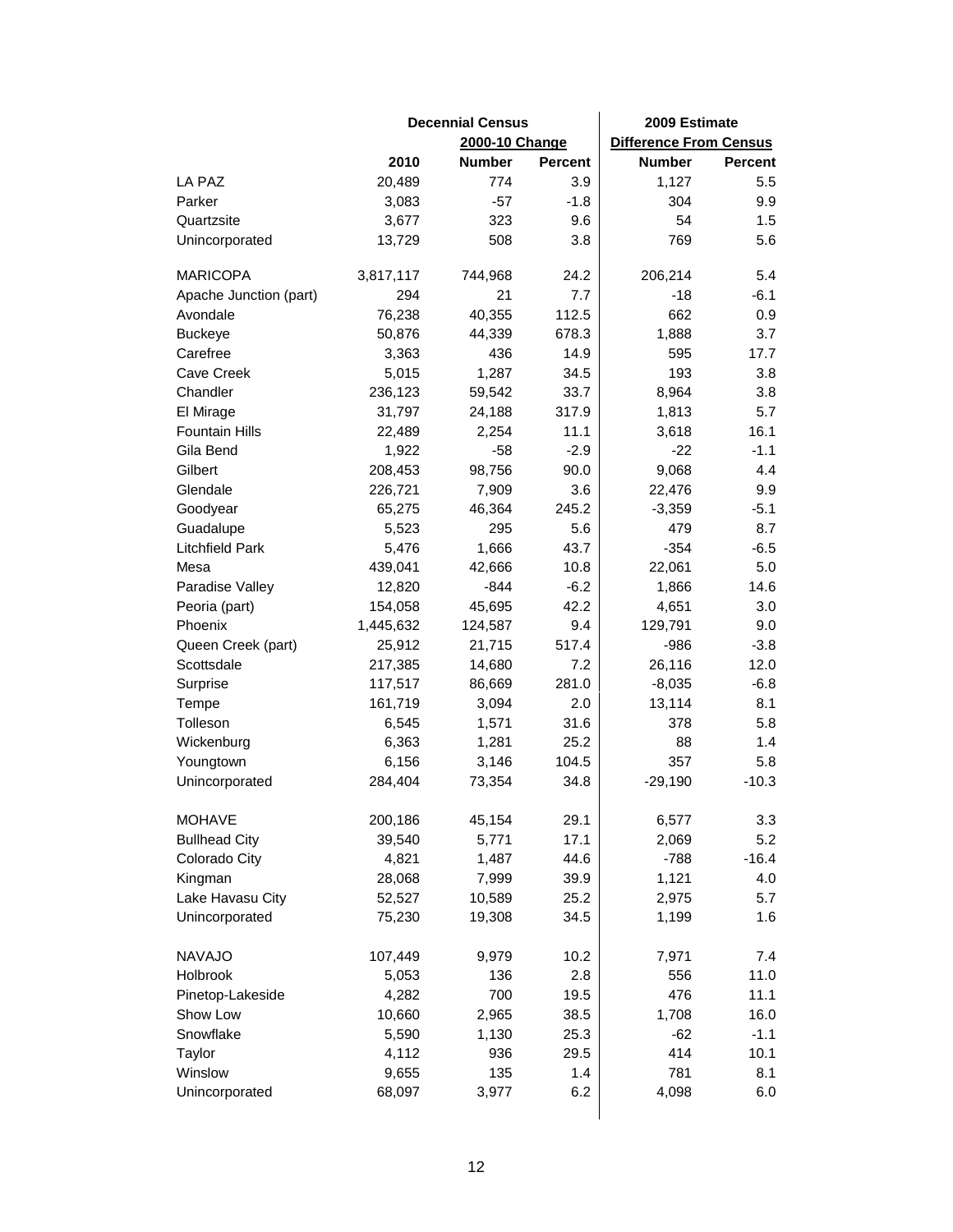| | Decennial Census | | | 2009 Estimate | |
|---|---|---|---|---|---|
| | | 2000-10 Change | | Difference From Census | |
| | 2010 | Number | Percent | Number | Percent |
| LA PAZ | 20,489 | 774 | 3.9 | 1,127 | 5.5 |
| Parker | 3,083 | -57 | -1.8 | 304 | 9.9 |
| Quartzsite | 3,677 | 323 | 9.6 | 54 | 1.5 |
| Unincorporated | 13,729 | 508 | 3.8 | 769 | 5.6 |
| | | | | | |
| MARICOPA | 3,817,117 | 744,968 | 24.2 | 206,214 | 5.4 |
| Apache Junction (part) | 294 | 21 | 7.7 | -18 | -6.1 |
| Avondale | 76,238 | 40,355 | 112.5 | 662 | 0.9 |
| Buckeye | 50,876 | 44,339 | 678.3 | 1,888 | 3.7 |
| Carefree | 3,363 | 436 | 14.9 | 595 | 17.7 |
| Cave Creek | 5,015 | 1,287 | 34.5 | 193 | 3.8 |
| Chandler | 236,123 | 59,542 | 33.7 | 8,964 | 3.8 |
| El Mirage | 31,797 | 24,188 | 317.9 | 1,813 | 5.7 |
| Fountain Hills | 22,489 | 2,254 | 11.1 | 3,618 | 16.1 |
| Gila Bend | 1,922 | -58 | -2.9 | -22 | -1.1 |
| Gilbert | 208,453 | 98,756 | 90.0 | 9,068 | 4.4 |
| Glendale | 226,721 | 7,909 | 3.6 | 22,476 | 9.9 |
| Goodyear | 65,275 | 46,364 | 245.2 | -3,359 | -5.1 |
| Guadalupe | 5,523 | 295 | 5.6 | 479 | 8.7 |
| Litchfield Park | 5,476 | 1,666 | 43.7 | -354 | -6.5 |
| Mesa | 439,041 | 42,666 | 10.8 | 22,061 | 5.0 |
| Paradise Valley | 12,820 | -844 | -6.2 | 1,866 | 14.6 |
| Peoria (part) | 154,058 | 45,695 | 42.2 | 4,651 | 3.0 |
| Phoenix | 1,445,632 | 124,587 | 9.4 | 129,791 | 9.0 |
| Queen Creek (part) | 25,912 | 21,715 | 517.4 | -986 | -3.8 |
| Scottsdale | 217,385 | 14,680 | 7.2 | 26,116 | 12.0 |
| Surprise | 117,517 | 86,669 | 281.0 | -8,035 | -6.8 |
| Tempe | 161,719 | 3,094 | 2.0 | 13,114 | 8.1 |
| Tolleson | 6,545 | 1,571 | 31.6 | 378 | 5.8 |
| Wickenburg | 6,363 | 1,281 | 25.2 | 88 | 1.4 |
| Youngtown | 6,156 | 3,146 | 104.5 | 357 | 5.8 |
| Unincorporated | 284,404 | 73,354 | 34.8 | -29,190 | -10.3 |
| | | | | | |
| MOHAVE | 200,186 | 45,154 | 29.1 | 6,577 | 3.3 |
| Bullhead City | 39,540 | 5,771 | 17.1 | 2,069 | 5.2 |
| Colorado City | 4,821 | 1,487 | 44.6 | -788 | -16.4 |
| Kingman | 28,068 | 7,999 | 39.9 | 1,121 | 4.0 |
| Lake Havasu City | 52,527 | 10,589 | 25.2 | 2,975 | 5.7 |
| Unincorporated | 75,230 | 19,308 | 34.5 | 1,199 | 1.6 |
| | | | | | |
| NAVAJO | 107,449 | 9,979 | 10.2 | 7,971 | 7.4 |
| Holbrook | 5,053 | 136 | 2.8 | 556 | 11.0 |
| Pinetop-Lakeside | 4,282 | 700 | 19.5 | 476 | 11.1 |
| Show Low | 10,660 | 2,965 | 38.5 | 1,708 | 16.0 |
| Snowflake | 5,590 | 1,130 | 25.3 | -62 | -1.1 |
| Taylor | 4,112 | 936 | 29.5 | 414 | 10.1 |
| Winslow | 9,655 | 135 | 1.4 | 781 | 8.1 |
| Unincorporated | 68,097 | 3,977 | 6.2 | 4,098 | 6.0 |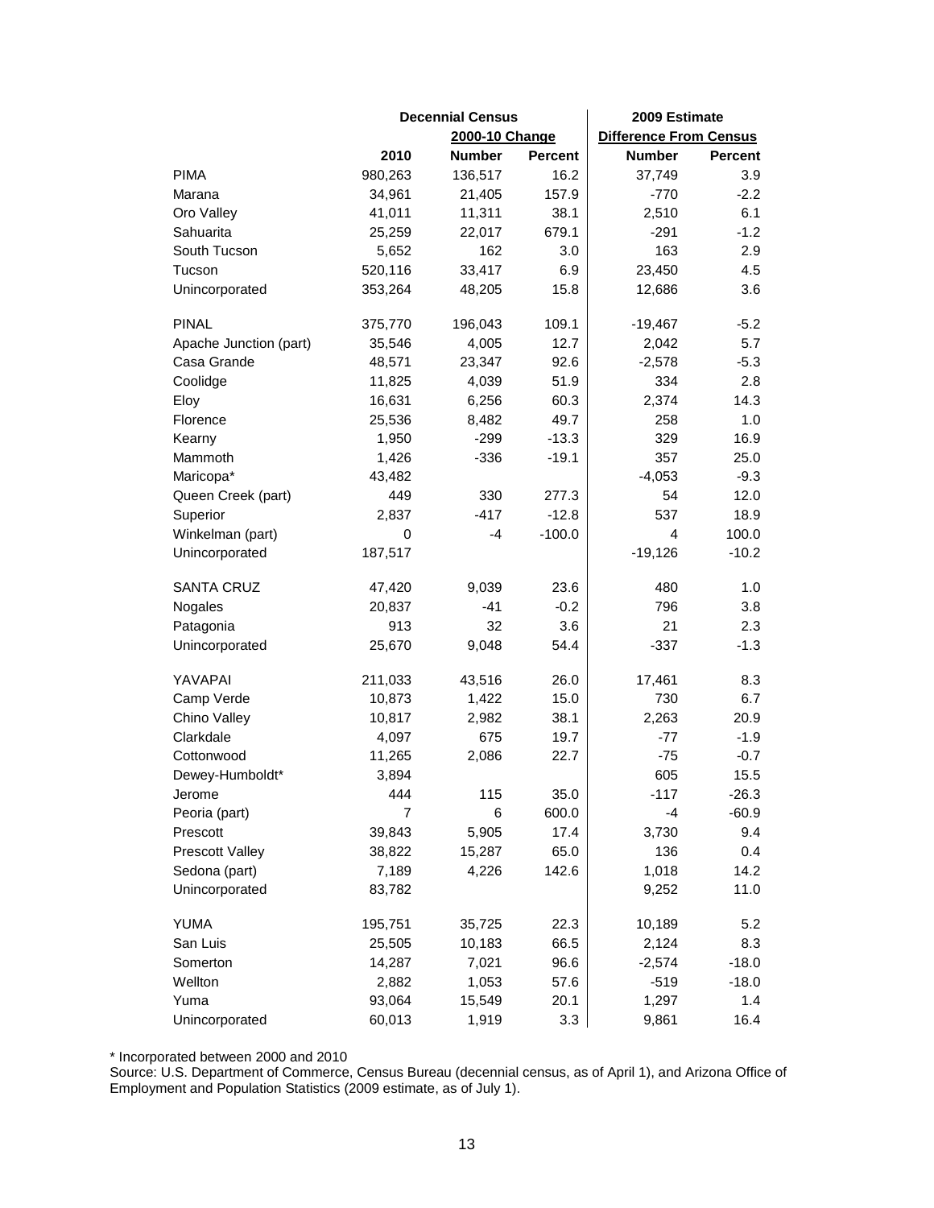| | Decennial Census | | | 2009 Estimate | |
|---|---|---|---|---|---|
| | | 2000-10 Change | | Difference From Census | |
| | 2010 | Number | Percent | Number | Percent |
| PIMA | 980,263 | 136,517 | 16.2 | 37,749 | 3.9 |
| Marana | 34,961 | 21,405 | 157.9 | -770 | -2.2 |
| Oro Valley | 41,011 | 11,311 | 38.1 | 2,510 | 6.1 |
| Sahuarita | 25,259 | 22,017 | 679.1 | -291 | -1.2 |
| South Tucson | 5,652 | 162 | 3.0 | 163 | 2.9 |
| Tucson | 520,116 | 33,417 | 6.9 | 23,450 | 4.5 |
| Unincorporated | 353,264 | 48,205 | 15.8 | 12,686 | 3.6 |
| | | | | | |
| PINAL | 375,770 | 196,043 | 109.1 | -19,467 | -5.2 |
| Apache Junction (part) | 35,546 | 4,005 | 12.7 | 2,042 | 5.7 |
| Casa Grande | 48,571 | 23,347 | 92.6 | -2,578 | -5.3 |
| Coolidge | 11,825 | 4,039 | 51.9 | 334 | 2.8 |
| Eloy | 16,631 | 6,256 | 60.3 | 2,374 | 14.3 |
| Florence | 25,536 | 8,482 | 49.7 | 258 | 1.0 |
| Kearny | 1,950 | -299 | -13.3 | 329 | 16.9 |
| Mammoth | 1,426 | -336 | -19.1 | 357 | 25.0 |
| Maricopa* | 43,482 | | | -4,053 | -9.3 |
| Queen Creek (part) | 449 | 330 | 277.3 | 54 | 12.0 |
| Superior | 2,837 | -417 | -12.8 | 537 | 18.9 |
| Winkelman (part) | 0 | -4 | -100.0 | 4 | 100.0 |
| Unincorporated | 187,517 | | | -19,126 | -10.2 |
| | | | | | |
| SANTA CRUZ | 47,420 | 9,039 | 23.6 | 480 | 1.0 |
| Nogales | 20,837 | -41 | -0.2 | 796 | 3.8 |
| Patagonia | 913 | 32 | 3.6 | 21 | 2.3 |
| Unincorporated | 25,670 | 9,048 | 54.4 | -337 | -1.3 |
| | | | | | |
| YAVAPAI | 211,033 | 43,516 | 26.0 | 17,461 | 8.3 |
| Camp Verde | 10,873 | 1,422 | 15.0 | 730 | 6.7 |
| Chino Valley | 10,817 | 2,982 | 38.1 | 2,263 | 20.9 |
| Clarkdale | 4,097 | 675 | 19.7 | -77 | -1.9 |
| Cottonwood | 11,265 | 2,086 | 22.7 | -75 | -0.7 |
| Dewey-Humboldt* | 3,894 | | | 605 | 15.5 |
| Jerome | 444 | 115 | 35.0 | -117 | -26.3 |
| Peoria (part) | 7 | 6 | 600.0 | -4 | -60.9 |
| Prescott | 39,843 | 5,905 | 17.4 | 3,730 | 9.4 |
| Prescott Valley | 38,822 | 15,287 | 65.0 | 136 | 0.4 |
| Sedona (part) | 7,189 | 4,226 | 142.6 | 1,018 | 14.2 |
| Unincorporated | 83,782 | | | 9,252 | 11.0 |
| | | | | | |
| YUMA | 195,751 | 35,725 | 22.3 | 10,189 | 5.2 |
| San Luis | 25,505 | 10,183 | 66.5 | 2,124 | 8.3 |
| Somerton | 14,287 | 7,021 | 96.6 | -2,574 | -18.0 |
| Wellton | 2,882 | 1,053 | 57.6 | -519 | -18.0 |
| Yuma | 93,064 | 15,549 | 20.1 | 1,297 | 1.4 |
| Unincorporated | 60,013 | 1,919 | 3.3 | 9,861 | 16.4 |

* Incorporated between 2000 and 2010

Source: U.S. Department of Commerce, Census Bureau (decennial census, as of April 1), and Arizona Office of Employment and Population Statistics (2009 estimate, as of July 1).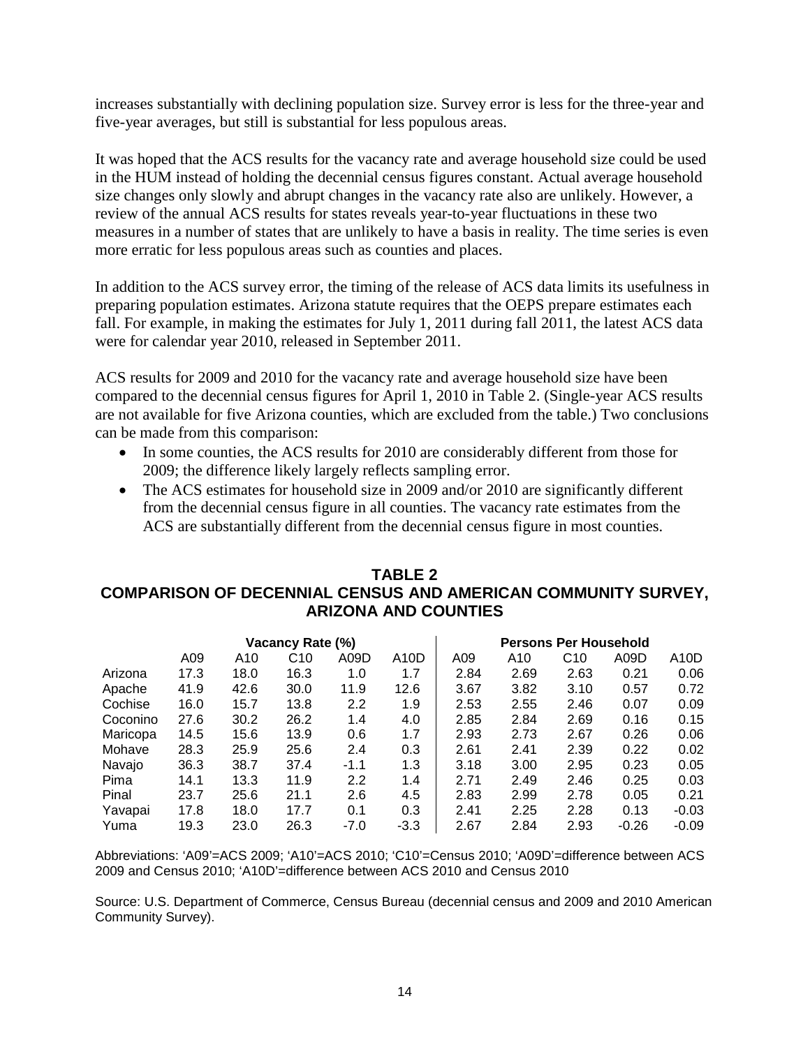increases substantially with declining population size. Survey error is less for the three-year and five-year averages, but still is substantial for less populous areas.

It was hoped that the ACS results for the vacancy rate and average household size could be used in the HUM instead of holding the decennial census figures constant. Actual average household size changes only slowly and abrupt changes in the vacancy rate also are unlikely. However, a review of the annual ACS results for states reveals year-to-year fluctuations in these two measures in a number of states that are unlikely to have a basis in reality. The time series is even more erratic for less populous areas such as counties and places.

In addition to the ACS survey error, the timing of the release of ACS data limits its usefulness in preparing population estimates. Arizona statute requires that the OEPS prepare estimates each fall. For example, in making the estimates for July 1, 2011 during fall 2011, the latest ACS data were for calendar year 2010, released in September 2011.

ACS results for 2009 and 2010 for the vacancy rate and average household size have been compared to the decennial census figures for April 1, 2010 in Table 2. (Single-year ACS results are not available for five Arizona counties, which are excluded from the table.) Two conclusions can be made from this comparison:

- In some counties, the ACS results for 2010 are considerably different from those for 2009; the difference likely largely reflects sampling error.
- The ACS estimates for household size in 2009 and/or 2010 are significantly different from the decennial census figure in all counties. The vacancy rate estimates from the ACS are substantially different from the decennial census figure in most counties.

## TABLE 2
## COMPARISON OF DECENNIAL CENSUS AND AMERICAN COMMUNITY SURVEY, ARIZONA AND COUNTIES

| | Vacancy Rate (%) | | | | | Persons Per Household | | | | |
|---|---|---|---|---|---|---|---|---|---|---|
| | A09 | A10 | C10 | A09D | A10D | A09 | A10 | C10 | A09D | A10D |
| Arizona | 17.3 | 18.0 | 16.3 | 1.0 | 1.7 | 2.84 | 2.69 | 2.63 | 0.21 | 0.06 |
| Apache | 41.9 | 42.6 | 30.0 | 11.9 | 12.6 | 3.67 | 3.82 | 3.10 | 0.57 | 0.72 |
| Cochise | 16.0 | 15.7 | 13.8 | 2.2 | 1.9 | 2.53 | 2.55 | 2.46 | 0.07 | 0.09 |
| Coconino | 27.6 | 30.2 | 26.2 | 1.4 | 4.0 | 2.85 | 2.84 | 2.69 | 0.16 | 0.15 |
| Maricopa | 14.5 | 15.6 | 13.9 | 0.6 | 1.7 | 2.93 | 2.73 | 2.67 | 0.26 | 0.06 |
| Mohave | 28.3 | 25.9 | 25.6 | 2.4 | 0.3 | 2.61 | 2.41 | 2.39 | 0.22 | 0.02 |
| Navajo | 36.3 | 38.7 | 37.4 | -1.1 | 1.3 | 3.18 | 3.00 | 2.95 | 0.23 | 0.05 |
| Pima | 14.1 | 13.3 | 11.9 | 2.2 | 1.4 | 2.71 | 2.49 | 2.46 | 0.25 | 0.03 |
| Pinal | 23.7 | 25.6 | 21.1 | 2.6 | 4.5 | 2.83 | 2.99 | 2.78 | 0.05 | 0.21 |
| Yavapai | 17.8 | 18.0 | 17.7 | 0.1 | 0.3 | 2.41 | 2.25 | 2.28 | 0.13 | -0.03 |
| Yuma | 19.3 | 23.0 | 26.3 | -7.0 | -3.3 | 2.67 | 2.84 | 2.93 | -0.26 | -0.09 |

Abbreviations: 'A09'=ACS 2009; 'A10'=ACS 2010; 'C10'=Census 2010; 'A09D'=difference between ACS 2009 and Census 2010; 'A10D'=difference between ACS 2010 and Census 2010

Source: U.S. Department of Commerce, Census Bureau (decennial census and 2009 and 2010 American Community Survey).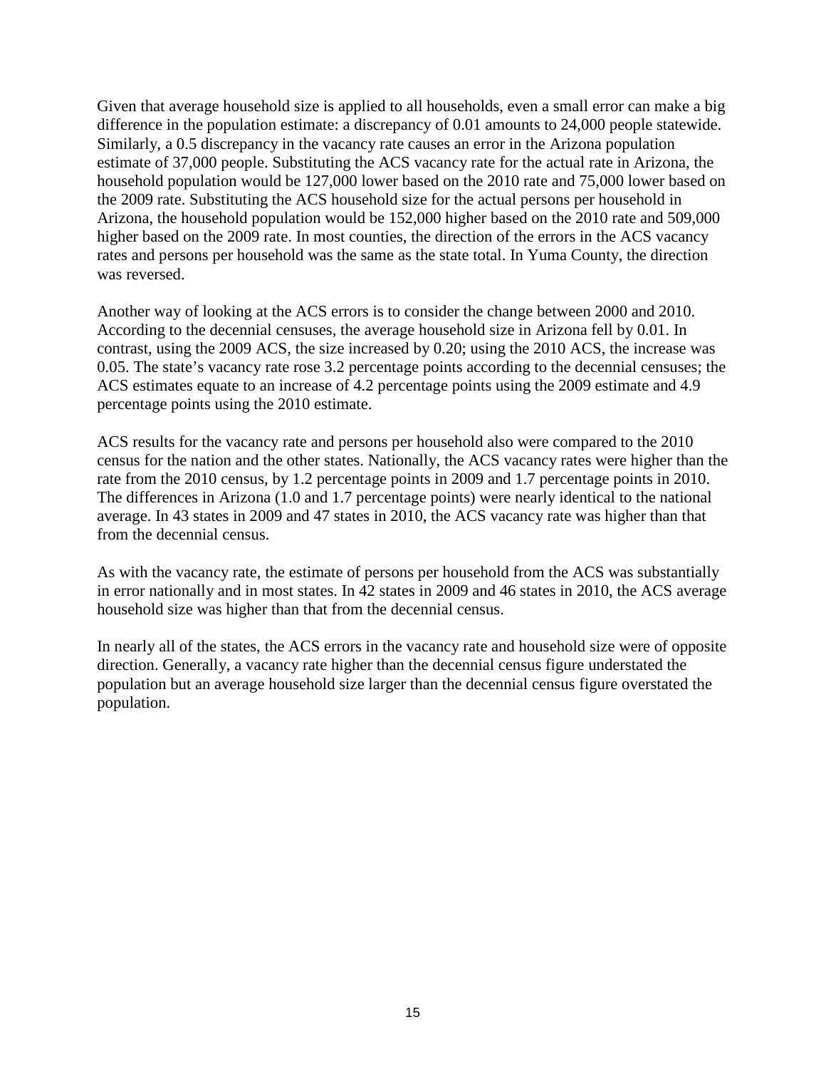Given that average household size is applied to all households, even a small error can make a big difference in the population estimate: a discrepancy of 0.01 amounts to 24,000 people statewide. Similarly, a 0.5 discrepancy in the vacancy rate causes an error in the Arizona population estimate of 37,000 people. Substituting the ACS vacancy rate for the actual rate in Arizona, the household population would be 127,000 lower based on the 2010 rate and 75,000 lower based on the 2009 rate. Substituting the ACS household size for the actual persons per household in Arizona, the household population would be 152,000 higher based on the 2010 rate and 509,000 higher based on the 2009 rate. In most counties, the direction of the errors in the ACS vacancy rates and persons per household was the same as the state total. In Yuma County, the direction was reversed.

Another way of looking at the ACS errors is to consider the change between 2000 and 2010. According to the decennial censuses, the average household size in Arizona fell by 0.01. In contrast, using the 2009 ACS, the size increased by 0.20; using the 2010 ACS, the increase was 0.05. The state's vacancy rate rose 3.2 percentage points according to the decennial censuses; the ACS estimates equate to an increase of 4.2 percentage points using the 2009 estimate and 4.9 percentage points using the 2010 estimate.

ACS results for the vacancy rate and persons per household also were compared to the 2010 census for the nation and the other states. Nationally, the ACS vacancy rates were higher than the rate from the 2010 census, by 1.2 percentage points in 2009 and 1.7 percentage points in 2010. The differences in Arizona (1.0 and 1.7 percentage points) were nearly identical to the national average. In 43 states in 2009 and 47 states in 2010, the ACS vacancy rate was higher than that from the decennial census.

As with the vacancy rate, the estimate of persons per household from the ACS was substantially in error nationally and in most states. In 42 states in 2009 and 46 states in 2010, the ACS average household size was higher than that from the decennial census.

In nearly all of the states, the ACS errors in the vacancy rate and household size were of opposite direction. Generally, a vacancy rate higher than the decennial census figure understated the population but an average household size larger than the decennial census figure overstated the population.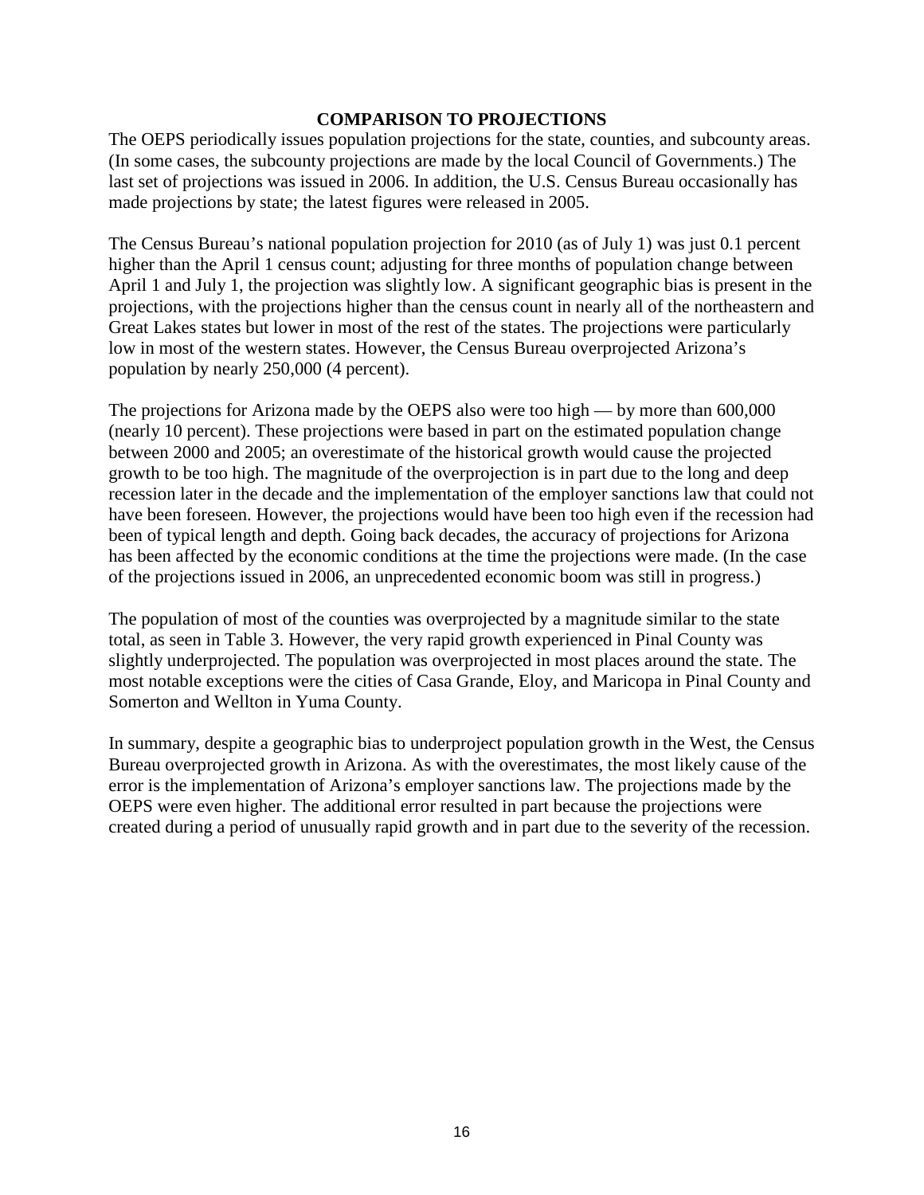## COMPARISON TO PROJECTIONS

The OEPS periodically issues population projections for the state, counties, and subcounty areas. (In some cases, the subcounty projections are made by the local Council of Governments.) The last set of projections was issued in 2006. In addition, the U.S. Census Bureau occasionally has made projections by state; the latest figures were released in 2005.

The Census Bureau's national population projection for 2010 (as of July 1) was just 0.1 percent higher than the April 1 census count; adjusting for three months of population change between April 1 and July 1, the projection was slightly low. A significant geographic bias is present in the projections, with the projections higher than the census count in nearly all of the northeastern and Great Lakes states but lower in most of the rest of the states. The projections were particularly low in most of the western states. However, the Census Bureau overprojected Arizona's population by nearly 250,000 (4 percent).

The projections for Arizona made by the OEPS also were too high — by more than 600,000 (nearly 10 percent). These projections were based in part on the estimated population change between 2000 and 2005; an overestimate of the historical growth would cause the projected growth to be too high. The magnitude of the overprojection is in part due to the long and deep recession later in the decade and the implementation of the employer sanctions law that could not have been foreseen. However, the projections would have been too high even if the recession had been of typical length and depth. Going back decades, the accuracy of projections for Arizona has been affected by the economic conditions at the time the projections were made. (In the case of the projections issued in 2006, an unprecedented economic boom was still in progress.)

The population of most of the counties was overprojected by a magnitude similar to the state total, as seen in Table 3. However, the very rapid growth experienced in Pinal County was slightly underprojected. The population was overprojected in most places around the state. The most notable exceptions were the cities of Casa Grande, Eloy, and Maricopa in Pinal County and Somerton and Wellton in Yuma County.

In summary, despite a geographic bias to underproject population growth in the West, the Census Bureau overprojected growth in Arizona. As with the overestimates, the most likely cause of the error is the implementation of Arizona's employer sanctions law. The projections made by the OEPS were even higher. The additional error resulted in part because the projections were created during a period of unusually rapid growth and in part due to the severity of the recession.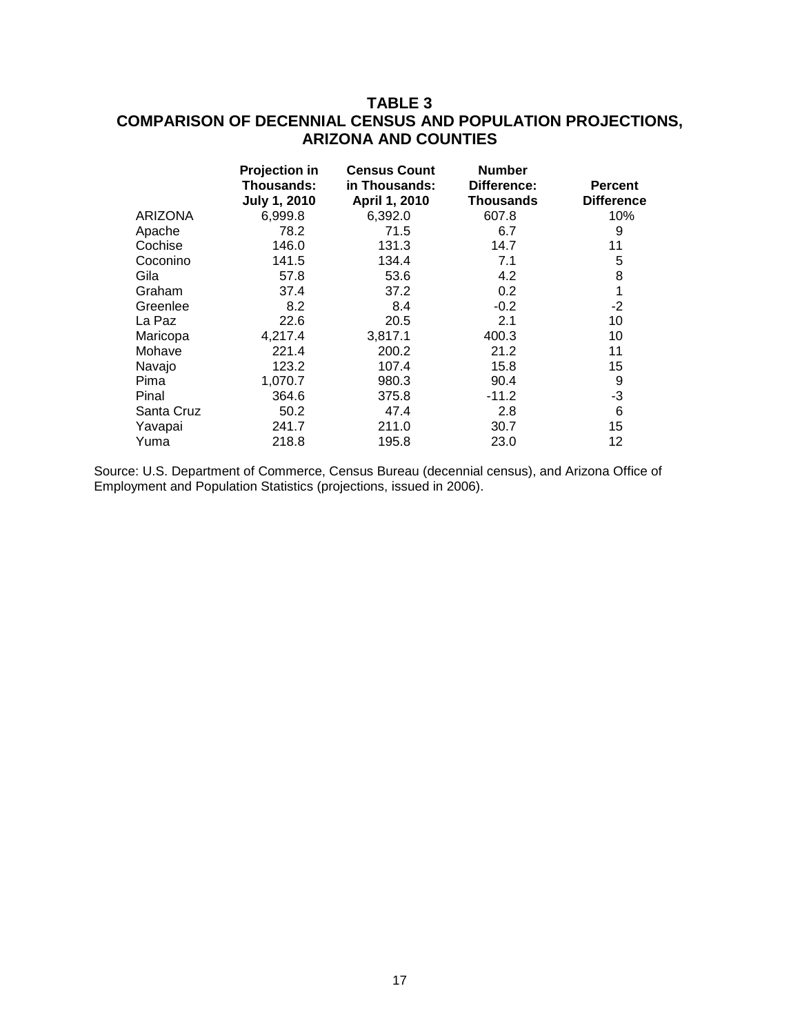# TABLE 3
# COMPARISON OF DECENNIAL CENSUS AND POPULATION PROJECTIONS, ARIZONA AND COUNTIES

| | Projection in Thousands: July 1, 2010 | Census Count in Thousands: April 1, 2010 | Number Difference: Thousands | Percent Difference |
|---|---|---|---|---|
| ARIZONA | 6,999.8 | 6,392.0 | 607.8 | 10% |
| Apache | 78.2 | 71.5 | 6.7 | 9 |
| Cochise | 146.0 | 131.3 | 14.7 | 11 |
| Coconino | 141.5 | 134.4 | 7.1 | 5 |
| Gila | 57.8 | 53.6 | 4.2 | 8 |
| Graham | 37.4 | 37.2 | 0.2 | 1 |
| Greenlee | 8.2 | 8.4 | -0.2 | -2 |
| La Paz | 22.6 | 20.5 | 2.1 | 10 |
| Maricopa | 4,217.4 | 3,817.1 | 400.3 | 10 |
| Mohave | 221.4 | 200.2 | 21.2 | 11 |
| Navajo | 123.2 | 107.4 | 15.8 | 15 |
| Pima | 1,070.7 | 980.3 | 90.4 | 9 |
| Pinal | 364.6 | 375.8 | -11.2 | -3 |
| Santa Cruz | 50.2 | 47.4 | 2.8 | 6 |
| Yavapai | 241.7 | 211.0 | 30.7 | 15 |
| Yuma | 218.8 | 195.8 | 23.0 | 12 |

Source: U.S. Department of Commerce, Census Bureau (decennial census), and Arizona Office of Employment and Population Statistics (projections, issued in 2006).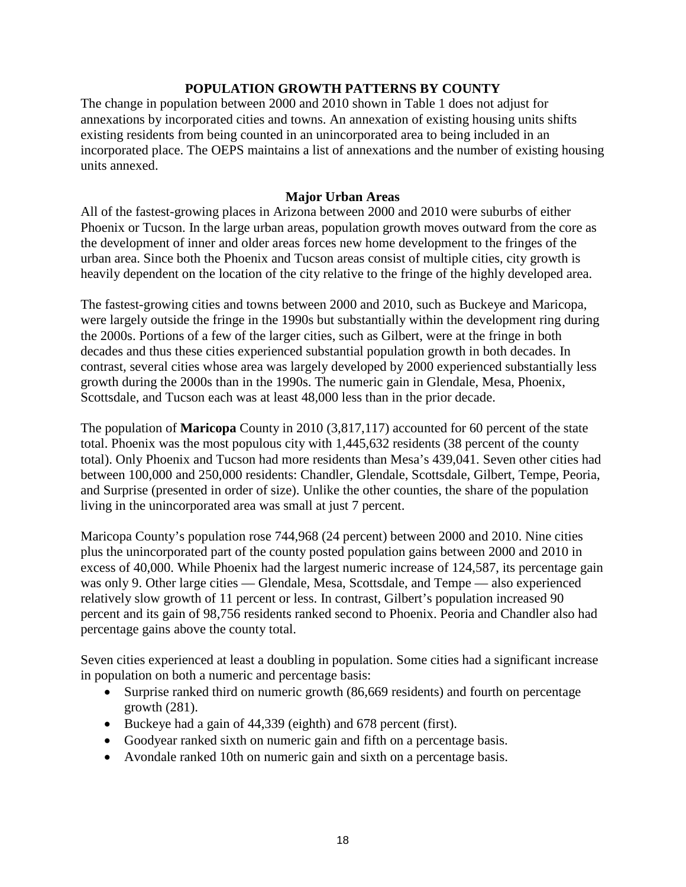## POPULATION GROWTH PATTERNS BY COUNTY

The change in population between 2000 and 2010 shown in Table 1 does not adjust for annexations by incorporated cities and towns. An annexation of existing housing units shifts existing residents from being counted in an unincorporated area to being included in an incorporated place. The OEPS maintains a list of annexations and the number of existing housing units annexed.

### Major Urban Areas

All of the fastest-growing places in Arizona between 2000 and 2010 were suburbs of either Phoenix or Tucson. In the large urban areas, population growth moves outward from the core as the development of inner and older areas forces new home development to the fringes of the urban area. Since both the Phoenix and Tucson areas consist of multiple cities, city growth is heavily dependent on the location of the city relative to the fringe of the highly developed area.

The fastest-growing cities and towns between 2000 and 2010, such as Buckeye and Maricopa, were largely outside the fringe in the 1990s but substantially within the development ring during the 2000s. Portions of a few of the larger cities, such as Gilbert, were at the fringe in both decades and thus these cities experienced substantial population growth in both decades. In contrast, several cities whose area was largely developed by 2000 experienced substantially less growth during the 2000s than in the 1990s. The numeric gain in Glendale, Mesa, Phoenix, Scottsdale, and Tucson each was at least 48,000 less than in the prior decade.

The population of **Maricopa** County in 2010 (3,817,117) accounted for 60 percent of the state total. Phoenix was the most populous city with 1,445,632 residents (38 percent of the county total). Only Phoenix and Tucson had more residents than Mesa's 439,041. Seven other cities had between 100,000 and 250,000 residents: Chandler, Glendale, Scottsdale, Gilbert, Tempe, Peoria, and Surprise (presented in order of size). Unlike the other counties, the share of the population living in the unincorporated area was small at just 7 percent.

Maricopa County's population rose 744,968 (24 percent) between 2000 and 2010. Nine cities plus the unincorporated part of the county posted population gains between 2000 and 2010 in excess of 40,000. While Phoenix had the largest numeric increase of 124,587, its percentage gain was only 9. Other large cities — Glendale, Mesa, Scottsdale, and Tempe — also experienced relatively slow growth of 11 percent or less. In contrast, Gilbert's population increased 90 percent and its gain of 98,756 residents ranked second to Phoenix. Peoria and Chandler also had percentage gains above the county total.

Seven cities experienced at least a doubling in population. Some cities had a significant increase in population on both a numeric and percentage basis:

- Surprise ranked third on numeric growth (86,669 residents) and fourth on percentage growth (281).
- Buckeye had a gain of 44,339 (eighth) and 678 percent (first).
- Goodyear ranked sixth on numeric gain and fifth on a percentage basis.
- Avondale ranked 10th on numeric gain and sixth on a percentage basis.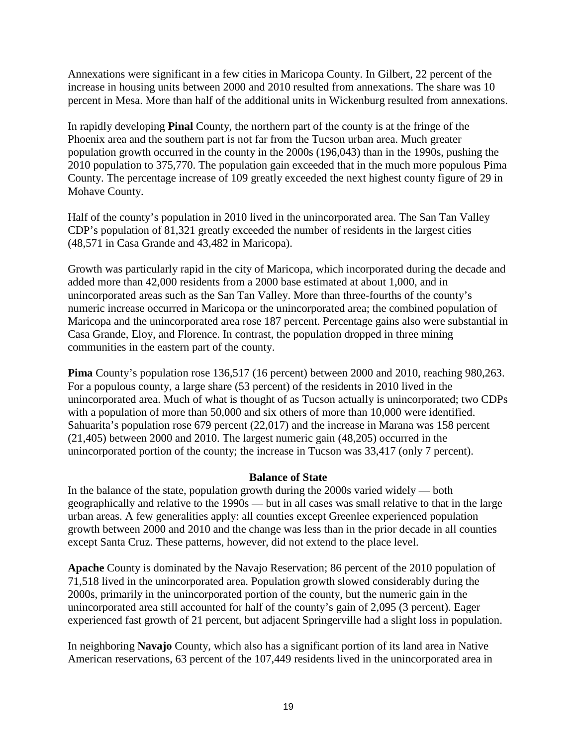Annexations were significant in a few cities in Maricopa County. In Gilbert, 22 percent of the increase in housing units between 2000 and 2010 resulted from annexations. The share was 10 percent in Mesa. More than half of the additional units in Wickenburg resulted from annexations.

In rapidly developing **Pinal** County, the northern part of the county is at the fringe of the Phoenix area and the southern part is not far from the Tucson urban area. Much greater population growth occurred in the county in the 2000s (196,043) than in the 1990s, pushing the 2010 population to 375,770. The population gain exceeded that in the much more populous Pima County. The percentage increase of 109 greatly exceeded the next highest county figure of 29 in Mohave County.

Half of the county's population in 2010 lived in the unincorporated area. The San Tan Valley CDP's population of 81,321 greatly exceeded the number of residents in the largest cities (48,571 in Casa Grande and 43,482 in Maricopa).

Growth was particularly rapid in the city of Maricopa, which incorporated during the decade and added more than 42,000 residents from a 2000 base estimated at about 1,000, and in unincorporated areas such as the San Tan Valley. More than three-fourths of the county's numeric increase occurred in Maricopa or the unincorporated area; the combined population of Maricopa and the unincorporated area rose 187 percent. Percentage gains also were substantial in Casa Grande, Eloy, and Florence. In contrast, the population dropped in three mining communities in the eastern part of the county.

**Pima** County's population rose 136,517 (16 percent) between 2000 and 2010, reaching 980,263. For a populous county, a large share (53 percent) of the residents in 2010 lived in the unincorporated area. Much of what is thought of as Tucson actually is unincorporated; two CDPs with a population of more than 50,000 and six others of more than 10,000 were identified. Sahuarita's population rose 679 percent (22,017) and the increase in Marana was 158 percent (21,405) between 2000 and 2010. The largest numeric gain (48,205) occurred in the unincorporated portion of the county; the increase in Tucson was 33,417 (only 7 percent).

### Balance of State

In the balance of the state, population growth during the 2000s varied widely — both geographically and relative to the 1990s — but in all cases was small relative to that in the large urban areas. A few generalities apply: all counties except Greenlee experienced population growth between 2000 and 2010 and the change was less than in the prior decade in all counties except Santa Cruz. These patterns, however, did not extend to the place level.

**Apache** County is dominated by the Navajo Reservation; 86 percent of the 2010 population of 71,518 lived in the unincorporated area. Population growth slowed considerably during the 2000s, primarily in the unincorporated portion of the county, but the numeric gain in the unincorporated area still accounted for half of the county's gain of 2,095 (3 percent). Eager experienced fast growth of 21 percent, but adjacent Springerville had a slight loss in population.

In neighboring **Navajo** County, which also has a significant portion of its land area in Native American reservations, 63 percent of the 107,449 residents lived in the unincorporated area in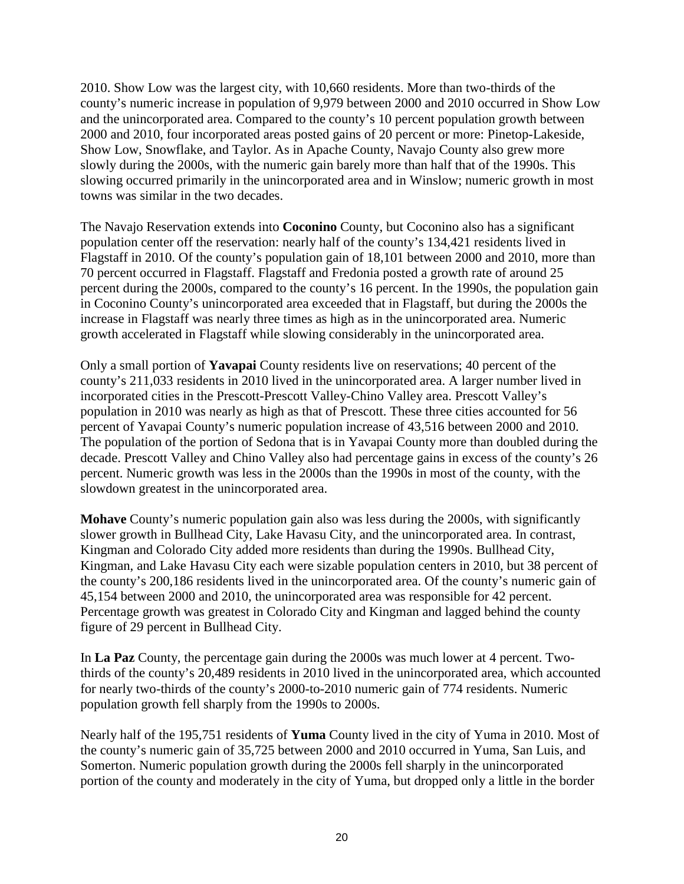2010. Show Low was the largest city, with 10,660 residents. More than two-thirds of the county's numeric increase in population of 9,979 between 2000 and 2010 occurred in Show Low and the unincorporated area. Compared to the county's 10 percent population growth between 2000 and 2010, four incorporated areas posted gains of 20 percent or more: Pinetop-Lakeside, Show Low, Snowflake, and Taylor. As in Apache County, Navajo County also grew more slowly during the 2000s, with the numeric gain barely more than half that of the 1990s. This slowing occurred primarily in the unincorporated area and in Winslow; numeric growth in most towns was similar in the two decades.

The Navajo Reservation extends into **Coconino** County, but Coconino also has a significant population center off the reservation: nearly half of the county's 134,421 residents lived in Flagstaff in 2010. Of the county's population gain of 18,101 between 2000 and 2010, more than 70 percent occurred in Flagstaff. Flagstaff and Fredonia posted a growth rate of around 25 percent during the 2000s, compared to the county's 16 percent. In the 1990s, the population gain in Coconino County's unincorporated area exceeded that in Flagstaff, but during the 2000s the increase in Flagstaff was nearly three times as high as in the unincorporated area. Numeric growth accelerated in Flagstaff while slowing considerably in the unincorporated area.

Only a small portion of **Yavapai** County residents live on reservations; 40 percent of the county's 211,033 residents in 2010 lived in the unincorporated area. A larger number lived in incorporated cities in the Prescott-Prescott Valley-Chino Valley area. Prescott Valley's population in 2010 was nearly as high as that of Prescott. These three cities accounted for 56 percent of Yavapai County's numeric population increase of 43,516 between 2000 and 2010. The population of the portion of Sedona that is in Yavapai County more than doubled during the decade. Prescott Valley and Chino Valley also had percentage gains in excess of the county's 26 percent. Numeric growth was less in the 2000s than the 1990s in most of the county, with the slowdown greatest in the unincorporated area.

**Mohave** County's numeric population gain also was less during the 2000s, with significantly slower growth in Bullhead City, Lake Havasu City, and the unincorporated area. In contrast, Kingman and Colorado City added more residents than during the 1990s. Bullhead City, Kingman, and Lake Havasu City each were sizable population centers in 2010, but 38 percent of the county's 200,186 residents lived in the unincorporated area. Of the county's numeric gain of 45,154 between 2000 and 2010, the unincorporated area was responsible for 42 percent. Percentage growth was greatest in Colorado City and Kingman and lagged behind the county figure of 29 percent in Bullhead City.

In **La Paz** County, the percentage gain during the 2000s was much lower at 4 percent. Two-thirds of the county's 20,489 residents in 2010 lived in the unincorporated area, which accounted for nearly two-thirds of the county's 2000-to-2010 numeric gain of 774 residents. Numeric population growth fell sharply from the 1990s to 2000s.

Nearly half of the 195,751 residents of **Yuma** County lived in the city of Yuma in 2010. Most of the county's numeric gain of 35,725 between 2000 and 2010 occurred in Yuma, San Luis, and Somerton. Numeric population growth during the 2000s fell sharply in the unincorporated portion of the county and moderately in the city of Yuma, but dropped only a little in the border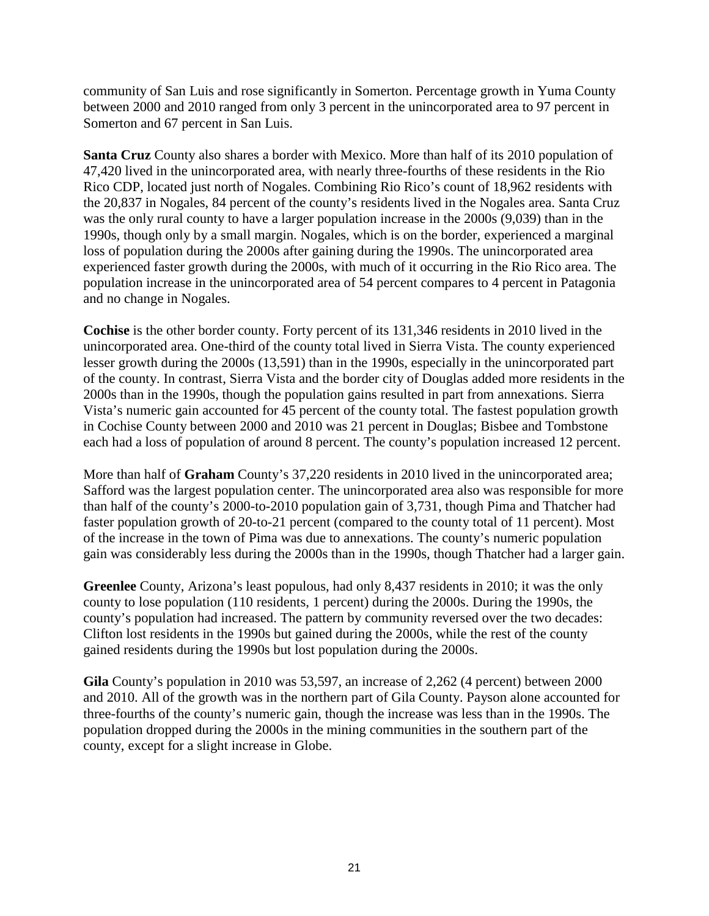community of San Luis and rose significantly in Somerton. Percentage growth in Yuma County between 2000 and 2010 ranged from only 3 percent in the unincorporated area to 97 percent in Somerton and 67 percent in San Luis.

**Santa Cruz** County also shares a border with Mexico. More than half of its 2010 population of 47,420 lived in the unincorporated area, with nearly three-fourths of these residents in the Rio Rico CDP, located just north of Nogales. Combining Rio Rico's count of 18,962 residents with the 20,837 in Nogales, 84 percent of the county's residents lived in the Nogales area. Santa Cruz was the only rural county to have a larger population increase in the 2000s (9,039) than in the 1990s, though only by a small margin. Nogales, which is on the border, experienced a marginal loss of population during the 2000s after gaining during the 1990s. The unincorporated area experienced faster growth during the 2000s, with much of it occurring in the Rio Rico area. The population increase in the unincorporated area of 54 percent compares to 4 percent in Patagonia and no change in Nogales.

**Cochise** is the other border county. Forty percent of its 131,346 residents in 2010 lived in the unincorporated area. One-third of the county total lived in Sierra Vista. The county experienced lesser growth during the 2000s (13,591) than in the 1990s, especially in the unincorporated part of the county. In contrast, Sierra Vista and the border city of Douglas added more residents in the 2000s than in the 1990s, though the population gains resulted in part from annexations. Sierra Vista's numeric gain accounted for 45 percent of the county total. The fastest population growth in Cochise County between 2000 and 2010 was 21 percent in Douglas; Bisbee and Tombstone each had a loss of population of around 8 percent. The county's population increased 12 percent.

More than half of **Graham** County's 37,220 residents in 2010 lived in the unincorporated area; Safford was the largest population center. The unincorporated area also was responsible for more than half of the county's 2000-to-2010 population gain of 3,731, though Pima and Thatcher had faster population growth of 20-to-21 percent (compared to the county total of 11 percent). Most of the increase in the town of Pima was due to annexations. The county's numeric population gain was considerably less during the 2000s than in the 1990s, though Thatcher had a larger gain.

**Greenlee** County, Arizona's least populous, had only 8,437 residents in 2010; it was the only county to lose population (110 residents, 1 percent) during the 2000s. During the 1990s, the county's population had increased. The pattern by community reversed over the two decades: Clifton lost residents in the 1990s but gained during the 2000s, while the rest of the county gained residents during the 1990s but lost population during the 2000s.

**Gila** County's population in 2010 was 53,597, an increase of 2,262 (4 percent) between 2000 and 2010. All of the growth was in the northern part of Gila County. Payson alone accounted for three-fourths of the county's numeric gain, though the increase was less than in the 1990s. The population dropped during the 2000s in the mining communities in the southern part of the county, except for a slight increase in Globe.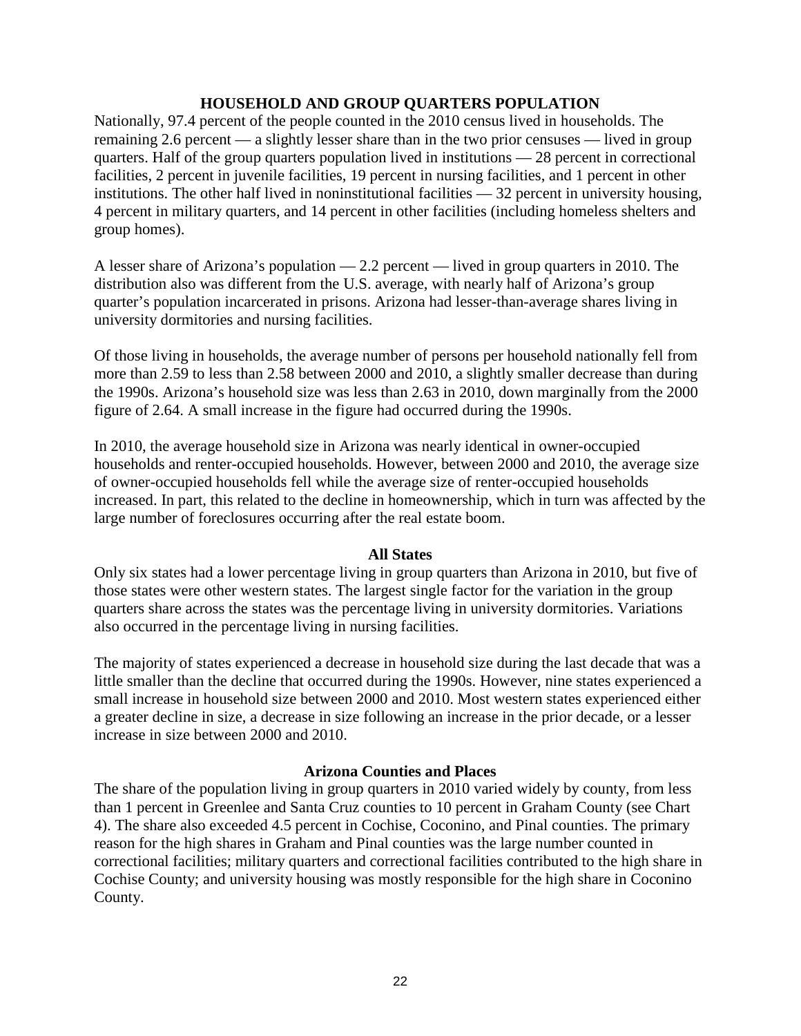## HOUSEHOLD AND GROUP QUARTERS POPULATION

Nationally, 97.4 percent of the people counted in the 2010 census lived in households. The remaining 2.6 percent — a slightly lesser share than in the two prior censuses — lived in group quarters. Half of the group quarters population lived in institutions — 28 percent in correctional facilities, 2 percent in juvenile facilities, 19 percent in nursing facilities, and 1 percent in other institutions. The other half lived in noninstitutional facilities — 32 percent in university housing, 4 percent in military quarters, and 14 percent in other facilities (including homeless shelters and group homes).

A lesser share of Arizona's population — 2.2 percent — lived in group quarters in 2010. The distribution also was different from the U.S. average, with nearly half of Arizona's group quarter's population incarcerated in prisons. Arizona had lesser-than-average shares living in university dormitories and nursing facilities.

Of those living in households, the average number of persons per household nationally fell from more than 2.59 to less than 2.58 between 2000 and 2010, a slightly smaller decrease than during the 1990s. Arizona's household size was less than 2.63 in 2010, down marginally from the 2000 figure of 2.64. A small increase in the figure had occurred during the 1990s.

In 2010, the average household size in Arizona was nearly identical in owner-occupied households and renter-occupied households. However, between 2000 and 2010, the average size of owner-occupied households fell while the average size of renter-occupied households increased. In part, this related to the decline in homeownership, which in turn was affected by the large number of foreclosures occurring after the real estate boom.

### All States

Only six states had a lower percentage living in group quarters than Arizona in 2010, but five of those states were other western states. The largest single factor for the variation in the group quarters share across the states was the percentage living in university dormitories. Variations also occurred in the percentage living in nursing facilities.

The majority of states experienced a decrease in household size during the last decade that was a little smaller than the decline that occurred during the 1990s. However, nine states experienced a small increase in household size between 2000 and 2010. Most western states experienced either a greater decline in size, a decrease in size following an increase in the prior decade, or a lesser increase in size between 2000 and 2010.

### Arizona Counties and Places

The share of the population living in group quarters in 2010 varied widely by county, from less than 1 percent in Greenlee and Santa Cruz counties to 10 percent in Graham County (see Chart 4). The share also exceeded 4.5 percent in Cochise, Coconino, and Pinal counties. The primary reason for the high shares in Graham and Pinal counties was the large number counted in correctional facilities; military quarters and correctional facilities contributed to the high share in Cochise County; and university housing was mostly responsible for the high share in Coconino County.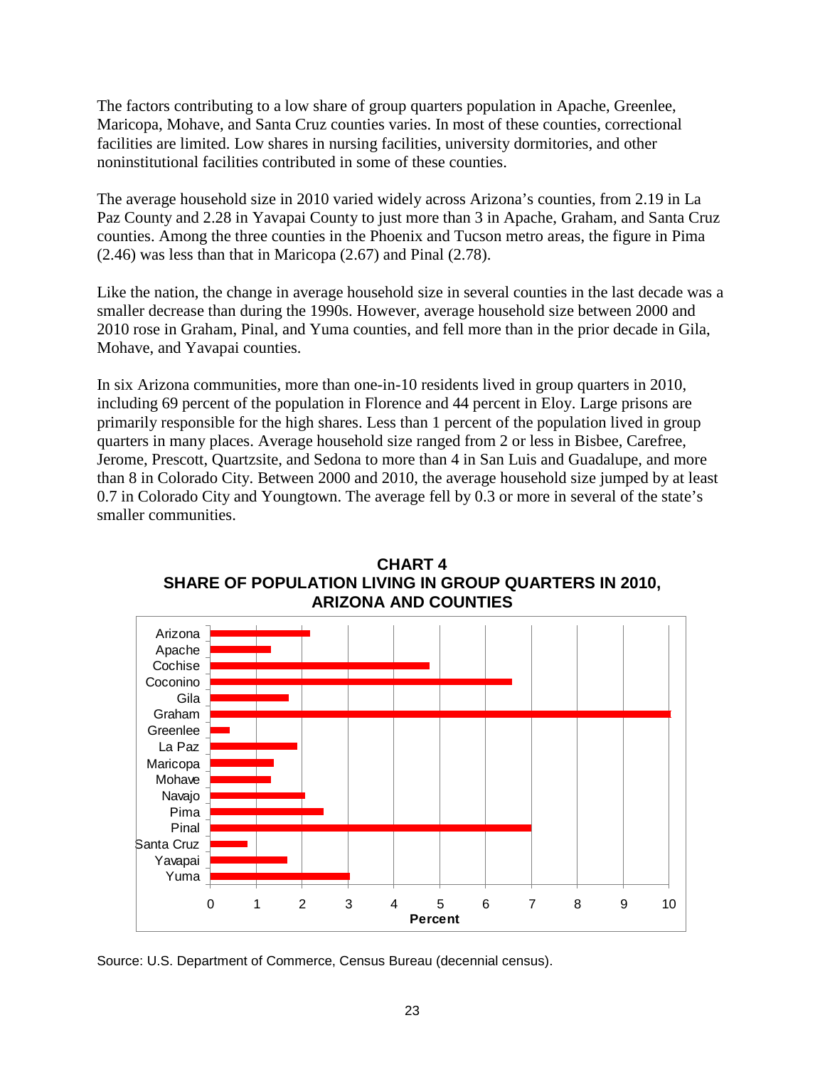The factors contributing to a low share of group quarters population in Apache, Greenlee, Maricopa, Mohave, and Santa Cruz counties varies. In most of these counties, correctional facilities are limited. Low shares in nursing facilities, university dormitories, and other noninstitutional facilities contributed in some of these counties.

The average household size in 2010 varied widely across Arizona's counties, from 2.19 in La Paz County and 2.28 in Yavapai County to just more than 3 in Apache, Graham, and Santa Cruz counties. Among the three counties in the Phoenix and Tucson metro areas, the figure in Pima (2.46) was less than that in Maricopa (2.67) and Pinal (2.78).

Like the nation, the change in average household size in several counties in the last decade was a smaller decrease than during the 1990s. However, average household size between 2000 and 2010 rose in Graham, Pinal, and Yuma counties, and fell more than in the prior decade in Gila, Mohave, and Yavapai counties.

In six Arizona communities, more than one-in-10 residents lived in group quarters in 2010, including 69 percent of the population in Florence and 44 percent in Eloy. Large prisons are primarily responsible for the high shares. Less than 1 percent of the population lived in group quarters in many places. Average household size ranged from 2 or less in Bisbee, Carefree, Jerome, Prescott, Quartzsite, and Sedona to more than 4 in San Luis and Guadalupe, and more than 8 in Colorado City. Between 2000 and 2010, the average household size jumped by at least 0.7 in Colorado City and Youngtown. The average fell by 0.3 or more in several of the state's smaller communities.

**CHART 4**
**SHARE OF POPULATION LIVING IN GROUP QUARTERS IN 2010, ARIZONA AND COUNTIES**

| Area | Percent (approx.) |
|---|---|
| Arizona | 2.2 |
| Apache | 1.3 |
| Cochise | 4.8 |
| Coconino | 6.6 |
| Gila | 1.7 |
| Graham | 10.0 |
| Greenlee | 0.4 |
| La Paz | 1.9 |
| Maricopa | 1.4 |
| Mohave | 1.3 |
| Navajo | 2.1 |
| Pima | 2.5 |
| Pinal | 7.0 |
| Santa Cruz | 0.8 |
| Yavapai | 1.7 |
| Yuma | 3.0 |

Source: U.S. Department of Commerce, Census Bureau (decennial census).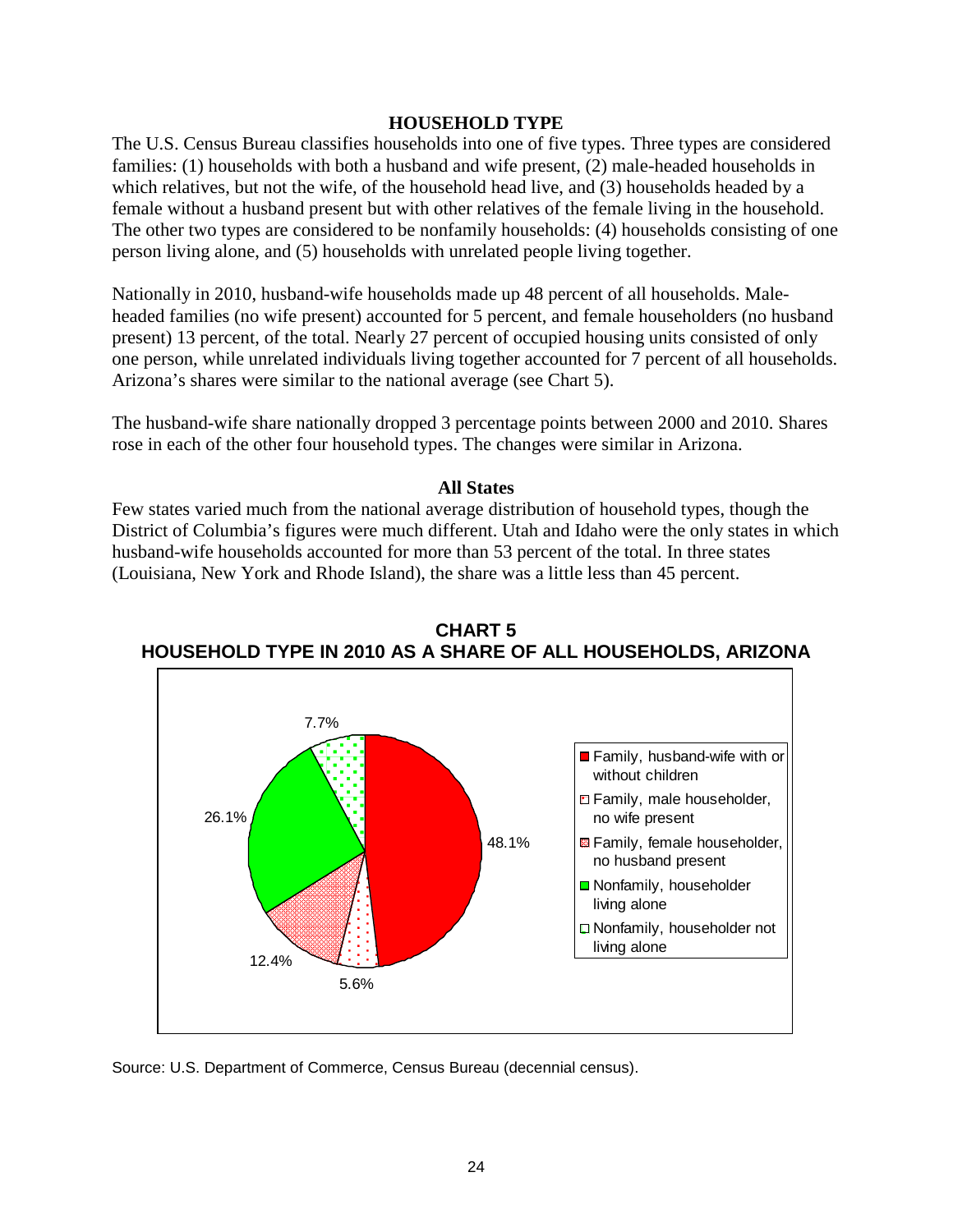## HOUSEHOLD TYPE

The U.S. Census Bureau classifies households into one of five types. Three types are considered families: (1) households with both a husband and wife present, (2) male-headed households in which relatives, but not the wife, of the household head live, and (3) households headed by a female without a husband present but with other relatives of the female living in the household. The other two types are considered to be nonfamily households: (4) households consisting of one person living alone, and (5) households with unrelated people living together.

Nationally in 2010, husband-wife households made up 48 percent of all households. Male-headed families (no wife present) accounted for 5 percent, and female householders (no husband present) 13 percent, of the total. Nearly 27 percent of occupied housing units consisted of only one person, while unrelated individuals living together accounted for 7 percent of all households. Arizona's shares were similar to the national average (see Chart 5).

The husband-wife share nationally dropped 3 percentage points between 2000 and 2010. Shares rose in each of the other four household types. The changes were similar in Arizona.

### All States

Few states varied much from the national average distribution of household types, though the District of Columbia's figures were much different. Utah and Idaho were the only states in which husband-wife households accounted for more than 53 percent of the total. In three states (Louisiana, New York and Rhode Island), the share was a little less than 45 percent.

**CHART 5**
**HOUSEHOLD TYPE IN 2010 AS A SHARE OF ALL HOUSEHOLDS, ARIZONA**

| Household Type | Share |
|---|---|
| Family, husband-wife with or without children | 48.1% |
| Family, male householder, no wife present | 5.6% |
| Family, female householder, no husband present | 12.4% |
| Nonfamily, householder living alone | 26.1% |
| Nonfamily, householder not living alone | 7.7% |

Source: U.S. Department of Commerce, Census Bureau (decennial census).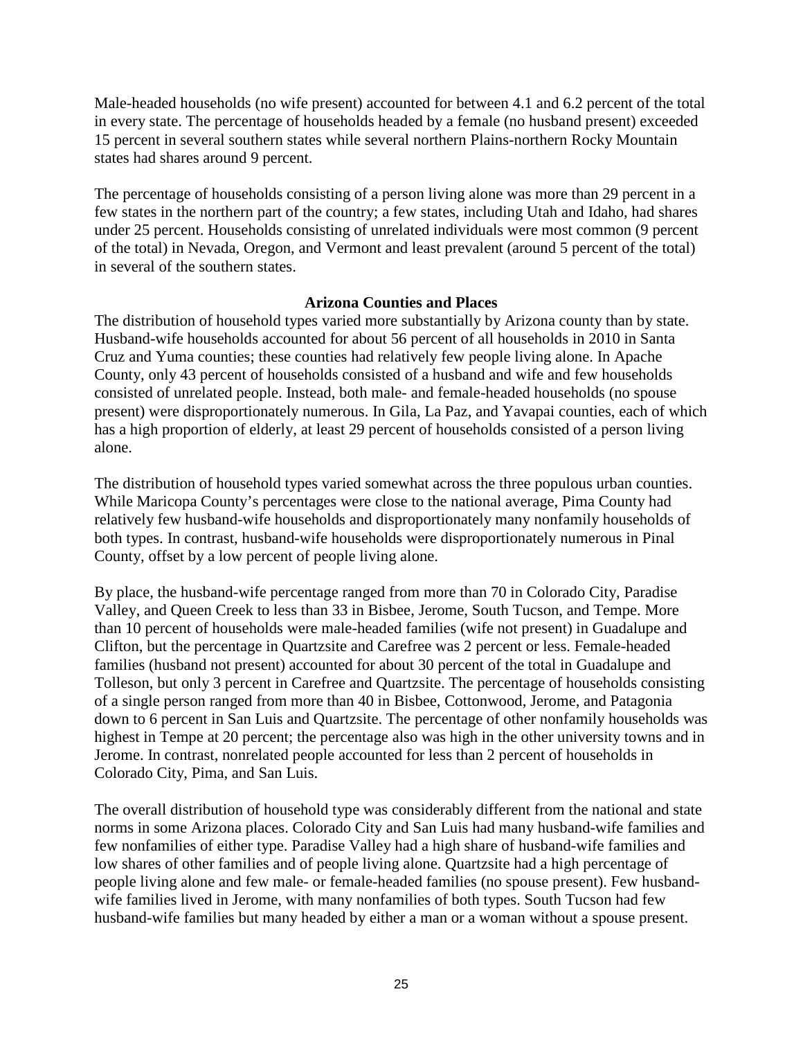Male-headed households (no wife present) accounted for between 4.1 and 6.2 percent of the total in every state. The percentage of households headed by a female (no husband present) exceeded 15 percent in several southern states while several northern Plains-northern Rocky Mountain states had shares around 9 percent.

The percentage of households consisting of a person living alone was more than 29 percent in a few states in the northern part of the country; a few states, including Utah and Idaho, had shares under 25 percent. Households consisting of unrelated individuals were most common (9 percent of the total) in Nevada, Oregon, and Vermont and least prevalent (around 5 percent of the total) in several of the southern states.

## Arizona Counties and Places

The distribution of household types varied more substantially by Arizona county than by state. Husband-wife households accounted for about 56 percent of all households in 2010 in Santa Cruz and Yuma counties; these counties had relatively few people living alone. In Apache County, only 43 percent of households consisted of a husband and wife and few households consisted of unrelated people. Instead, both male- and female-headed households (no spouse present) were disproportionately numerous. In Gila, La Paz, and Yavapai counties, each of which has a high proportion of elderly, at least 29 percent of households consisted of a person living alone.

The distribution of household types varied somewhat across the three populous urban counties. While Maricopa County's percentages were close to the national average, Pima County had relatively few husband-wife households and disproportionately many nonfamily households of both types. In contrast, husband-wife households were disproportionately numerous in Pinal County, offset by a low percent of people living alone.

By place, the husband-wife percentage ranged from more than 70 in Colorado City, Paradise Valley, and Queen Creek to less than 33 in Bisbee, Jerome, South Tucson, and Tempe. More than 10 percent of households were male-headed families (wife not present) in Guadalupe and Clifton, but the percentage in Quartzsite and Carefree was 2 percent or less. Female-headed families (husband not present) accounted for about 30 percent of the total in Guadalupe and Tolleson, but only 3 percent in Carefree and Quartzsite. The percentage of households consisting of a single person ranged from more than 40 in Bisbee, Cottonwood, Jerome, and Patagonia down to 6 percent in San Luis and Quartzsite. The percentage of other nonfamily households was highest in Tempe at 20 percent; the percentage also was high in the other university towns and in Jerome. In contrast, nonrelated people accounted for less than 2 percent of households in Colorado City, Pima, and San Luis.

The overall distribution of household type was considerably different from the national and state norms in some Arizona places. Colorado City and San Luis had many husband-wife families and few nonfamilies of either type. Paradise Valley had a high share of husband-wife families and low shares of other families and of people living alone. Quartzsite had a high percentage of people living alone and few male- or female-headed families (no spouse present). Few husband-wife families lived in Jerome, with many nonfamilies of both types. South Tucson had few husband-wife families but many headed by either a man or a woman without a spouse present.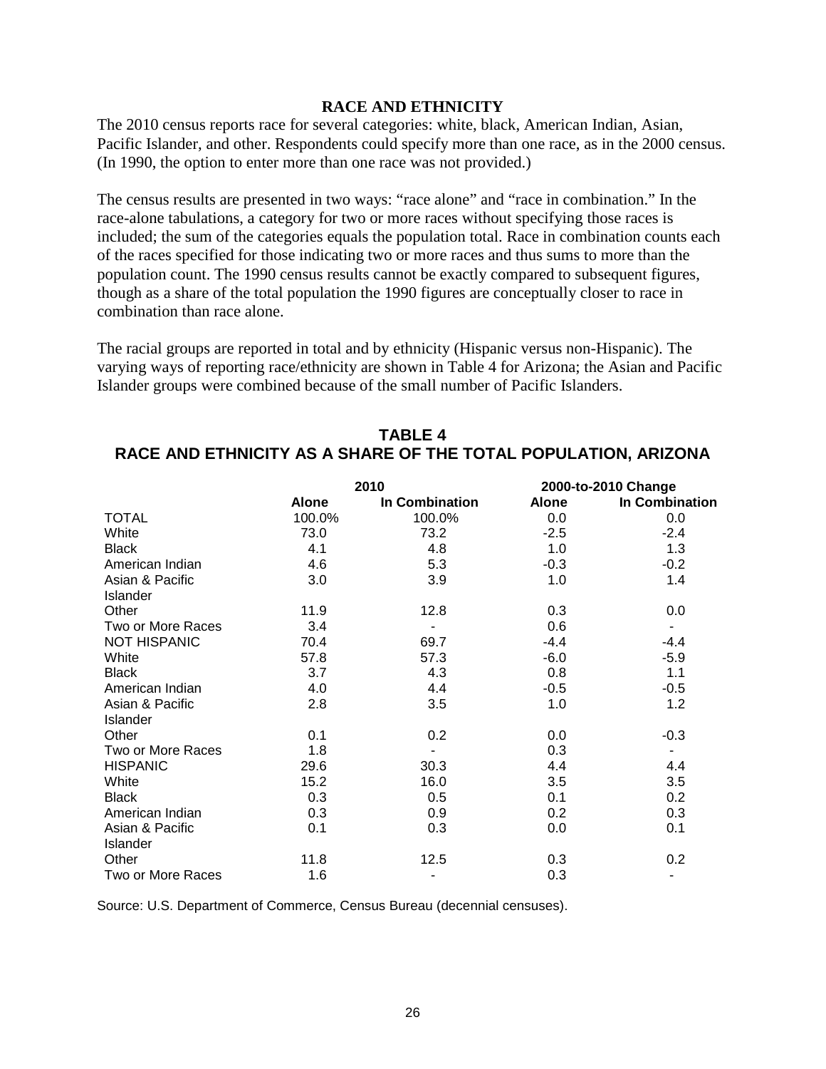## RACE AND ETHNICITY

The 2010 census reports race for several categories: white, black, American Indian, Asian, Pacific Islander, and other. Respondents could specify more than one race, as in the 2000 census. (In 1990, the option to enter more than one race was not provided.)

The census results are presented in two ways: "race alone" and "race in combination." In the race-alone tabulations, a category for two or more races without specifying those races is included; the sum of the categories equals the population total. Race in combination counts each of the races specified for those indicating two or more races and thus sums to more than the population count. The 1990 census results cannot be exactly compared to subsequent figures, though as a share of the total population the 1990 figures are conceptually closer to race in combination than race alone.

The racial groups are reported in total and by ethnicity (Hispanic versus non-Hispanic). The varying ways of reporting race/ethnicity are shown in Table 4 for Arizona; the Asian and Pacific Islander groups were combined because of the small number of Pacific Islanders.

**TABLE 4**
**RACE AND ETHNICITY AS A SHARE OF THE TOTAL POPULATION, ARIZONA**

| | 2010 | | 2000-to-2010 Change | |
|---|---|---|---|---|
| | **Alone** | **In Combination** | **Alone** | **In Combination** |
| TOTAL | 100.0% | 100.0% | 0.0 | 0.0 |
| White | 73.0 | 73.2 | -2.5 | -2.4 |
| Black | 4.1 | 4.8 | 1.0 | 1.3 |
| American Indian | 4.6 | 5.3 | -0.3 | -0.2 |
| Asian & Pacific Islander | 3.0 | 3.9 | 1.0 | 1.4 |
| Other | 11.9 | 12.8 | 0.3 | 0.0 |
| Two or More Races | 3.4 | - | 0.6 | - |
| NOT HISPANIC | 70.4 | 69.7 | -4.4 | -4.4 |
| White | 57.8 | 57.3 | -6.0 | -5.9 |
| Black | 3.7 | 4.3 | 0.8 | 1.1 |
| American Indian | 4.0 | 4.4 | -0.5 | -0.5 |
| Asian & Pacific Islander | 2.8 | 3.5 | 1.0 | 1.2 |
| Other | 0.1 | 0.2 | 0.0 | -0.3 |
| Two or More Races | 1.8 | - | 0.3 | - |
| HISPANIC | 29.6 | 30.3 | 4.4 | 4.4 |
| White | 15.2 | 16.0 | 3.5 | 3.5 |
| Black | 0.3 | 0.5 | 0.1 | 0.2 |
| American Indian | 0.3 | 0.9 | 0.2 | 0.3 |
| Asian & Pacific Islander | 0.1 | 0.3 | 0.0 | 0.1 |
| Other | 11.8 | 12.5 | 0.3 | 0.2 |
| Two or More Races | 1.6 | - | 0.3 | - |

Source: U.S. Department of Commerce, Census Bureau (decennial censuses).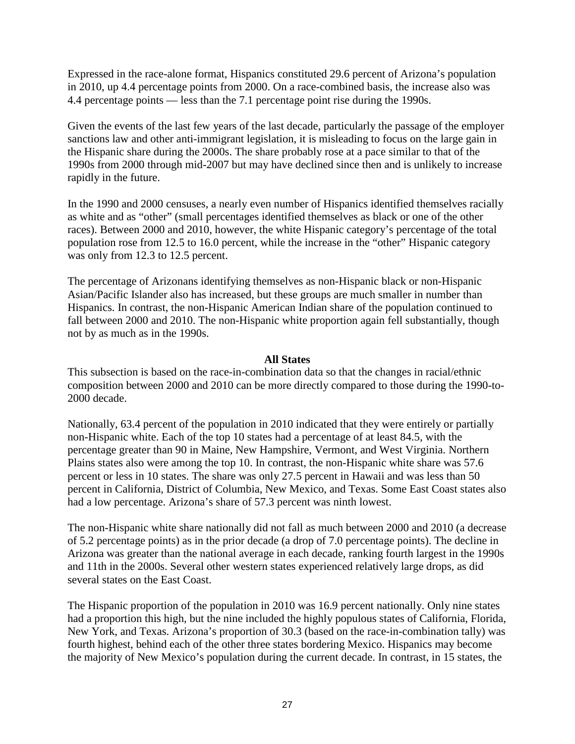Expressed in the race-alone format, Hispanics constituted 29.6 percent of Arizona's population in 2010, up 4.4 percentage points from 2000. On a race-combined basis, the increase also was 4.4 percentage points — less than the 7.1 percentage point rise during the 1990s.

Given the events of the last few years of the last decade, particularly the passage of the employer sanctions law and other anti-immigrant legislation, it is misleading to focus on the large gain in the Hispanic share during the 2000s. The share probably rose at a pace similar to that of the 1990s from 2000 through mid-2007 but may have declined since then and is unlikely to increase rapidly in the future.

In the 1990 and 2000 censuses, a nearly even number of Hispanics identified themselves racially as white and as "other" (small percentages identified themselves as black or one of the other races). Between 2000 and 2010, however, the white Hispanic category's percentage of the total population rose from 12.5 to 16.0 percent, while the increase in the "other" Hispanic category was only from 12.3 to 12.5 percent.

The percentage of Arizonans identifying themselves as non-Hispanic black or non-Hispanic Asian/Pacific Islander also has increased, but these groups are much smaller in number than Hispanics. In contrast, the non-Hispanic American Indian share of the population continued to fall between 2000 and 2010. The non-Hispanic white proportion again fell substantially, though not by as much as in the 1990s.

## All States

This subsection is based on the race-in-combination data so that the changes in racial/ethnic composition between 2000 and 2010 can be more directly compared to those during the 1990-to-2000 decade.

Nationally, 63.4 percent of the population in 2010 indicated that they were entirely or partially non-Hispanic white. Each of the top 10 states had a percentage of at least 84.5, with the percentage greater than 90 in Maine, New Hampshire, Vermont, and West Virginia. Northern Plains states also were among the top 10. In contrast, the non-Hispanic white share was 57.6 percent or less in 10 states. The share was only 27.5 percent in Hawaii and was less than 50 percent in California, District of Columbia, New Mexico, and Texas. Some East Coast states also had a low percentage. Arizona's share of 57.3 percent was ninth lowest.

The non-Hispanic white share nationally did not fall as much between 2000 and 2010 (a decrease of 5.2 percentage points) as in the prior decade (a drop of 7.0 percentage points). The decline in Arizona was greater than the national average in each decade, ranking fourth largest in the 1990s and 11th in the 2000s. Several other western states experienced relatively large drops, as did several states on the East Coast.

The Hispanic proportion of the population in 2010 was 16.9 percent nationally. Only nine states had a proportion this high, but the nine included the highly populous states of California, Florida, New York, and Texas. Arizona's proportion of 30.3 (based on the race-in-combination tally) was fourth highest, behind each of the other three states bordering Mexico. Hispanics may become the majority of New Mexico's population during the current decade. In contrast, in 15 states, the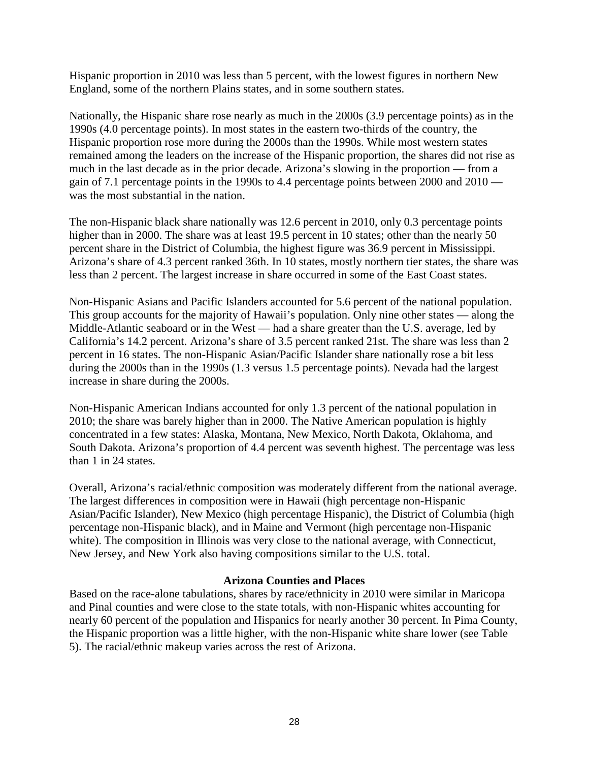Hispanic proportion in 2010 was less than 5 percent, with the lowest figures in northern New England, some of the northern Plains states, and in some southern states.

Nationally, the Hispanic share rose nearly as much in the 2000s (3.9 percentage points) as in the 1990s (4.0 percentage points). In most states in the eastern two-thirds of the country, the Hispanic proportion rose more during the 2000s than the 1990s. While most western states remained among the leaders on the increase of the Hispanic proportion, the shares did not rise as much in the last decade as in the prior decade. Arizona's slowing in the proportion — from a gain of 7.1 percentage points in the 1990s to 4.4 percentage points between 2000 and 2010 — was the most substantial in the nation.

The non-Hispanic black share nationally was 12.6 percent in 2010, only 0.3 percentage points higher than in 2000. The share was at least 19.5 percent in 10 states; other than the nearly 50 percent share in the District of Columbia, the highest figure was 36.9 percent in Mississippi. Arizona's share of 4.3 percent ranked 36th. In 10 states, mostly northern tier states, the share was less than 2 percent. The largest increase in share occurred in some of the East Coast states.

Non-Hispanic Asians and Pacific Islanders accounted for 5.6 percent of the national population. This group accounts for the majority of Hawaii's population. Only nine other states — along the Middle-Atlantic seaboard or in the West — had a share greater than the U.S. average, led by California's 14.2 percent. Arizona's share of 3.5 percent ranked 21st. The share was less than 2 percent in 16 states. The non-Hispanic Asian/Pacific Islander share nationally rose a bit less during the 2000s than in the 1990s (1.3 versus 1.5 percentage points). Nevada had the largest increase in share during the 2000s.

Non-Hispanic American Indians accounted for only 1.3 percent of the national population in 2010; the share was barely higher than in 2000. The Native American population is highly concentrated in a few states: Alaska, Montana, New Mexico, North Dakota, Oklahoma, and South Dakota. Arizona's proportion of 4.4 percent was seventh highest. The percentage was less than 1 in 24 states.

Overall, Arizona's racial/ethnic composition was moderately different from the national average. The largest differences in composition were in Hawaii (high percentage non-Hispanic Asian/Pacific Islander), New Mexico (high percentage Hispanic), the District of Columbia (high percentage non-Hispanic black), and in Maine and Vermont (high percentage non-Hispanic white). The composition in Illinois was very close to the national average, with Connecticut, New Jersey, and New York also having compositions similar to the U.S. total.

## Arizona Counties and Places

Based on the race-alone tabulations, shares by race/ethnicity in 2010 were similar in Maricopa and Pinal counties and were close to the state totals, with non-Hispanic whites accounting for nearly 60 percent of the population and Hispanics for nearly another 30 percent. In Pima County, the Hispanic proportion was a little higher, with the non-Hispanic white share lower (see Table 5). The racial/ethnic makeup varies across the rest of Arizona.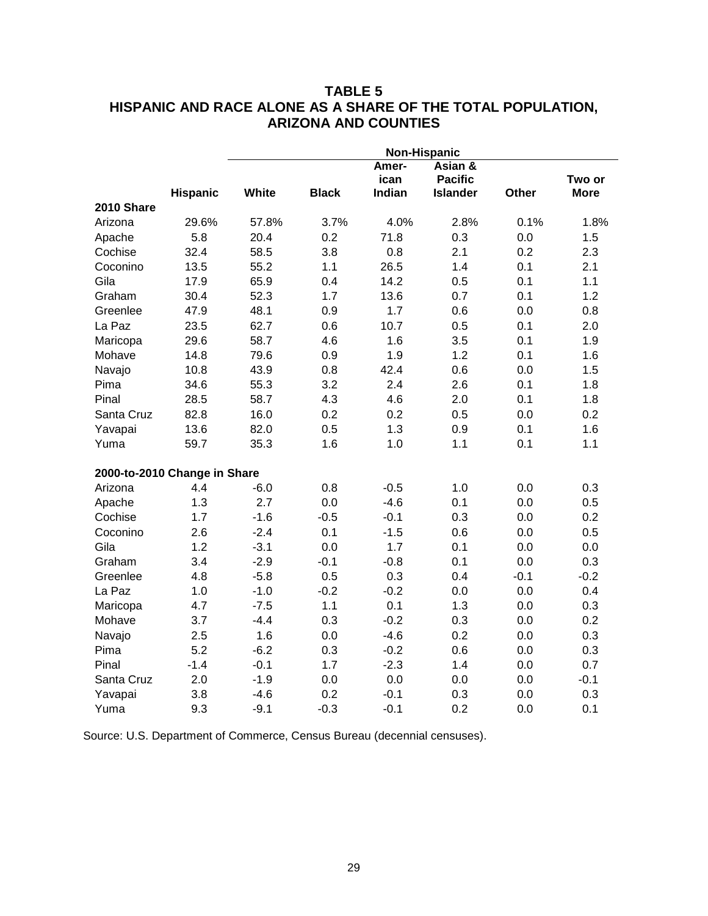# TABLE 5
## HISPANIC AND RACE ALONE AS A SHARE OF THE TOTAL POPULATION, ARIZONA AND COUNTIES

| | | Non-Hispanic | | | | | |
|---|---|---|---|---|---|---|---|
| | Hispanic | White | Black | American Indian | Asian & Pacific Islander | Other | Two or More |
| **2010 Share** | | | | | | | |
| Arizona | 29.6% | 57.8% | 3.7% | 4.0% | 2.8% | 0.1% | 1.8% |
| Apache | 5.8 | 20.4 | 0.2 | 71.8 | 0.3 | 0.0 | 1.5 |
| Cochise | 32.4 | 58.5 | 3.8 | 0.8 | 2.1 | 0.2 | 2.3 |
| Coconino | 13.5 | 55.2 | 1.1 | 26.5 | 1.4 | 0.1 | 2.1 |
| Gila | 17.9 | 65.9 | 0.4 | 14.2 | 0.5 | 0.1 | 1.1 |
| Graham | 30.4 | 52.3 | 1.7 | 13.6 | 0.7 | 0.1 | 1.2 |
| Greenlee | 47.9 | 48.1 | 0.9 | 1.7 | 0.6 | 0.0 | 0.8 |
| La Paz | 23.5 | 62.7 | 0.6 | 10.7 | 0.5 | 0.1 | 2.0 |
| Maricopa | 29.6 | 58.7 | 4.6 | 1.6 | 3.5 | 0.1 | 1.9 |
| Mohave | 14.8 | 79.6 | 0.9 | 1.9 | 1.2 | 0.1 | 1.6 |
| Navajo | 10.8 | 43.9 | 0.8 | 42.4 | 0.6 | 0.0 | 1.5 |
| Pima | 34.6 | 55.3 | 3.2 | 2.4 | 2.6 | 0.1 | 1.8 |
| Pinal | 28.5 | 58.7 | 4.3 | 4.6 | 2.0 | 0.1 | 1.8 |
| Santa Cruz | 82.8 | 16.0 | 0.2 | 0.2 | 0.5 | 0.0 | 0.2 |
| Yavapai | 13.6 | 82.0 | 0.5 | 1.3 | 0.9 | 0.1 | 1.6 |
| Yuma | 59.7 | 35.3 | 1.6 | 1.0 | 1.1 | 0.1 | 1.1 |
| **2000-to-2010 Change in Share** | | | | | | | |
| Arizona | 4.4 | -6.0 | 0.8 | -0.5 | 1.0 | 0.0 | 0.3 |
| Apache | 1.3 | 2.7 | 0.0 | -4.6 | 0.1 | 0.0 | 0.5 |
| Cochise | 1.7 | -1.6 | -0.5 | -0.1 | 0.3 | 0.0 | 0.2 |
| Coconino | 2.6 | -2.4 | 0.1 | -1.5 | 0.6 | 0.0 | 0.5 |
| Gila | 1.2 | -3.1 | 0.0 | 1.7 | 0.1 | 0.0 | 0.0 |
| Graham | 3.4 | -2.9 | -0.1 | -0.8 | 0.1 | 0.0 | 0.3 |
| Greenlee | 4.8 | -5.8 | 0.5 | 0.3 | 0.4 | -0.1 | -0.2 |
| La Paz | 1.0 | -1.0 | -0.2 | -0.2 | 0.0 | 0.0 | 0.4 |
| Maricopa | 4.7 | -7.5 | 1.1 | 0.1 | 1.3 | 0.0 | 0.3 |
| Mohave | 3.7 | -4.4 | 0.3 | -0.2 | 0.3 | 0.0 | 0.2 |
| Navajo | 2.5 | 1.6 | 0.0 | -4.6 | 0.2 | 0.0 | 0.3 |
| Pima | 5.2 | -6.2 | 0.3 | -0.2 | 0.6 | 0.0 | 0.3 |
| Pinal | -1.4 | -0.1 | 1.7 | -2.3 | 1.4 | 0.0 | 0.7 |
| Santa Cruz | 2.0 | -1.9 | 0.0 | 0.0 | 0.0 | 0.0 | -0.1 |
| Yavapai | 3.8 | -4.6 | 0.2 | -0.1 | 0.3 | 0.0 | 0.3 |
| Yuma | 9.3 | -9.1 | -0.3 | -0.1 | 0.2 | 0.0 | 0.1 |

Source: U.S. Department of Commerce, Census Bureau (decennial censuses).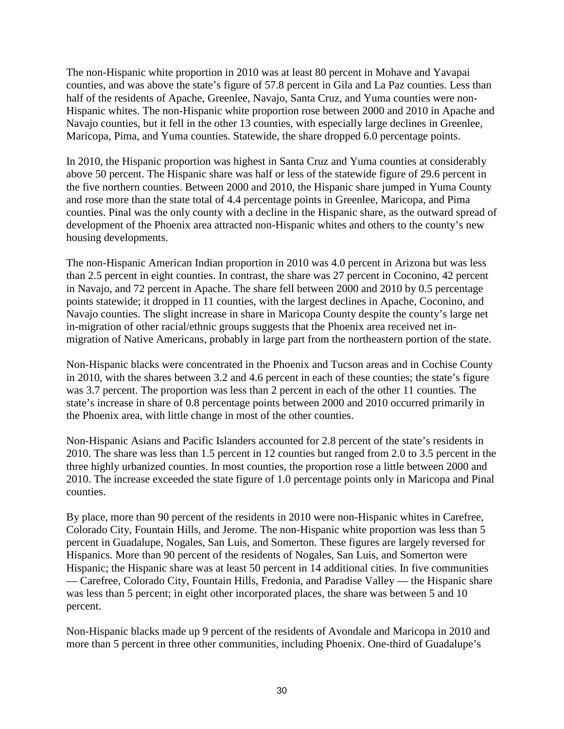The non-Hispanic white proportion in 2010 was at least 80 percent in Mohave and Yavapai counties, and was above the state's figure of 57.8 percent in Gila and La Paz counties. Less than half of the residents of Apache, Greenlee, Navajo, Santa Cruz, and Yuma counties were non-Hispanic whites. The non-Hispanic white proportion rose between 2000 and 2010 in Apache and Navajo counties, but it fell in the other 13 counties, with especially large declines in Greenlee, Maricopa, Pima, and Yuma counties. Statewide, the share dropped 6.0 percentage points.

In 2010, the Hispanic proportion was highest in Santa Cruz and Yuma counties at considerably above 50 percent. The Hispanic share was half or less of the statewide figure of 29.6 percent in the five northern counties. Between 2000 and 2010, the Hispanic share jumped in Yuma County and rose more than the state total of 4.4 percentage points in Greenlee, Maricopa, and Pima counties. Pinal was the only county with a decline in the Hispanic share, as the outward spread of development of the Phoenix area attracted non-Hispanic whites and others to the county's new housing developments.

The non-Hispanic American Indian proportion in 2010 was 4.0 percent in Arizona but was less than 2.5 percent in eight counties. In contrast, the share was 27 percent in Coconino, 42 percent in Navajo, and 72 percent in Apache. The share fell between 2000 and 2010 by 0.5 percentage points statewide; it dropped in 11 counties, with the largest declines in Apache, Coconino, and Navajo counties. The slight increase in share in Maricopa County despite the county's large net in-migration of other racial/ethnic groups suggests that the Phoenix area received net in-migration of Native Americans, probably in large part from the northeastern portion of the state.

Non-Hispanic blacks were concentrated in the Phoenix and Tucson areas and in Cochise County in 2010, with the shares between 3.2 and 4.6 percent in each of these counties; the state's figure was 3.7 percent. The proportion was less than 2 percent in each of the other 11 counties. The state's increase in share of 0.8 percentage points between 2000 and 2010 occurred primarily in the Phoenix area, with little change in most of the other counties.

Non-Hispanic Asians and Pacific Islanders accounted for 2.8 percent of the state's residents in 2010. The share was less than 1.5 percent in 12 counties but ranged from 2.0 to 3.5 percent in the three highly urbanized counties. In most counties, the proportion rose a little between 2000 and 2010. The increase exceeded the state figure of 1.0 percentage points only in Maricopa and Pinal counties.

By place, more than 90 percent of the residents in 2010 were non-Hispanic whites in Carefree, Colorado City, Fountain Hills, and Jerome. The non-Hispanic white proportion was less than 5 percent in Guadalupe, Nogales, San Luis, and Somerton. These figures are largely reversed for Hispanics. More than 90 percent of the residents of Nogales, San Luis, and Somerton were Hispanic; the Hispanic share was at least 50 percent in 14 additional cities. In five communities — Carefree, Colorado City, Fountain Hills, Fredonia, and Paradise Valley — the Hispanic share was less than 5 percent; in eight other incorporated places, the share was between 5 and 10 percent.

Non-Hispanic blacks made up 9 percent of the residents of Avondale and Maricopa in 2010 and more than 5 percent in three other communities, including Phoenix. One-third of Guadalupe's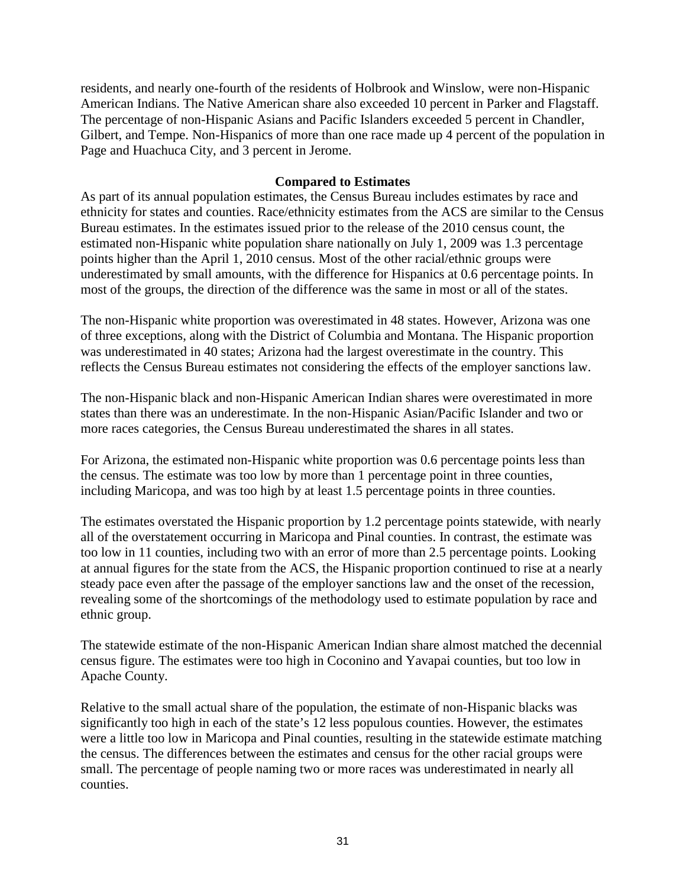residents, and nearly one-fourth of the residents of Holbrook and Winslow, were non-Hispanic American Indians. The Native American share also exceeded 10 percent in Parker and Flagstaff. The percentage of non-Hispanic Asians and Pacific Islanders exceeded 5 percent in Chandler, Gilbert, and Tempe. Non-Hispanics of more than one race made up 4 percent of the population in Page and Huachuca City, and 3 percent in Jerome.

### Compared to Estimates

As part of its annual population estimates, the Census Bureau includes estimates by race and ethnicity for states and counties. Race/ethnicity estimates from the ACS are similar to the Census Bureau estimates. In the estimates issued prior to the release of the 2010 census count, the estimated non-Hispanic white population share nationally on July 1, 2009 was 1.3 percentage points higher than the April 1, 2010 census. Most of the other racial/ethnic groups were underestimated by small amounts, with the difference for Hispanics at 0.6 percentage points. In most of the groups, the direction of the difference was the same in most or all of the states.

The non-Hispanic white proportion was overestimated in 48 states. However, Arizona was one of three exceptions, along with the District of Columbia and Montana. The Hispanic proportion was underestimated in 40 states; Arizona had the largest overestimate in the country. This reflects the Census Bureau estimates not considering the effects of the employer sanctions law.

The non-Hispanic black and non-Hispanic American Indian shares were overestimated in more states than there was an underestimate. In the non-Hispanic Asian/Pacific Islander and two or more races categories, the Census Bureau underestimated the shares in all states.

For Arizona, the estimated non-Hispanic white proportion was 0.6 percentage points less than the census. The estimate was too low by more than 1 percentage point in three counties, including Maricopa, and was too high by at least 1.5 percentage points in three counties.

The estimates overstated the Hispanic proportion by 1.2 percentage points statewide, with nearly all of the overstatement occurring in Maricopa and Pinal counties. In contrast, the estimate was too low in 11 counties, including two with an error of more than 2.5 percentage points. Looking at annual figures for the state from the ACS, the Hispanic proportion continued to rise at a nearly steady pace even after the passage of the employer sanctions law and the onset of the recession, revealing some of the shortcomings of the methodology used to estimate population by race and ethnic group.

The statewide estimate of the non-Hispanic American Indian share almost matched the decennial census figure. The estimates were too high in Coconino and Yavapai counties, but too low in Apache County.

Relative to the small actual share of the population, the estimate of non-Hispanic blacks was significantly too high in each of the state's 12 less populous counties. However, the estimates were a little too low in Maricopa and Pinal counties, resulting in the statewide estimate matching the census. The differences between the estimates and census for the other racial groups were small. The percentage of people naming two or more races was underestimated in nearly all counties.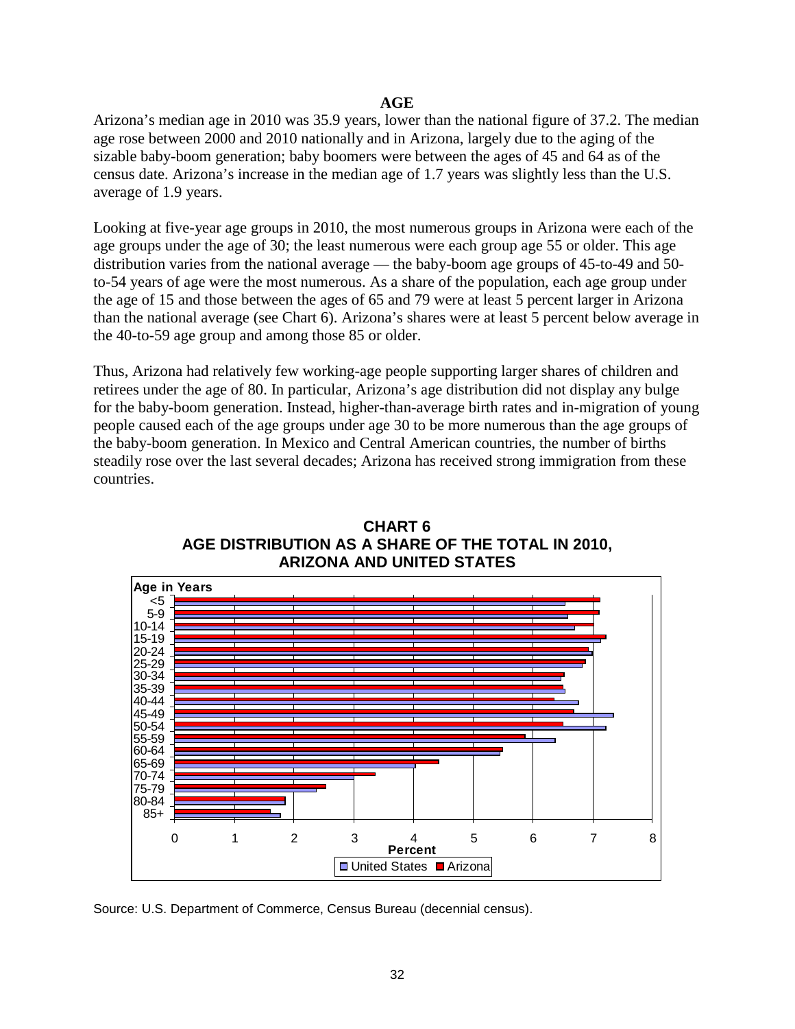## AGE

Arizona's median age in 2010 was 35.9 years, lower than the national figure of 37.2. The median age rose between 2000 and 2010 nationally and in Arizona, largely due to the aging of the sizable baby-boom generation; baby boomers were between the ages of 45 and 64 as of the census date. Arizona's increase in the median age of 1.7 years was slightly less than the U.S. average of 1.9 years.

Looking at five-year age groups in 2010, the most numerous groups in Arizona were each of the age groups under the age of 30; the least numerous were each group age 55 or older. This age distribution varies from the national average — the baby-boom age groups of 45-to-49 and 50-to-54 years of age were the most numerous. As a share of the population, each age group under the age of 15 and those between the ages of 65 and 79 were at least 5 percent larger in Arizona than the national average (see Chart 6). Arizona's shares were at least 5 percent below average in the 40-to-59 age group and among those 85 or older.

Thus, Arizona had relatively few working-age people supporting larger shares of children and retirees under the age of 80. In particular, Arizona's age distribution did not display any bulge for the baby-boom generation. Instead, higher-than-average birth rates and in-migration of young people caused each of the age groups under age 30 to be more numerous than the age groups of the baby-boom generation. In Mexico and Central American countries, the number of births steadily rose over the last several decades; Arizona has received strong immigration from these countries.

**CHART 6**
**AGE DISTRIBUTION AS A SHARE OF THE TOTAL IN 2010, ARIZONA AND UNITED STATES**

Source: U.S. Department of Commerce, Census Bureau (decennial census).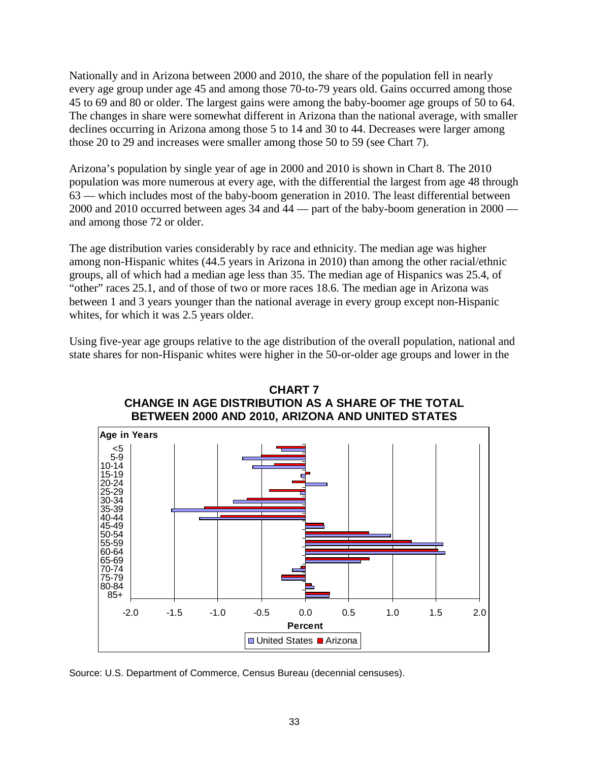Nationally and in Arizona between 2000 and 2010, the share of the population fell in nearly every age group under age 45 and among those 70-to-79 years old. Gains occurred among those 45 to 69 and 80 or older. The largest gains were among the baby-boomer age groups of 50 to 64. The changes in share were somewhat different in Arizona than the national average, with smaller declines occurring in Arizona among those 5 to 14 and 30 to 44. Decreases were larger among those 20 to 29 and increases were smaller among those 50 to 59 (see Chart 7).

Arizona's population by single year of age in 2000 and 2010 is shown in Chart 8. The 2010 population was more numerous at every age, with the differential the largest from age 48 through 63 — which includes most of the baby-boom generation in 2010. The least differential between 2000 and 2010 occurred between ages 34 and 44 — part of the baby-boom generation in 2000 — and among those 72 or older.

The age distribution varies considerably by race and ethnicity. The median age was higher among non-Hispanic whites (44.5 years in Arizona in 2010) than among the other racial/ethnic groups, all of which had a median age less than 35. The median age of Hispanics was 25.4, of "other" races 25.1, and of those of two or more races 18.6. The median age in Arizona was between 1 and 3 years younger than the national average in every group except non-Hispanic whites, for which it was 2.5 years older.

Using five-year age groups relative to the age distribution of the overall population, national and state shares for non-Hispanic whites were higher in the 50-or-older age groups and lower in the

**CHART 7**
**CHANGE IN AGE DISTRIBUTION AS A SHARE OF THE TOTAL BETWEEN 2000 AND 2010, ARIZONA AND UNITED STATES**

Source: U.S. Department of Commerce, Census Bureau (decennial censuses).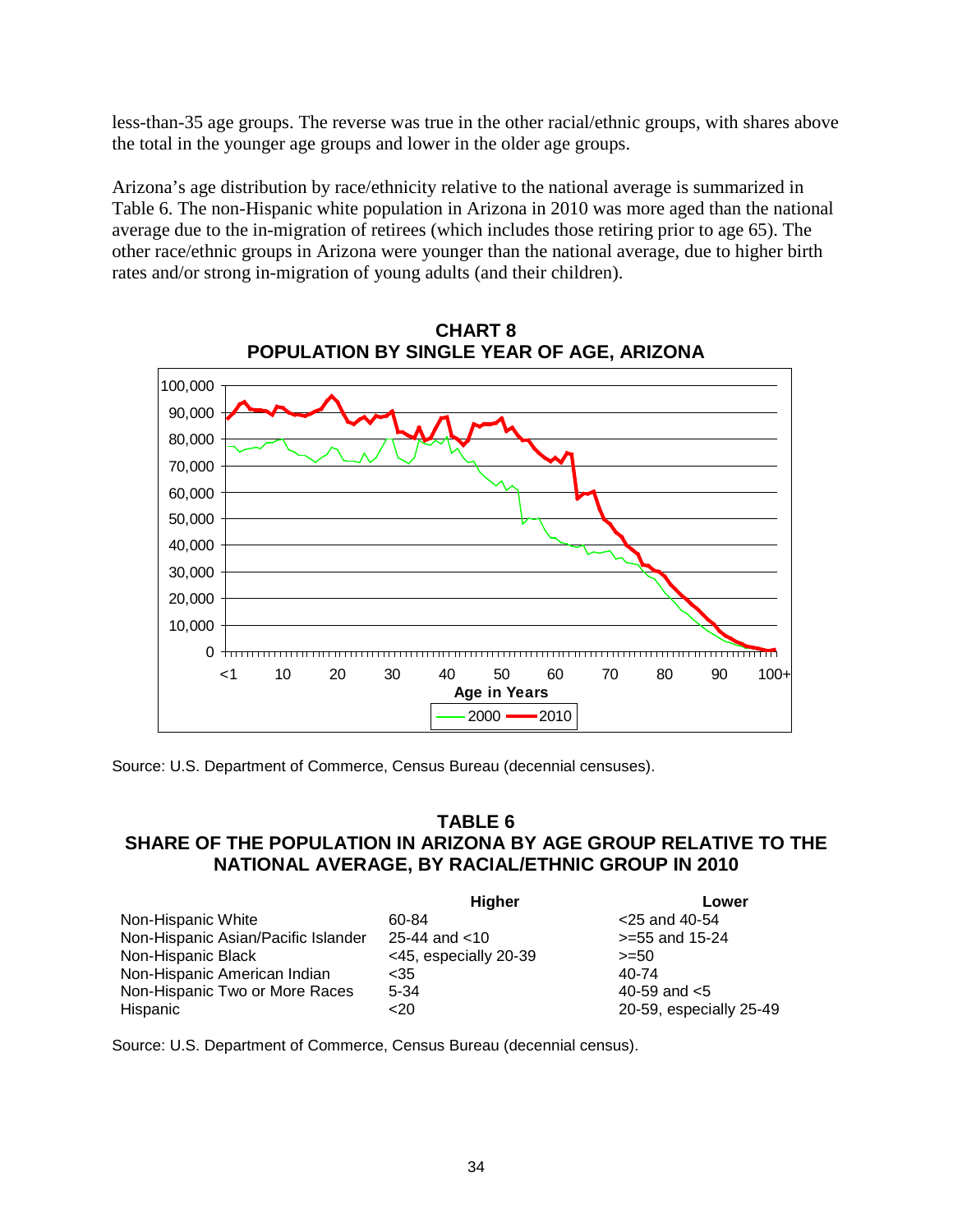less-than-35 age groups. The reverse was true in the other racial/ethnic groups, with shares above the total in the younger age groups and lower in the older age groups.

Arizona's age distribution by race/ethnicity relative to the national average is summarized in Table 6. The non-Hispanic white population in Arizona in 2010 was more aged than the national average due to the in-migration of retirees (which includes those retiring prior to age 65). The other race/ethnic groups in Arizona were younger than the national average, due to higher birth rates and/or strong in-migration of young adults (and their children).

**CHART 8**
**POPULATION BY SINGLE YEAR OF AGE, ARIZONA**

Source: U.S. Department of Commerce, Census Bureau (decennial censuses).

**TABLE 6**
**SHARE OF THE POPULATION IN ARIZONA BY AGE GROUP RELATIVE TO THE NATIONAL AVERAGE, BY RACIAL/ETHNIC GROUP IN 2010**

| | Higher | Lower |
|---|---|---|
| Non-Hispanic White | 60-84 | <25 and 40-54 |
| Non-Hispanic Asian/Pacific Islander | 25-44 and <10 | >=55 and 15-24 |
| Non-Hispanic Black | <45, especially 20-39 | >=50 |
| Non-Hispanic American Indian | <35 | 40-74 |
| Non-Hispanic Two or More Races | 5-34 | 40-59 and <5 |
| Hispanic | <20 | 20-59, especially 25-49 |

Source: U.S. Department of Commerce, Census Bureau (decennial census).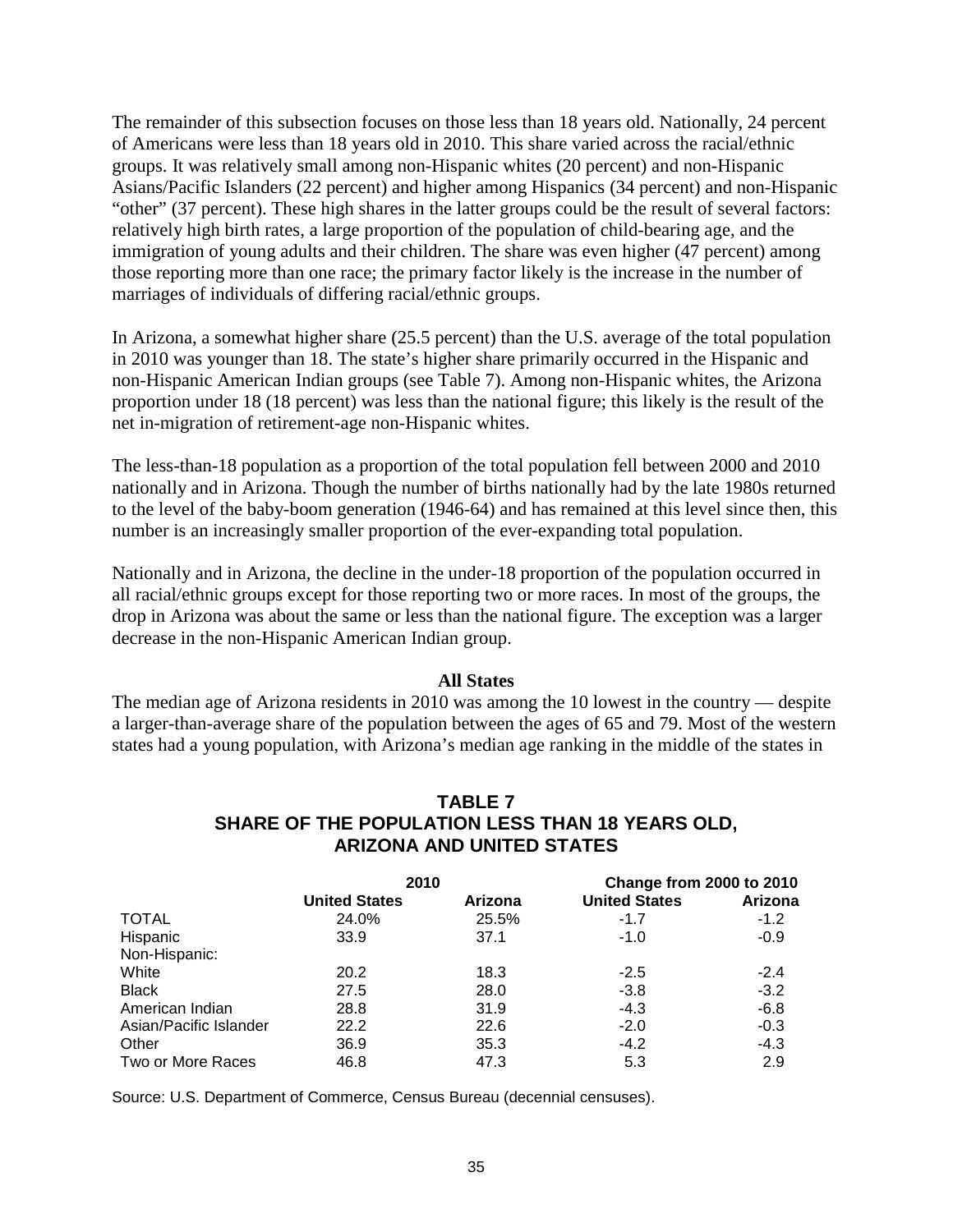The remainder of this subsection focuses on those less than 18 years old. Nationally, 24 percent of Americans were less than 18 years old in 2010. This share varied across the racial/ethnic groups. It was relatively small among non-Hispanic whites (20 percent) and non-Hispanic Asians/Pacific Islanders (22 percent) and higher among Hispanics (34 percent) and non-Hispanic "other" (37 percent). These high shares in the latter groups could be the result of several factors: relatively high birth rates, a large proportion of the population of child-bearing age, and the immigration of young adults and their children. The share was even higher (47 percent) among those reporting more than one race; the primary factor likely is the increase in the number of marriages of individuals of differing racial/ethnic groups.

In Arizona, a somewhat higher share (25.5 percent) than the U.S. average of the total population in 2010 was younger than 18. The state's higher share primarily occurred in the Hispanic and non-Hispanic American Indian groups (see Table 7). Among non-Hispanic whites, the Arizona proportion under 18 (18 percent) was less than the national figure; this likely is the result of the net in-migration of retirement-age non-Hispanic whites.

The less-than-18 population as a proportion of the total population fell between 2000 and 2010 nationally and in Arizona. Though the number of births nationally had by the late 1980s returned to the level of the baby-boom generation (1946-64) and has remained at this level since then, this number is an increasingly smaller proportion of the ever-expanding total population.

Nationally and in Arizona, the decline in the under-18 proportion of the population occurred in all racial/ethnic groups except for those reporting two or more races. In most of the groups, the drop in Arizona was about the same or less than the national figure. The exception was a larger decrease in the non-Hispanic American Indian group.

### All States

The median age of Arizona residents in 2010 was among the 10 lowest in the country — despite a larger-than-average share of the population between the ages of 65 and 79. Most of the western states had a young population, with Arizona's median age ranking in the middle of the states in

**TABLE 7**
**SHARE OF THE POPULATION LESS THAN 18 YEARS OLD, ARIZONA AND UNITED STATES**

| | 2010 | | Change from 2000 to 2010 | |
|---|---|---|---|---|
| | United States | Arizona | United States | Arizona |
| TOTAL | 24.0% | 25.5% | -1.7 | -1.2 |
| Hispanic | 33.9 | 37.1 | -1.0 | -0.9 |
| Non-Hispanic: | | | | |
| White | 20.2 | 18.3 | -2.5 | -2.4 |
| Black | 27.5 | 28.0 | -3.8 | -3.2 |
| American Indian | 28.8 | 31.9 | -4.3 | -6.8 |
| Asian/Pacific Islander | 22.2 | 22.6 | -2.0 | -0.3 |
| Other | 36.9 | 35.3 | -4.2 | -4.3 |
| Two or More Races | 46.8 | 47.3 | 5.3 | 2.9 |

Source: U.S. Department of Commerce, Census Bureau (decennial censuses).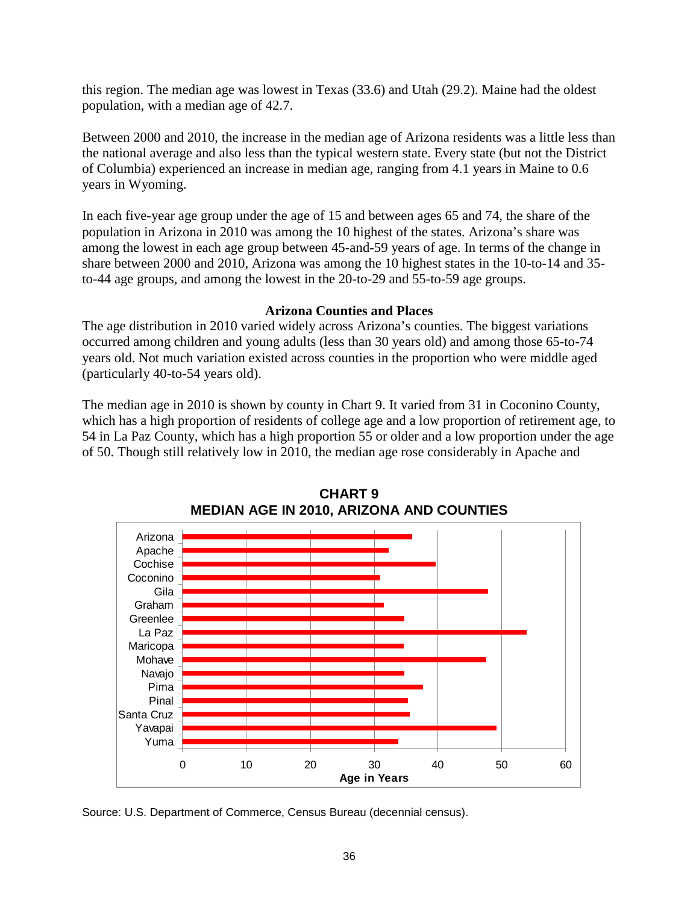this region. The median age was lowest in Texas (33.6) and Utah (29.2). Maine had the oldest population, with a median age of 42.7.

Between 2000 and 2010, the increase in the median age of Arizona residents was a little less than the national average and also less than the typical western state. Every state (but not the District of Columbia) experienced an increase in median age, ranging from 4.1 years in Maine to 0.6 years in Wyoming.

In each five-year age group under the age of 15 and between ages 65 and 74, the share of the population in Arizona in 2010 was among the 10 highest of the states. Arizona's share was among the lowest in each age group between 45-and-59 years of age. In terms of the change in share between 2000 and 2010, Arizona was among the 10 highest states in the 10-to-14 and 35-to-44 age groups, and among the lowest in the 20-to-29 and 55-to-59 age groups.

### Arizona Counties and Places

The age distribution in 2010 varied widely across Arizona's counties. The biggest variations occurred among children and young adults (less than 30 years old) and among those 65-to-74 years old. Not much variation existed across counties in the proportion who were middle aged (particularly 40-to-54 years old).

The median age in 2010 is shown by county in Chart 9. It varied from 31 in Coconino County, which has a high proportion of residents of college age and a low proportion of retirement age, to 54 in La Paz County, which has a high proportion 55 or older and a low proportion under the age of 50. Though still relatively low in 2010, the median age rose considerably in Apache and

**CHART 9**
**MEDIAN AGE IN 2010, ARIZONA AND COUNTIES**

Chart categories: Arizona, Apache, Cochise, Coconino, Gila, Graham, Greenlee, La Paz, Maricopa, Mohave, Navajo, Pima, Pinal, Santa Cruz, Yavapai, Yuma. Axis: Age in Years (0–60).

Source: U.S. Department of Commerce, Census Bureau (decennial census).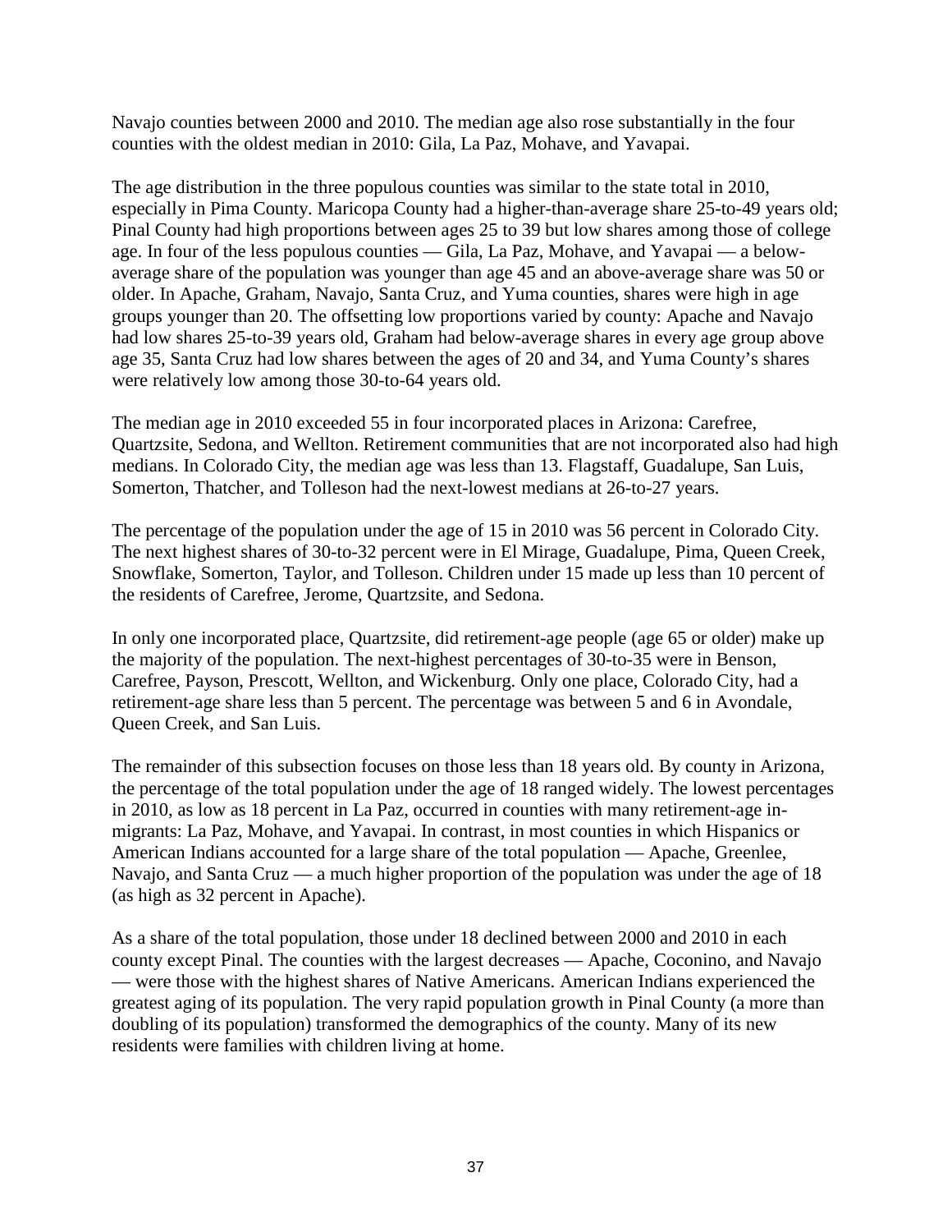Navajo counties between 2000 and 2010. The median age also rose substantially in the four counties with the oldest median in 2010: Gila, La Paz, Mohave, and Yavapai.

The age distribution in the three populous counties was similar to the state total in 2010, especially in Pima County. Maricopa County had a higher-than-average share 25-to-49 years old; Pinal County had high proportions between ages 25 to 39 but low shares among those of college age. In four of the less populous counties — Gila, La Paz, Mohave, and Yavapai — a below-average share of the population was younger than age 45 and an above-average share was 50 or older. In Apache, Graham, Navajo, Santa Cruz, and Yuma counties, shares were high in age groups younger than 20. The offsetting low proportions varied by county: Apache and Navajo had low shares 25-to-39 years old, Graham had below-average shares in every age group above age 35, Santa Cruz had low shares between the ages of 20 and 34, and Yuma County's shares were relatively low among those 30-to-64 years old.

The median age in 2010 exceeded 55 in four incorporated places in Arizona: Carefree, Quartzsite, Sedona, and Wellton. Retirement communities that are not incorporated also had high medians. In Colorado City, the median age was less than 13. Flagstaff, Guadalupe, San Luis, Somerton, Thatcher, and Tolleson had the next-lowest medians at 26-to-27 years.

The percentage of the population under the age of 15 in 2010 was 56 percent in Colorado City. The next highest shares of 30-to-32 percent were in El Mirage, Guadalupe, Pima, Queen Creek, Snowflake, Somerton, Taylor, and Tolleson. Children under 15 made up less than 10 percent of the residents of Carefree, Jerome, Quartzsite, and Sedona.

In only one incorporated place, Quartzsite, did retirement-age people (age 65 or older) make up the majority of the population. The next-highest percentages of 30-to-35 were in Benson, Carefree, Payson, Prescott, Wellton, and Wickenburg. Only one place, Colorado City, had a retirement-age share less than 5 percent. The percentage was between 5 and 6 in Avondale, Queen Creek, and San Luis.

The remainder of this subsection focuses on those less than 18 years old. By county in Arizona, the percentage of the total population under the age of 18 ranged widely. The lowest percentages in 2010, as low as 18 percent in La Paz, occurred in counties with many retirement-age in-migrants: La Paz, Mohave, and Yavapai. In contrast, in most counties in which Hispanics or American Indians accounted for a large share of the total population — Apache, Greenlee, Navajo, and Santa Cruz — a much higher proportion of the population was under the age of 18 (as high as 32 percent in Apache).

As a share of the total population, those under 18 declined between 2000 and 2010 in each county except Pinal. The counties with the largest decreases — Apache, Coconino, and Navajo — were those with the highest shares of Native Americans. American Indians experienced the greatest aging of its population. The very rapid population growth in Pinal County (a more than doubling of its population) transformed the demographics of the county. Many of its new residents were families with children living at home.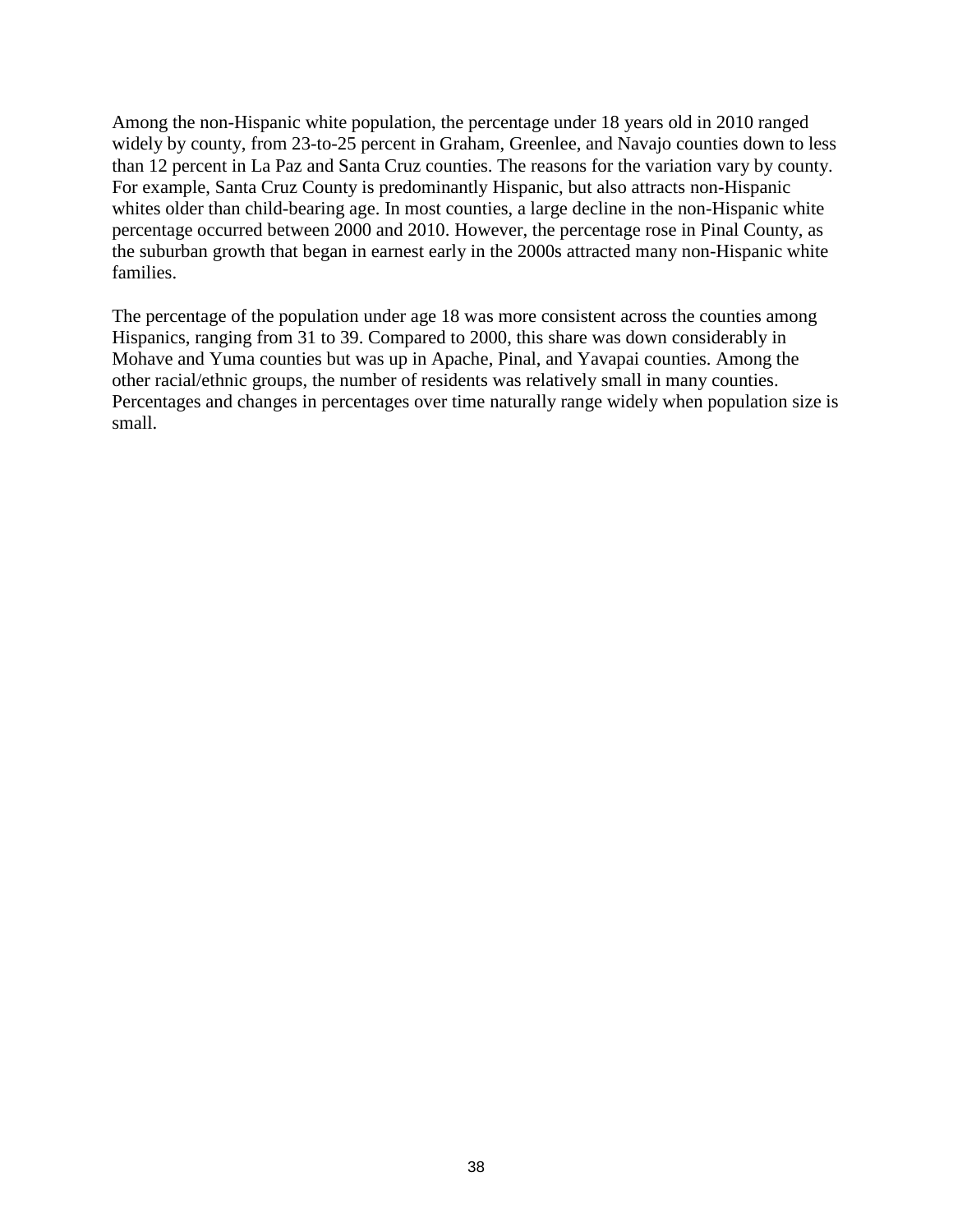Among the non-Hispanic white population, the percentage under 18 years old in 2010 ranged widely by county, from 23-to-25 percent in Graham, Greenlee, and Navajo counties down to less than 12 percent in La Paz and Santa Cruz counties. The reasons for the variation vary by county. For example, Santa Cruz County is predominantly Hispanic, but also attracts non-Hispanic whites older than child-bearing age. In most counties, a large decline in the non-Hispanic white percentage occurred between 2000 and 2010. However, the percentage rose in Pinal County, as the suburban growth that began in earnest early in the 2000s attracted many non-Hispanic white families.

The percentage of the population under age 18 was more consistent across the counties among Hispanics, ranging from 31 to 39. Compared to 2000, this share was down considerably in Mohave and Yuma counties but was up in Apache, Pinal, and Yavapai counties. Among the other racial/ethnic groups, the number of residents was relatively small in many counties. Percentages and changes in percentages over time naturally range widely when population size is small.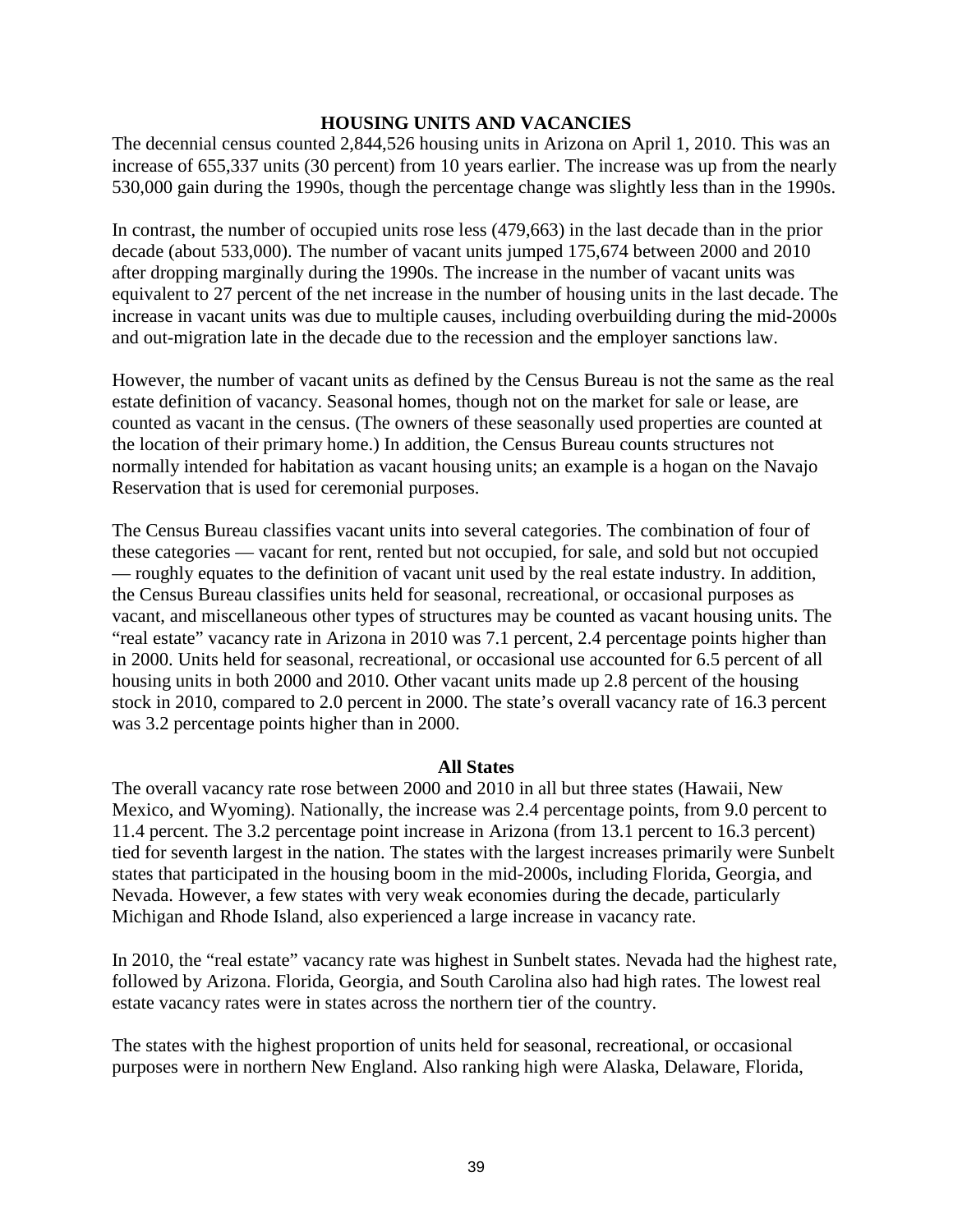## HOUSING UNITS AND VACANCIES

The decennial census counted 2,844,526 housing units in Arizona on April 1, 2010. This was an increase of 655,337 units (30 percent) from 10 years earlier. The increase was up from the nearly 530,000 gain during the 1990s, though the percentage change was slightly less than in the 1990s.

In contrast, the number of occupied units rose less (479,663) in the last decade than in the prior decade (about 533,000). The number of vacant units jumped 175,674 between 2000 and 2010 after dropping marginally during the 1990s. The increase in the number of vacant units was equivalent to 27 percent of the net increase in the number of housing units in the last decade. The increase in vacant units was due to multiple causes, including overbuilding during the mid-2000s and out-migration late in the decade due to the recession and the employer sanctions law.

However, the number of vacant units as defined by the Census Bureau is not the same as the real estate definition of vacancy. Seasonal homes, though not on the market for sale or lease, are counted as vacant in the census. (The owners of these seasonally used properties are counted at the location of their primary home.) In addition, the Census Bureau counts structures not normally intended for habitation as vacant housing units; an example is a hogan on the Navajo Reservation that is used for ceremonial purposes.

The Census Bureau classifies vacant units into several categories. The combination of four of these categories — vacant for rent, rented but not occupied, for sale, and sold but not occupied — roughly equates to the definition of vacant unit used by the real estate industry. In addition, the Census Bureau classifies units held for seasonal, recreational, or occasional purposes as vacant, and miscellaneous other types of structures may be counted as vacant housing units. The "real estate" vacancy rate in Arizona in 2010 was 7.1 percent, 2.4 percentage points higher than in 2000. Units held for seasonal, recreational, or occasional use accounted for 6.5 percent of all housing units in both 2000 and 2010. Other vacant units made up 2.8 percent of the housing stock in 2010, compared to 2.0 percent in 2000. The state's overall vacancy rate of 16.3 percent was 3.2 percentage points higher than in 2000.

### All States

The overall vacancy rate rose between 2000 and 2010 in all but three states (Hawaii, New Mexico, and Wyoming). Nationally, the increase was 2.4 percentage points, from 9.0 percent to 11.4 percent. The 3.2 percentage point increase in Arizona (from 13.1 percent to 16.3 percent) tied for seventh largest in the nation. The states with the largest increases primarily were Sunbelt states that participated in the housing boom in the mid-2000s, including Florida, Georgia, and Nevada. However, a few states with very weak economies during the decade, particularly Michigan and Rhode Island, also experienced a large increase in vacancy rate.

In 2010, the "real estate" vacancy rate was highest in Sunbelt states. Nevada had the highest rate, followed by Arizona. Florida, Georgia, and South Carolina also had high rates. The lowest real estate vacancy rates were in states across the northern tier of the country.

The states with the highest proportion of units held for seasonal, recreational, or occasional purposes were in northern New England. Also ranking high were Alaska, Delaware, Florida,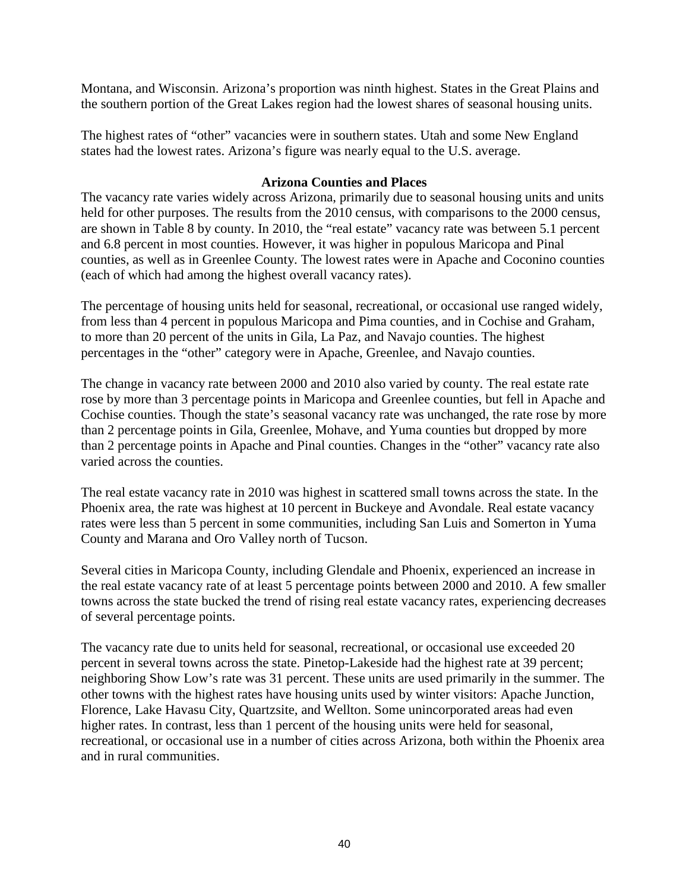Montana, and Wisconsin. Arizona's proportion was ninth highest. States in the Great Plains and the southern portion of the Great Lakes region had the lowest shares of seasonal housing units.

The highest rates of "other" vacancies were in southern states. Utah and some New England states had the lowest rates. Arizona's figure was nearly equal to the U.S. average.

### Arizona Counties and Places

The vacancy rate varies widely across Arizona, primarily due to seasonal housing units and units held for other purposes. The results from the 2010 census, with comparisons to the 2000 census, are shown in Table 8 by county. In 2010, the "real estate" vacancy rate was between 5.1 percent and 6.8 percent in most counties. However, it was higher in populous Maricopa and Pinal counties, as well as in Greenlee County. The lowest rates were in Apache and Coconino counties (each of which had among the highest overall vacancy rates).

The percentage of housing units held for seasonal, recreational, or occasional use ranged widely, from less than 4 percent in populous Maricopa and Pima counties, and in Cochise and Graham, to more than 20 percent of the units in Gila, La Paz, and Navajo counties. The highest percentages in the "other" category were in Apache, Greenlee, and Navajo counties.

The change in vacancy rate between 2000 and 2010 also varied by county. The real estate rate rose by more than 3 percentage points in Maricopa and Greenlee counties, but fell in Apache and Cochise counties. Though the state's seasonal vacancy rate was unchanged, the rate rose by more than 2 percentage points in Gila, Greenlee, Mohave, and Yuma counties but dropped by more than 2 percentage points in Apache and Pinal counties. Changes in the "other" vacancy rate also varied across the counties.

The real estate vacancy rate in 2010 was highest in scattered small towns across the state. In the Phoenix area, the rate was highest at 10 percent in Buckeye and Avondale. Real estate vacancy rates were less than 5 percent in some communities, including San Luis and Somerton in Yuma County and Marana and Oro Valley north of Tucson.

Several cities in Maricopa County, including Glendale and Phoenix, experienced an increase in the real estate vacancy rate of at least 5 percentage points between 2000 and 2010. A few smaller towns across the state bucked the trend of rising real estate vacancy rates, experiencing decreases of several percentage points.

The vacancy rate due to units held for seasonal, recreational, or occasional use exceeded 20 percent in several towns across the state. Pinetop-Lakeside had the highest rate at 39 percent; neighboring Show Low's rate was 31 percent. These units are used primarily in the summer. The other towns with the highest rates have housing units used by winter visitors: Apache Junction, Florence, Lake Havasu City, Quartzsite, and Wellton. Some unincorporated areas had even higher rates. In contrast, less than 1 percent of the housing units were held for seasonal, recreational, or occasional use in a number of cities across Arizona, both within the Phoenix area and in rural communities.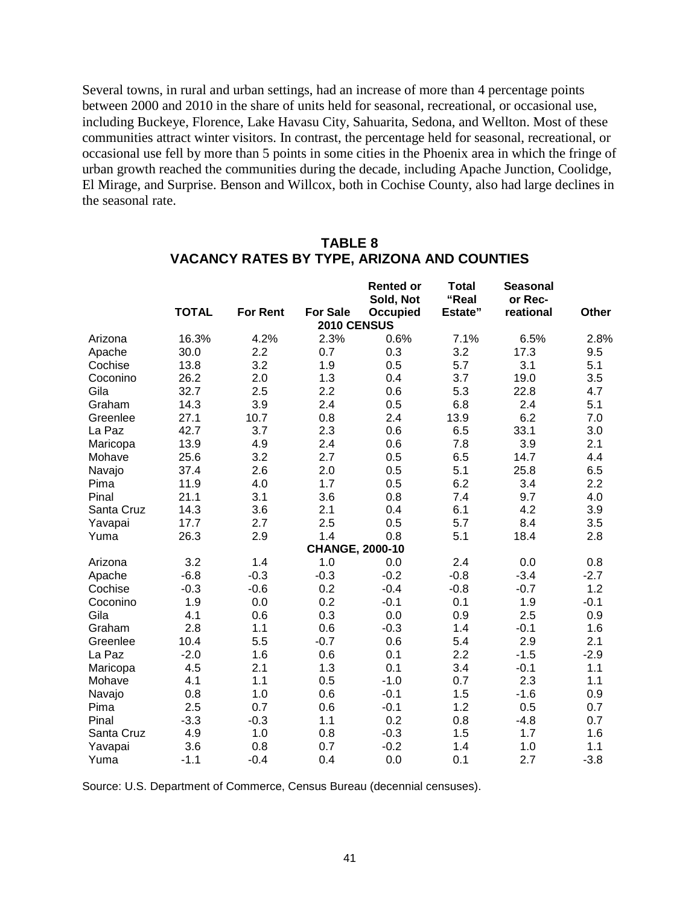Several towns, in rural and urban settings, had an increase of more than 4 percentage points between 2000 and 2010 in the share of units held for seasonal, recreational, or occasional use, including Buckeye, Florence, Lake Havasu City, Sahuarita, Sedona, and Wellton. Most of these communities attract winter visitors. In contrast, the percentage held for seasonal, recreational, or occasional use fell by more than 5 points in some cities in the Phoenix area in which the fringe of urban growth reached the communities during the decade, including Apache Junction, Coolidge, El Mirage, and Surprise. Benson and Willcox, both in Cochise County, also had large declines in the seasonal rate.

## TABLE 8
## VACANCY RATES BY TYPE, ARIZONA AND COUNTIES

| | TOTAL | For Rent | For Sale | Rented or Sold, Not Occupied | Total "Real Estate" | Seasonal or Rec-reational | Other |
|---|---|---|---|---|---|---|---|
| | | | **2010 CENSUS** | | | | |
| Arizona | 16.3% | 4.2% | 2.3% | 0.6% | 7.1% | 6.5% | 2.8% |
| Apache | 30.0 | 2.2 | 0.7 | 0.3 | 3.2 | 17.3 | 9.5 |
| Cochise | 13.8 | 3.2 | 1.9 | 0.5 | 5.7 | 3.1 | 5.1 |
| Coconino | 26.2 | 2.0 | 1.3 | 0.4 | 3.7 | 19.0 | 3.5 |
| Gila | 32.7 | 2.5 | 2.2 | 0.6 | 5.3 | 22.8 | 4.7 |
| Graham | 14.3 | 3.9 | 2.4 | 0.5 | 6.8 | 2.4 | 5.1 |
| Greenlee | 27.1 | 10.7 | 0.8 | 2.4 | 13.9 | 6.2 | 7.0 |
| La Paz | 42.7 | 3.7 | 2.3 | 0.6 | 6.5 | 33.1 | 3.0 |
| Maricopa | 13.9 | 4.9 | 2.4 | 0.6 | 7.8 | 3.9 | 2.1 |
| Mohave | 25.6 | 3.2 | 2.7 | 0.5 | 6.5 | 14.7 | 4.4 |
| Navajo | 37.4 | 2.6 | 2.0 | 0.5 | 5.1 | 25.8 | 6.5 |
| Pima | 11.9 | 4.0 | 1.7 | 0.5 | 6.2 | 3.4 | 2.2 |
| Pinal | 21.1 | 3.1 | 3.6 | 0.8 | 7.4 | 9.7 | 4.0 |
| Santa Cruz | 14.3 | 3.6 | 2.1 | 0.4 | 6.1 | 4.2 | 3.9 |
| Yavapai | 17.7 | 2.7 | 2.5 | 0.5 | 5.7 | 8.4 | 3.5 |
| Yuma | 26.3 | 2.9 | 1.4 | 0.8 | 5.1 | 18.4 | 2.8 |
| | | | **CHANGE, 2000-10** | | | | |
| Arizona | 3.2 | 1.4 | 1.0 | 0.0 | 2.4 | 0.0 | 0.8 |
| Apache | -6.8 | -0.3 | -0.3 | -0.2 | -0.8 | -3.4 | -2.7 |
| Cochise | -0.3 | -0.6 | 0.2 | -0.4 | -0.8 | -0.7 | 1.2 |
| Coconino | 1.9 | 0.0 | 0.2 | -0.1 | 0.1 | 1.9 | -0.1 |
| Gila | 4.1 | 0.6 | 0.3 | 0.0 | 0.9 | 2.5 | 0.9 |
| Graham | 2.8 | 1.1 | 0.6 | -0.3 | 1.4 | -0.1 | 1.6 |
| Greenlee | 10.4 | 5.5 | -0.7 | 0.6 | 5.4 | 2.9 | 2.1 |
| La Paz | -2.0 | 1.6 | 0.6 | 0.1 | 2.2 | -1.5 | -2.9 |
| Maricopa | 4.5 | 2.1 | 1.3 | 0.1 | 3.4 | -0.1 | 1.1 |
| Mohave | 4.1 | 1.1 | 0.5 | -1.0 | 0.7 | 2.3 | 1.1 |
| Navajo | 0.8 | 1.0 | 0.6 | -0.1 | 1.5 | -1.6 | 0.9 |
| Pima | 2.5 | 0.7 | 0.6 | -0.1 | 1.2 | 0.5 | 0.7 |
| Pinal | -3.3 | -0.3 | 1.1 | 0.2 | 0.8 | -4.8 | 0.7 |
| Santa Cruz | 4.9 | 1.0 | 0.8 | -0.3 | 1.5 | 1.7 | 1.6 |
| Yavapai | 3.6 | 0.8 | 0.7 | -0.2 | 1.4 | 1.0 | 1.1 |
| Yuma | -1.1 | -0.4 | 0.4 | 0.0 | 0.1 | 2.7 | -3.8 |

Source: U.S. Department of Commerce, Census Bureau (decennial censuses).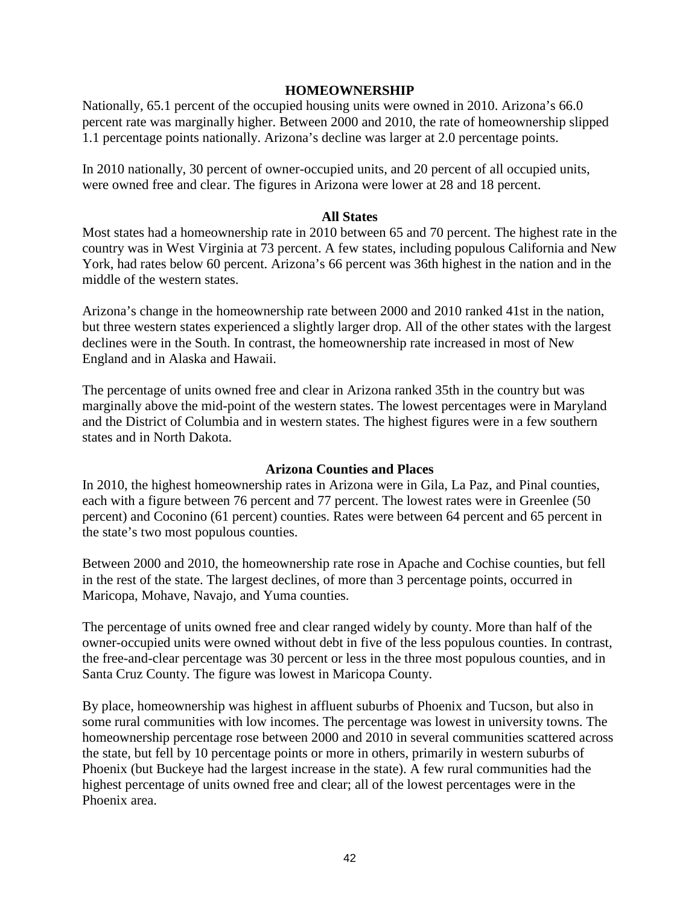# HOMEOWNERSHIP

Nationally, 65.1 percent of the occupied housing units were owned in 2010. Arizona's 66.0 percent rate was marginally higher. Between 2000 and 2010, the rate of homeownership slipped 1.1 percentage points nationally. Arizona's decline was larger at 2.0 percentage points.

In 2010 nationally, 30 percent of owner-occupied units, and 20 percent of all occupied units, were owned free and clear. The figures in Arizona were lower at 28 and 18 percent.

## All States

Most states had a homeownership rate in 2010 between 65 and 70 percent. The highest rate in the country was in West Virginia at 73 percent. A few states, including populous California and New York, had rates below 60 percent. Arizona's 66 percent was 36th highest in the nation and in the middle of the western states.

Arizona's change in the homeownership rate between 2000 and 2010 ranked 41st in the nation, but three western states experienced a slightly larger drop. All of the other states with the largest declines were in the South. In contrast, the homeownership rate increased in most of New England and in Alaska and Hawaii.

The percentage of units owned free and clear in Arizona ranked 35th in the country but was marginally above the mid-point of the western states. The lowest percentages were in Maryland and the District of Columbia and in western states. The highest figures were in a few southern states and in North Dakota.

## Arizona Counties and Places

In 2010, the highest homeownership rates in Arizona were in Gila, La Paz, and Pinal counties, each with a figure between 76 percent and 77 percent. The lowest rates were in Greenlee (50 percent) and Coconino (61 percent) counties. Rates were between 64 percent and 65 percent in the state's two most populous counties.

Between 2000 and 2010, the homeownership rate rose in Apache and Cochise counties, but fell in the rest of the state. The largest declines, of more than 3 percentage points, occurred in Maricopa, Mohave, Navajo, and Yuma counties.

The percentage of units owned free and clear ranged widely by county. More than half of the owner-occupied units were owned without debt in five of the less populous counties. In contrast, the free-and-clear percentage was 30 percent or less in the three most populous counties, and in Santa Cruz County. The figure was lowest in Maricopa County.

By place, homeownership was highest in affluent suburbs of Phoenix and Tucson, but also in some rural communities with low incomes. The percentage was lowest in university towns. The homeownership percentage rose between 2000 and 2010 in several communities scattered across the state, but fell by 10 percentage points or more in others, primarily in western suburbs of Phoenix (but Buckeye had the largest increase in the state). A few rural communities had the highest percentage of units owned free and clear; all of the lowest percentages were in the Phoenix area.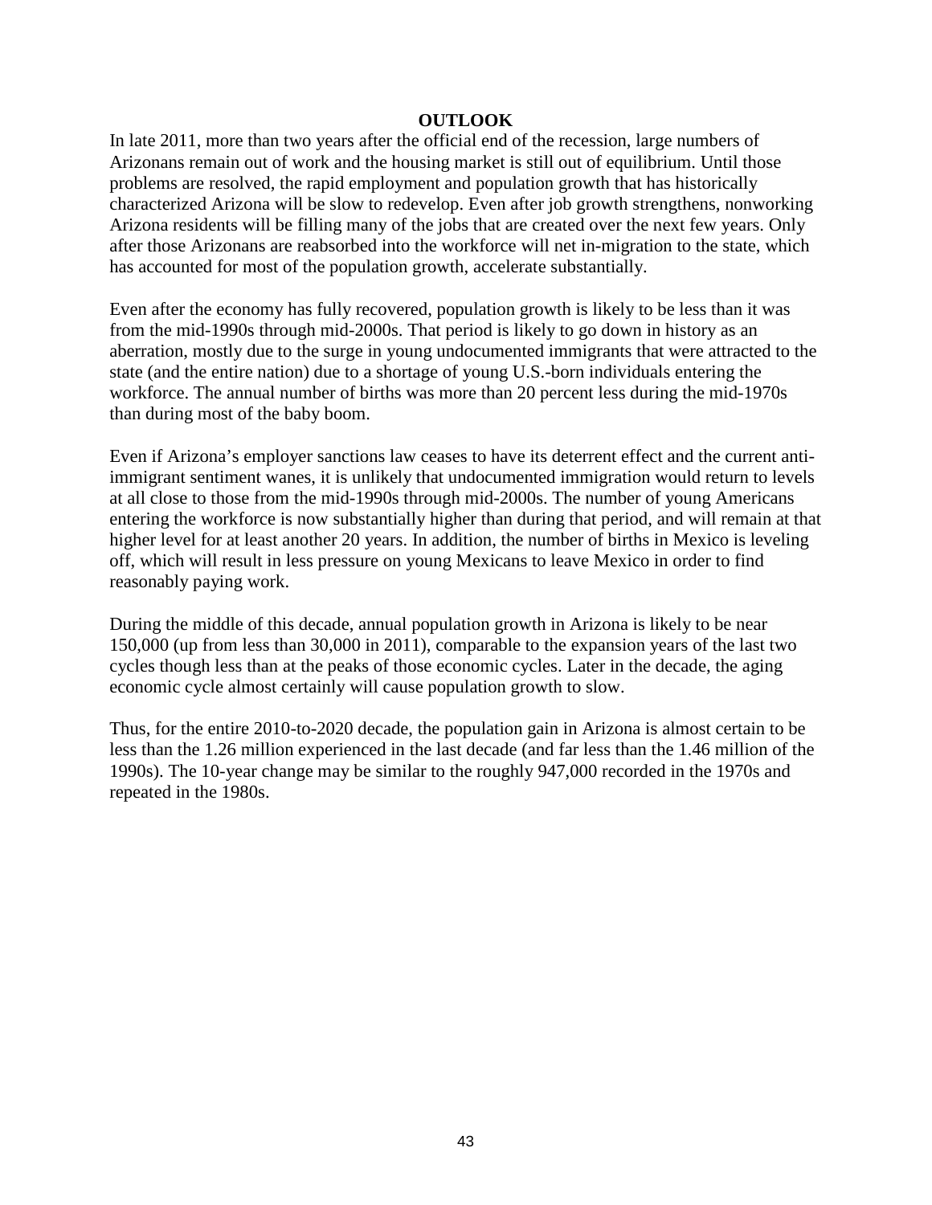## OUTLOOK

In late 2011, more than two years after the official end of the recession, large numbers of Arizonans remain out of work and the housing market is still out of equilibrium. Until those problems are resolved, the rapid employment and population growth that has historically characterized Arizona will be slow to redevelop. Even after job growth strengthens, nonworking Arizona residents will be filling many of the jobs that are created over the next few years. Only after those Arizonans are reabsorbed into the workforce will net in-migration to the state, which has accounted for most of the population growth, accelerate substantially.

Even after the economy has fully recovered, population growth is likely to be less than it was from the mid-1990s through mid-2000s. That period is likely to go down in history as an aberration, mostly due to the surge in young undocumented immigrants that were attracted to the state (and the entire nation) due to a shortage of young U.S.-born individuals entering the workforce. The annual number of births was more than 20 percent less during the mid-1970s than during most of the baby boom.

Even if Arizona's employer sanctions law ceases to have its deterrent effect and the current anti-immigrant sentiment wanes, it is unlikely that undocumented immigration would return to levels at all close to those from the mid-1990s through mid-2000s. The number of young Americans entering the workforce is now substantially higher than during that period, and will remain at that higher level for at least another 20 years. In addition, the number of births in Mexico is leveling off, which will result in less pressure on young Mexicans to leave Mexico in order to find reasonably paying work.

During the middle of this decade, annual population growth in Arizona is likely to be near 150,000 (up from less than 30,000 in 2011), comparable to the expansion years of the last two cycles though less than at the peaks of those economic cycles. Later in the decade, the aging economic cycle almost certainly will cause population growth to slow.

Thus, for the entire 2010-to-2020 decade, the population gain in Arizona is almost certain to be less than the 1.26 million experienced in the last decade (and far less than the 1.46 million of the 1990s). The 10-year change may be similar to the roughly 947,000 recorded in the 1970s and repeated in the 1980s.